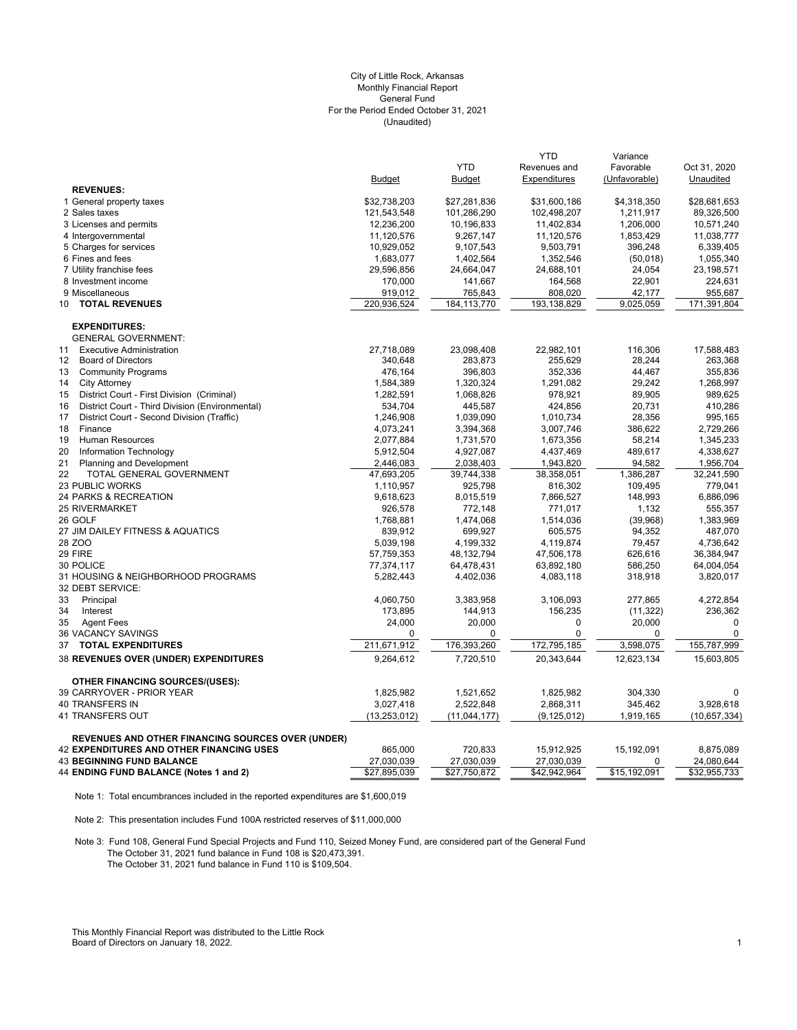City of Little Rock, Arkansas
Monthly Financial Report
General Fund
For the Period Ended October 31, 2021
(Unaudited)

| | Budget | YTD Budget | YTD Revenues and Expenditures | Variance Favorable (Unfavorable) | Oct 31, 2020 Unaudited |
|---|---|---|---|---|---|
| **REVENUES:** | | | | | |
| 1 General property taxes | $32,738,203 | $27,281,836 | $31,600,186 | $4,318,350 | $28,681,653 |
| 2 Sales taxes | 121,543,548 | 101,286,290 | 102,498,207 | 1,211,917 | 89,326,500 |
| 3 Licenses and permits | 12,236,200 | 10,196,833 | 11,402,834 | 1,206,000 | 10,571,240 |
| 4 Intergovernmental | 11,120,576 | 9,267,147 | 11,120,576 | 1,853,429 | 11,038,777 |
| 5 Charges for services | 10,929,052 | 9,107,543 | 9,503,791 | 396,248 | 6,339,405 |
| 6 Fines and fees | 1,683,077 | 1,402,564 | 1,352,546 | (50,018) | 1,055,340 |
| 7 Utility franchise fees | 29,596,856 | 24,664,047 | 24,688,101 | 24,054 | 23,198,571 |
| 8 Investment income | 170,000 | 141,667 | 164,568 | 22,901 | 224,631 |
| 9 Miscellaneous | 919,012 | 765,843 | 808,020 | 42,177 | 955,687 |
| 10 **TOTAL REVENUES** | 220,936,524 | 184,113,770 | 193,138,829 | 9,025,059 | 171,391,804 |
| **EXPENDITURES:** | | | | | |
| GENERAL GOVERNMENT: | | | | | |
| 11 Executive Administration | 27,718,089 | 23,098,408 | 22,982,101 | 116,306 | 17,588,483 |
| 12 Board of Directors | 340,648 | 283,873 | 255,629 | 28,244 | 263,368 |
| 13 Community Programs | 476,164 | 396,803 | 352,336 | 44,467 | 355,836 |
| 14 City Attorney | 1,584,389 | 1,320,324 | 1,291,082 | 29,242 | 1,268,997 |
| 15 District Court - First Division (Criminal) | 1,282,591 | 1,068,826 | 978,921 | 89,905 | 989,625 |
| 16 District Court - Third Division (Environmental) | 534,704 | 445,587 | 424,856 | 20,731 | 410,286 |
| 17 District Court - Second Division (Traffic) | 1,246,908 | 1,039,090 | 1,010,734 | 28,356 | 995,165 |
| 18 Finance | 4,073,241 | 3,394,368 | 3,007,746 | 386,622 | 2,729,266 |
| 19 Human Resources | 2,077,884 | 1,731,570 | 1,673,356 | 58,214 | 1,345,233 |
| 20 Information Technology | 5,912,504 | 4,927,087 | 4,437,469 | 489,617 | 4,338,627 |
| 21 Planning and Development | 2,446,083 | 2,038,403 | 1,943,820 | 94,582 | 1,956,704 |
| 22 TOTAL GENERAL GOVERNMENT | 47,693,205 | 39,744,338 | 38,358,051 | 1,386,287 | 32,241,590 |
| 23 PUBLIC WORKS | 1,110,957 | 925,798 | 816,302 | 109,495 | 779,041 |
| 24 PARKS & RECREATION | 9,618,623 | 8,015,519 | 7,866,527 | 148,993 | 6,886,096 |
| 25 RIVERMARKET | 926,578 | 772,148 | 771,017 | 1,132 | 555,357 |
| 26 GOLF | 1,768,881 | 1,474,068 | 1,514,036 | (39,968) | 1,383,969 |
| 27 JIM DAILEY FITNESS & AQUATICS | 839,912 | 699,927 | 605,575 | 94,352 | 487,070 |
| 28 ZOO | 5,039,198 | 4,199,332 | 4,119,874 | 79,457 | 4,736,642 |
| 29 FIRE | 57,759,353 | 48,132,794 | 47,506,178 | 626,616 | 36,384,947 |
| 30 POLICE | 77,374,117 | 64,478,431 | 63,892,180 | 586,250 | 64,004,054 |
| 31 HOUSING & NEIGHBORHOOD PROGRAMS | 5,282,443 | 4,402,036 | 4,083,118 | 318,918 | 3,820,017 |
| 32 DEBT SERVICE: | | | | | |
| 33 Principal | 4,060,750 | 3,383,958 | 3,106,093 | 277,865 | 4,272,854 |
| 34 Interest | 173,895 | 144,913 | 156,235 | (11,322) | 236,362 |
| 35 Agent Fees | 24,000 | 20,000 | 0 | 20,000 | 0 |
| 36 VACANCY SAVINGS | 0 | 0 | 0 | 0 | 0 |
| 37 **TOTAL EXPENDITURES** | 211,671,912 | 176,393,260 | 172,795,185 | 3,598,075 | 155,787,999 |
| 38 **REVENUES OVER (UNDER) EXPENDITURES** | 9,264,612 | 7,720,510 | 20,343,644 | 12,623,134 | 15,603,805 |
| **OTHER FINANCING SOURCES/(USES):** | | | | | |
| 39 CARRYOVER - PRIOR YEAR | 1,825,982 | 1,521,652 | 1,825,982 | 304,330 | 0 |
| 40 TRANSFERS IN | 3,027,418 | 2,522,848 | 2,868,311 | 345,462 | 3,928,618 |
| 41 TRANSFERS OUT | (13,253,012) | (11,044,177) | (9,125,012) | 1,919,165 | (10,657,334) |
| **REVENUES AND OTHER FINANCING SOURCES OVER (UNDER)** | | | | | |
| 42 **EXPENDITURES AND OTHER FINANCING USES** | 865,000 | 720,833 | 15,912,925 | 15,192,091 | 8,875,089 |
| 43 **BEGINNING FUND BALANCE** | 27,030,039 | 27,030,039 | 27,030,039 | 0 | 24,080,644 |
| 44 **ENDING FUND BALANCE (Notes 1 and 2)** | $27,895,039 | $27,750,872 | $42,942,964 | $15,192,091 | $32,955,733 |

Note 1: Total encumbrances included in the reported expenditures are $1,600,019

Note 2: This presentation includes Fund 100A restricted reserves of $11,000,000

Note 3: Fund 108, General Fund Special Projects and Fund 110, Seized Money Fund, are considered part of the General Fund
The October 31, 2021 fund balance in Fund 108 is $20,473,391.
The October 31, 2021 fund balance in Fund 110 is $109,504.

This Monthly Financial Report was distributed to the Little Rock Board of Directors on January 18, 2022.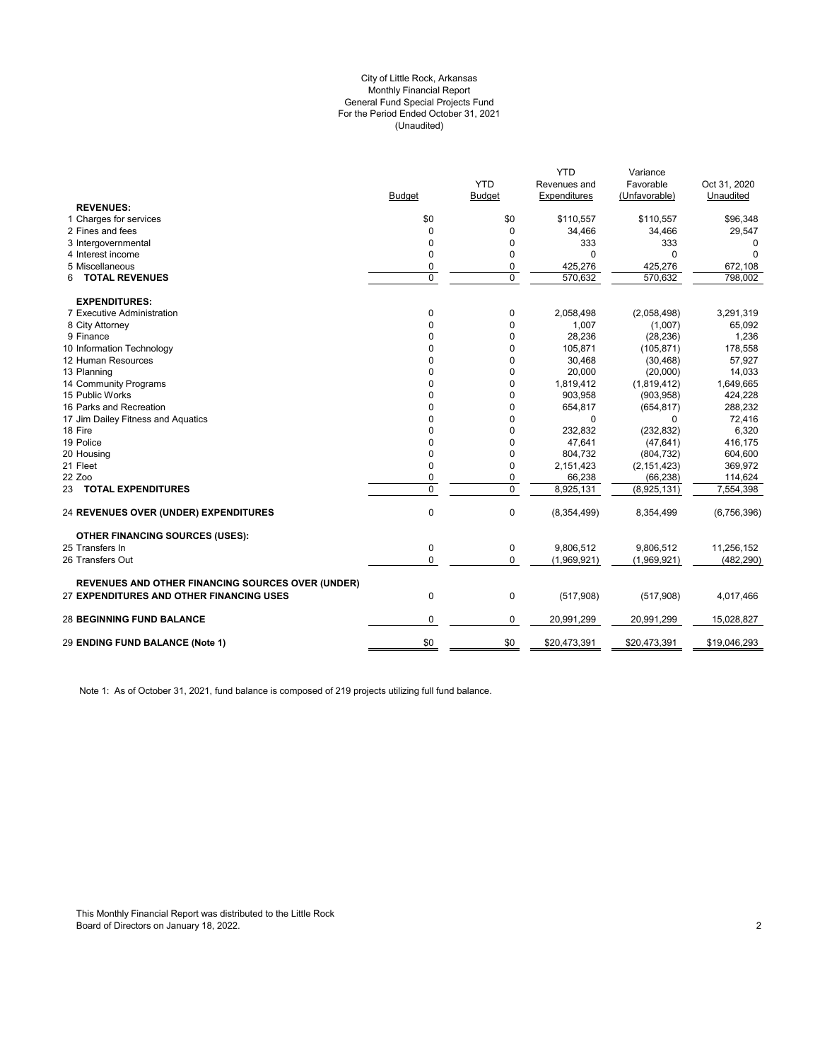City of Little Rock, Arkansas
Monthly Financial Report
General Fund Special Projects Fund
For the Period Ended October 31, 2021
(Unaudited)

| | Budget | YTD Budget | YTD Revenues and Expenditures | Variance Favorable (Unfavorable) | Oct 31, 2020 Unaudited |
|---|---|---|---|---|---|
| **REVENUES:** | | | | | |
| 1 Charges for services | $0 | $0 | $110,557 | $110,557 | $96,348 |
| 2 Fines and fees | 0 | 0 | 34,466 | 34,466 | 29,547 |
| 3 Intergovernmental | 0 | 0 | 333 | 333 | 0 |
| 4 Interest income | 0 | 0 | 0 | 0 | 0 |
| 5 Miscellaneous | 0 | 0 | 425,276 | 425,276 | 672,108 |
| 6 **TOTAL REVENUES** | 0 | 0 | 570,632 | 570,632 | 798,002 |
| **EXPENDITURES:** | | | | | |
| 7 Executive Administration | 0 | 0 | 2,058,498 | (2,058,498) | 3,291,319 |
| 8 City Attorney | 0 | 0 | 1,007 | (1,007) | 65,092 |
| 9 Finance | 0 | 0 | 28,236 | (28,236) | 1,236 |
| 10 Information Technology | 0 | 0 | 105,871 | (105,871) | 178,558 |
| 12 Human Resources | 0 | 0 | 30,468 | (30,468) | 57,927 |
| 13 Planning | 0 | 0 | 20,000 | (20,000) | 14,033 |
| 14 Community Programs | 0 | 0 | 1,819,412 | (1,819,412) | 1,649,665 |
| 15 Public Works | 0 | 0 | 903,958 | (903,958) | 424,228 |
| 16 Parks and Recreation | 0 | 0 | 654,817 | (654,817) | 288,232 |
| 17 Jim Dailey Fitness and Aquatics | 0 | 0 | 0 | 0 | 72,416 |
| 18 Fire | 0 | 0 | 232,832 | (232,832) | 6,320 |
| 19 Police | 0 | 0 | 47,641 | (47,641) | 416,175 |
| 20 Housing | 0 | 0 | 804,732 | (804,732) | 604,600 |
| 21 Fleet | 0 | 0 | 2,151,423 | (2,151,423) | 369,972 |
| 22 Zoo | 0 | 0 | 66,238 | (66,238) | 114,624 |
| 23 **TOTAL EXPENDITURES** | 0 | 0 | 8,925,131 | (8,925,131) | 7,554,398 |
| 24 **REVENUES OVER (UNDER) EXPENDITURES** | 0 | 0 | (8,354,499) | 8,354,499 | (6,756,396) |
| **OTHER FINANCING SOURCES (USES):** | | | | | |
| 25 Transfers In | 0 | 0 | 9,806,512 | 9,806,512 | 11,256,152 |
| 26 Transfers Out | 0 | 0 | (1,969,921) | (1,969,921) | (482,290) |
| **REVENUES AND OTHER FINANCING SOURCES OVER (UNDER)** | | | | | |
| 27 **EXPENDITURES AND OTHER FINANCING USES** | 0 | 0 | (517,908) | (517,908) | 4,017,466 |
| 28 **BEGINNING FUND BALANCE** | 0 | 0 | 20,991,299 | 20,991,299 | 15,028,827 |
| 29 **ENDING FUND BALANCE (Note 1)** | $0 | $0 | $20,473,391 | $20,473,391 | $19,046,293 |

Note 1: As of October 31, 2021, fund balance is composed of 219 projects utilizing full fund balance.

This Monthly Financial Report was distributed to the Little Rock Board of Directors on January 18, 2022.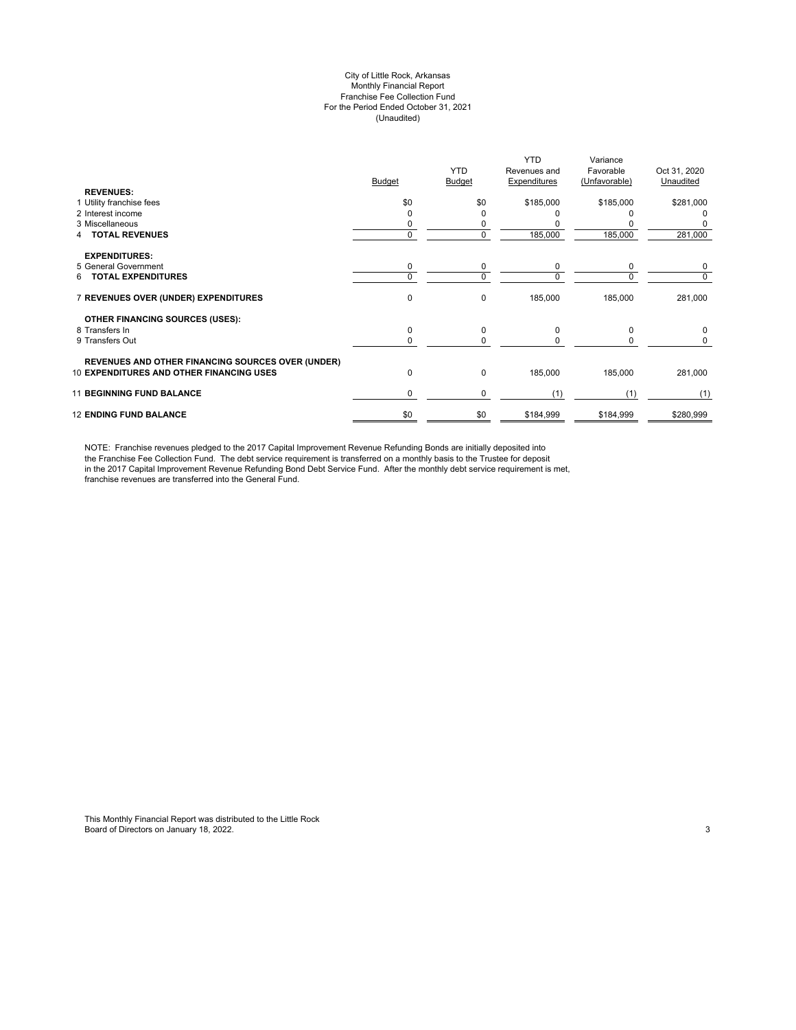City of Little Rock, Arkansas
Monthly Financial Report
Franchise Fee Collection Fund
For the Period Ended October 31, 2021
(Unaudited)

| | Budget | YTD Budget | YTD Revenues and Expenditures | Variance Favorable (Unfavorable) | Oct 31, 2020 Unaudited |
|---|---|---|---|---|---|
| **REVENUES:** | | | | | |
| 1 Utility franchise fees | $0 | $0 | $185,000 | $185,000 | $281,000 |
| 2 Interest income | 0 | 0 | 0 | 0 | 0 |
| 3 Miscellaneous | 0 | 0 | 0 | 0 | 0 |
| 4 **TOTAL REVENUES** | 0 | 0 | 185,000 | 185,000 | 281,000 |
| **EXPENDITURES:** | | | | | |
| 5 General Government | 0 | 0 | 0 | 0 | 0 |
| 6 **TOTAL EXPENDITURES** | 0 | 0 | 0 | 0 | 0 |
| 7 **REVENUES OVER (UNDER) EXPENDITURES** | 0 | 0 | 185,000 | 185,000 | 281,000 |
| **OTHER FINANCING SOURCES (USES):** | | | | | |
| 8 Transfers In | 0 | 0 | 0 | 0 | 0 |
| 9 Transfers Out | 0 | 0 | 0 | 0 | 0 |
| 10 **REVENUES AND OTHER FINANCING SOURCES OVER (UNDER) EXPENDITURES AND OTHER FINANCING USES** | 0 | 0 | 185,000 | 185,000 | 281,000 |
| 11 **BEGINNING FUND BALANCE** | 0 | 0 | (1) | (1) | (1) |
| 12 **ENDING FUND BALANCE** | $0 | $0 | $184,999 | $184,999 | $280,999 |

NOTE: Franchise revenues pledged to the 2017 Capital Improvement Revenue Refunding Bonds are initially deposited into the Franchise Fee Collection Fund. The debt service requirement is transferred on a monthly basis to the Trustee for deposit in the 2017 Capital Improvement Revenue Refunding Bond Debt Service Fund. After the monthly debt service requirement is met, franchise revenues are transferred into the General Fund.

This Monthly Financial Report was distributed to the Little Rock Board of Directors on January 18, 2022.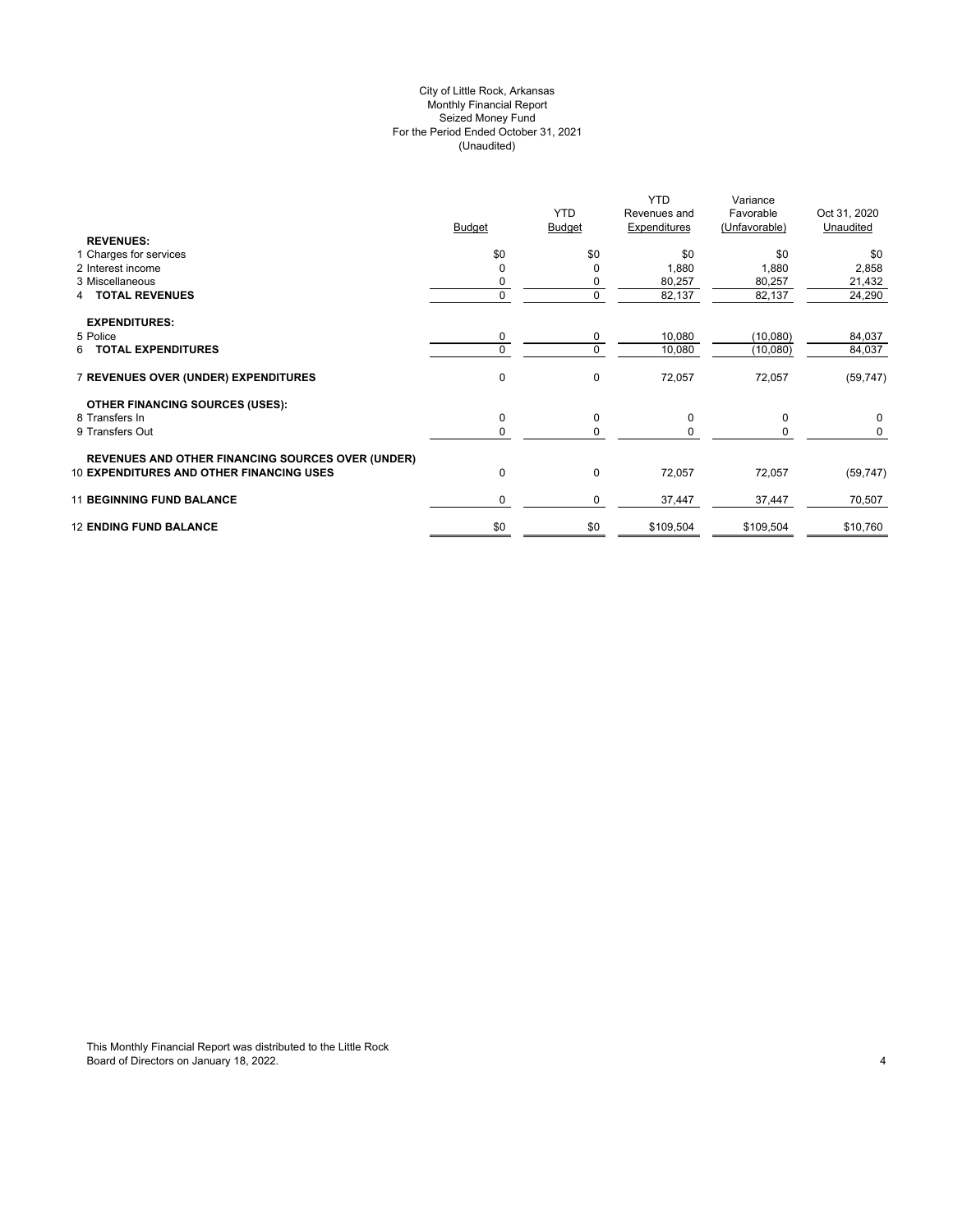City of Little Rock, Arkansas
Monthly Financial Report
Seized Money Fund
For the Period Ended October 31, 2021
(Unaudited)

| | Budget | YTD Budget | YTD Revenues and Expenditures | Variance Favorable (Unfavorable) | Oct 31, 2020 Unaudited |
|---|---|---|---|---|---|
| **REVENUES:** | | | | | |
| 1 Charges for services | $0 | $0 | $0 | $0 | $0 |
| 2 Interest income | 0 | 0 | 1,880 | 1,880 | 2,858 |
| 3 Miscellaneous | 0 | 0 | 80,257 | 80,257 | 21,432 |
| 4 **TOTAL REVENUES** | 0 | 0 | 82,137 | 82,137 | 24,290 |
| **EXPENDITURES:** | | | | | |
| 5 Police | 0 | 0 | 10,080 | (10,080) | 84,037 |
| 6 **TOTAL EXPENDITURES** | 0 | 0 | 10,080 | (10,080) | 84,037 |
| 7 **REVENUES OVER (UNDER) EXPENDITURES** | 0 | 0 | 72,057 | 72,057 | (59,747) |
| **OTHER FINANCING SOURCES (USES):** | | | | | |
| 8 Transfers In | 0 | 0 | 0 | 0 | 0 |
| 9 Transfers Out | 0 | 0 | 0 | 0 | 0 |
| **REVENUES AND OTHER FINANCING SOURCES OVER (UNDER)** | | | | | |
| 10 **EXPENDITURES AND OTHER FINANCING USES** | 0 | 0 | 72,057 | 72,057 | (59,747) |
| 11 **BEGINNING FUND BALANCE** | 0 | 0 | 37,447 | 37,447 | 70,507 |
| 12 **ENDING FUND BALANCE** | $0 | $0 | $109,504 | $109,504 | $10,760 |

This Monthly Financial Report was distributed to the Little Rock Board of Directors on January 18, 2022.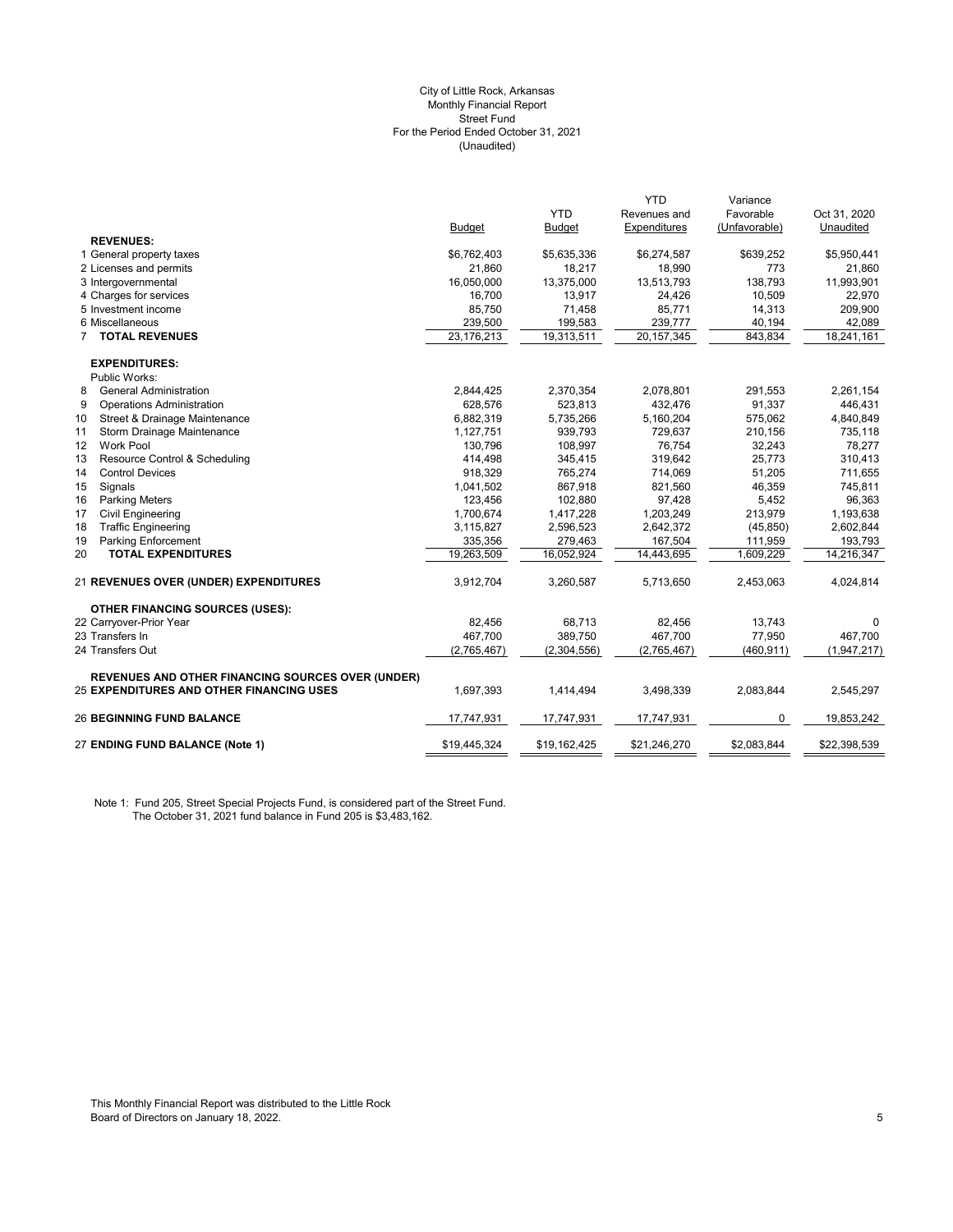City of Little Rock, Arkansas
Monthly Financial Report
Street Fund
For the Period Ended October 31, 2021
(Unaudited)

| | Budget | YTD Budget | YTD Revenues and Expenditures | Variance Favorable (Unfavorable) | Oct 31, 2020 Unaudited |
|---|---|---|---|---|---|
| **REVENUES:** | | | | | |
| 1 General property taxes | $6,762,403 | $5,635,336 | $6,274,587 | $639,252 | $5,950,441 |
| 2 Licenses and permits | 21,860 | 18,217 | 18,990 | 773 | 21,860 |
| 3 Intergovernmental | 16,050,000 | 13,375,000 | 13,513,793 | 138,793 | 11,993,901 |
| 4 Charges for services | 16,700 | 13,917 | 24,426 | 10,509 | 22,970 |
| 5 Investment income | 85,750 | 71,458 | 85,771 | 14,313 | 209,900 |
| 6 Miscellaneous | 239,500 | 199,583 | 239,777 | 40,194 | 42,089 |
| 7 **TOTAL REVENUES** | 23,176,213 | 19,313,511 | 20,157,345 | 843,834 | 18,241,161 |
| **EXPENDITURES:** | | | | | |
| Public Works: | | | | | |
| 8 General Administration | 2,844,425 | 2,370,354 | 2,078,801 | 291,553 | 2,261,154 |
| 9 Operations Administration | 628,576 | 523,813 | 432,476 | 91,337 | 446,431 |
| 10 Street & Drainage Maintenance | 6,882,319 | 5,735,266 | 5,160,204 | 575,062 | 4,840,849 |
| 11 Storm Drainage Maintenance | 1,127,751 | 939,793 | 729,637 | 210,156 | 735,118 |
| 12 Work Pool | 130,796 | 108,997 | 76,754 | 32,243 | 78,277 |
| 13 Resource Control & Scheduling | 414,498 | 345,415 | 319,642 | 25,773 | 310,413 |
| 14 Control Devices | 918,329 | 765,274 | 714,069 | 51,205 | 711,655 |
| 15 Signals | 1,041,502 | 867,918 | 821,560 | 46,359 | 745,811 |
| 16 Parking Meters | 123,456 | 102,880 | 97,428 | 5,452 | 96,363 |
| 17 Civil Engineering | 1,700,674 | 1,417,228 | 1,203,249 | 213,979 | 1,193,638 |
| 18 Traffic Engineering | 3,115,827 | 2,596,523 | 2,642,372 | (45,850) | 2,602,844 |
| 19 Parking Enforcement | 335,356 | 279,463 | 167,504 | 111,959 | 193,793 |
| 20 **TOTAL EXPENDITURES** | 19,263,509 | 16,052,924 | 14,443,695 | 1,609,229 | 14,216,347 |
| 21 **REVENUES OVER (UNDER) EXPENDITURES** | 3,912,704 | 3,260,587 | 5,713,650 | 2,453,063 | 4,024,814 |
| **OTHER FINANCING SOURCES (USES):** | | | | | |
| 22 Carryover-Prior Year | 82,456 | 68,713 | 82,456 | 13,743 | 0 |
| 23 Transfers In | 467,700 | 389,750 | 467,700 | 77,950 | 467,700 |
| 24 Transfers Out | (2,765,467) | (2,304,556) | (2,765,467) | (460,911) | (1,947,217) |
| 25 **REVENUES AND OTHER FINANCING SOURCES OVER (UNDER) EXPENDITURES AND OTHER FINANCING USES** | 1,697,393 | 1,414,494 | 3,498,339 | 2,083,844 | 2,545,297 |
| 26 **BEGINNING FUND BALANCE** | 17,747,931 | 17,747,931 | 17,747,931 | 0 | 19,853,242 |
| 27 **ENDING FUND BALANCE (Note 1)** | $19,445,324 | $19,162,425 | $21,246,270 | $2,083,844 | $22,398,539 |

Note 1: Fund 205, Street Special Projects Fund, is considered part of the Street Fund. The October 31, 2021 fund balance in Fund 205 is $3,483,162.

This Monthly Financial Report was distributed to the Little Rock Board of Directors on January 18, 2022.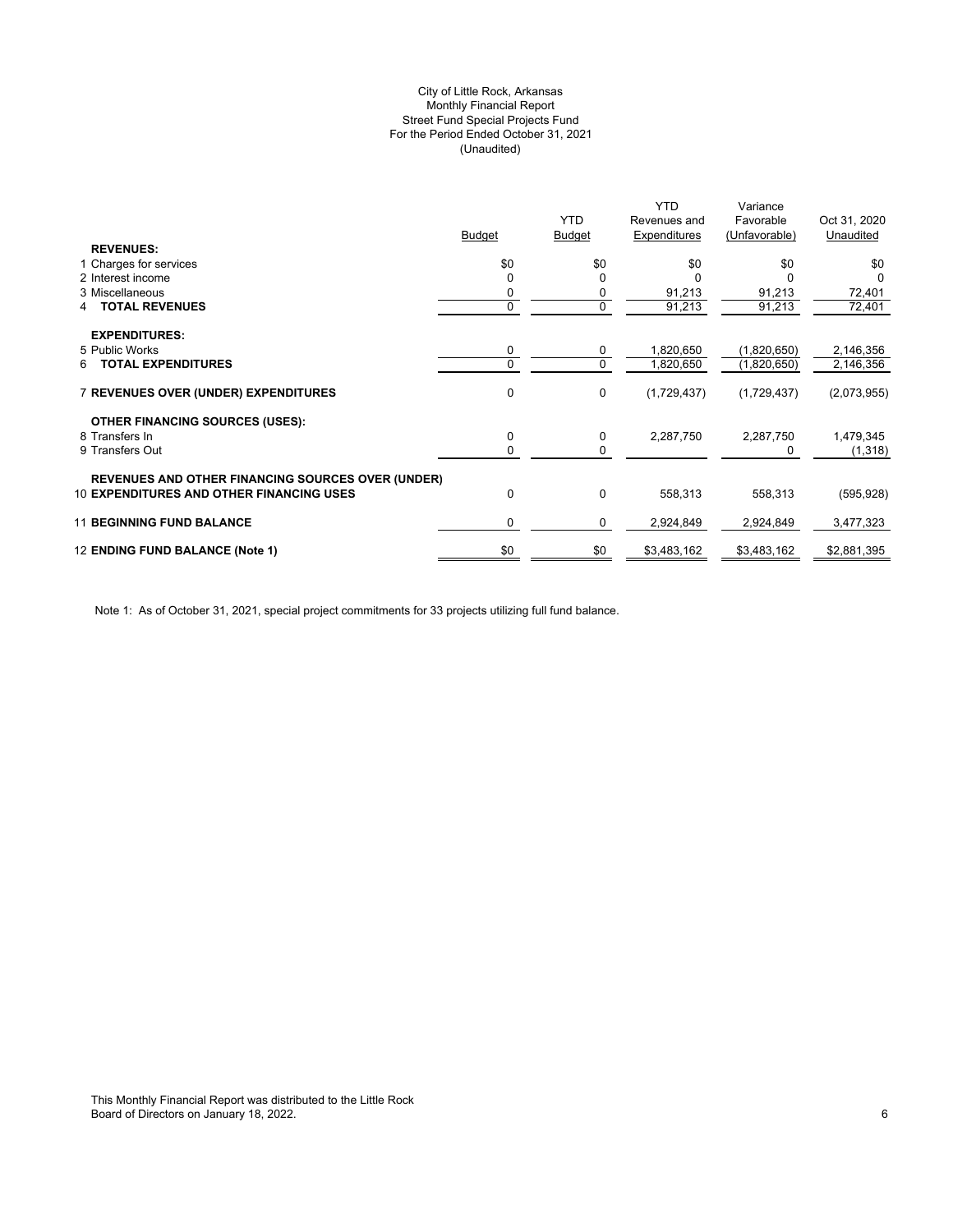City of Little Rock, Arkansas
Monthly Financial Report
Street Fund Special Projects Fund
For the Period Ended October 31, 2021
(Unaudited)

| | Budget | YTD Budget | YTD Revenues and Expenditures | Variance Favorable (Unfavorable) | Oct 31, 2020 Unaudited |
|---|---|---|---|---|---|
| **REVENUES:** | | | | | |
| 1 Charges for services | $0 | $0 | $0 | $0 | $0 |
| 2 Interest income | 0 | 0 | 0 | 0 | 0 |
| 3 Miscellaneous | 0 | 0 | 91,213 | 91,213 | 72,401 |
| 4 **TOTAL REVENUES** | 0 | 0 | 91,213 | 91,213 | 72,401 |
| **EXPENDITURES:** | | | | | |
| 5 Public Works | 0 | 0 | 1,820,650 | (1,820,650) | 2,146,356 |
| 6 **TOTAL EXPENDITURES** | 0 | 0 | 1,820,650 | (1,820,650) | 2,146,356 |
| 7 **REVENUES OVER (UNDER) EXPENDITURES** | 0 | 0 | (1,729,437) | (1,729,437) | (2,073,955) |
| **OTHER FINANCING SOURCES (USES):** | | | | | |
| 8 Transfers In | 0 | 0 | 2,287,750 | 2,287,750 | 1,479,345 |
| 9 Transfers Out | 0 | 0 | | 0 | (1,318) |
| **REVENUES AND OTHER FINANCING SOURCES OVER (UNDER)** | | | | | |
| 10 **EXPENDITURES AND OTHER FINANCING USES** | 0 | 0 | 558,313 | 558,313 | (595,928) |
| 11 **BEGINNING FUND BALANCE** | 0 | 0 | 2,924,849 | 2,924,849 | 3,477,323 |
| 12 **ENDING FUND BALANCE (Note 1)** | $0 | $0 | $3,483,162 | $3,483,162 | $2,881,395 |

Note 1: As of October 31, 2021, special project commitments for 33 projects utilizing full fund balance.

This Monthly Financial Report was distributed to the Little Rock Board of Directors on January 18, 2022.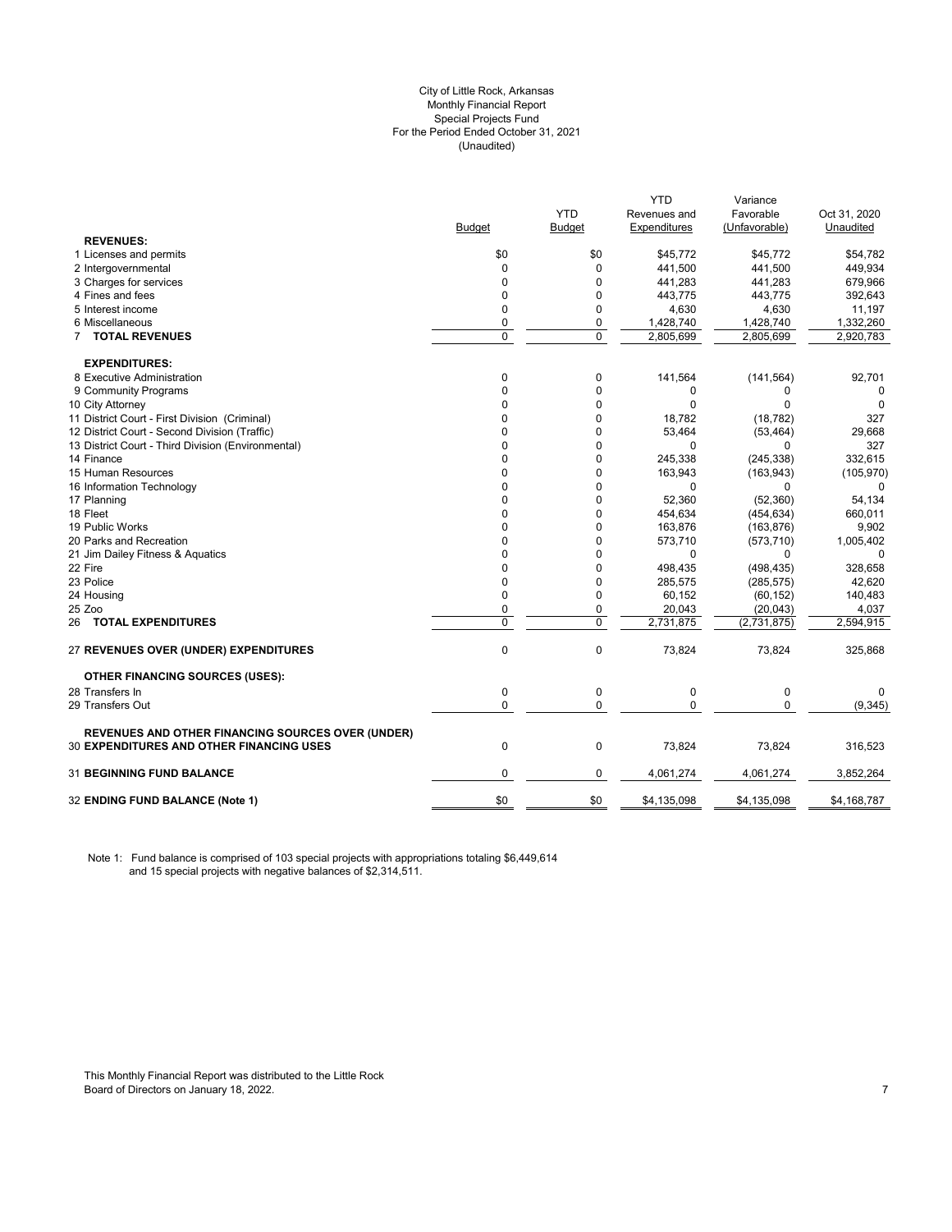City of Little Rock, Arkansas
Monthly Financial Report
Special Projects Fund
For the Period Ended October 31, 2021
(Unaudited)

| | Budget | YTD Budget | YTD Revenues and Expenditures | Variance Favorable (Unfavorable) | Oct 31, 2020 Unaudited |
|---|---|---|---|---|---|
| **REVENUES:** | | | | | |
| 1 Licenses and permits | $0 | $0 | $45,772 | $45,772 | $54,782 |
| 2 Intergovernmental | 0 | 0 | 441,500 | 441,500 | 449,934 |
| 3 Charges for services | 0 | 0 | 441,283 | 441,283 | 679,966 |
| 4 Fines and fees | 0 | 0 | 443,775 | 443,775 | 392,643 |
| 5 Interest income | 0 | 0 | 4,630 | 4,630 | 11,197 |
| 6 Miscellaneous | 0 | 0 | 1,428,740 | 1,428,740 | 1,332,260 |
| 7 **TOTAL REVENUES** | 0 | 0 | 2,805,699 | 2,805,699 | 2,920,783 |
| **EXPENDITURES:** | | | | | |
| 8 Executive Administration | 0 | 0 | 141,564 | (141,564) | 92,701 |
| 9 Community Programs | 0 | 0 | 0 | 0 | 0 |
| 10 City Attorney | 0 | 0 | 0 | 0 | 0 |
| 11 District Court - First Division (Criminal) | 0 | 0 | 18,782 | (18,782) | 327 |
| 12 District Court - Second Division (Traffic) | 0 | 0 | 53,464 | (53,464) | 29,668 |
| 13 District Court - Third Division (Environmental) | 0 | 0 | 0 | 0 | 327 |
| 14 Finance | 0 | 0 | 245,338 | (245,338) | 332,615 |
| 15 Human Resources | 0 | 0 | 163,943 | (163,943) | (105,970) |
| 16 Information Technology | 0 | 0 | 0 | 0 | 0 |
| 17 Planning | 0 | 0 | 52,360 | (52,360) | 54,134 |
| 18 Fleet | 0 | 0 | 454,634 | (454,634) | 660,011 |
| 19 Public Works | 0 | 0 | 163,876 | (163,876) | 9,902 |
| 20 Parks and Recreation | 0 | 0 | 573,710 | (573,710) | 1,005,402 |
| 21 Jim Dailey Fitness & Aquatics | 0 | 0 | 0 | 0 | 0 |
| 22 Fire | 0 | 0 | 498,435 | (498,435) | 328,658 |
| 23 Police | 0 | 0 | 285,575 | (285,575) | 42,620 |
| 24 Housing | 0 | 0 | 60,152 | (60,152) | 140,483 |
| 25 Zoo | 0 | 0 | 20,043 | (20,043) | 4,037 |
| 26 **TOTAL EXPENDITURES** | 0 | 0 | 2,731,875 | (2,731,875) | 2,594,915 |
| 27 **REVENUES OVER (UNDER) EXPENDITURES** | 0 | 0 | 73,824 | 73,824 | 325,868 |
| **OTHER FINANCING SOURCES (USES):** | | | | | |
| 28 Transfers In | 0 | 0 | 0 | 0 | 0 |
| 29 Transfers Out | 0 | 0 | 0 | 0 | (9,345) |
| 30 **REVENUES AND OTHER FINANCING SOURCES OVER (UNDER) EXPENDITURES AND OTHER FINANCING USES** | 0 | 0 | 73,824 | 73,824 | 316,523 |
| 31 **BEGINNING FUND BALANCE** | 0 | 0 | 4,061,274 | 4,061,274 | 3,852,264 |
| 32 **ENDING FUND BALANCE (Note 1)** | $0 | $0 | $4,135,098 | $4,135,098 | $4,168,787 |

Note 1: Fund balance is comprised of 103 special projects with appropriations totaling $6,449,614 and 15 special projects with negative balances of $2,314,511.

This Monthly Financial Report was distributed to the Little Rock Board of Directors on January 18, 2022.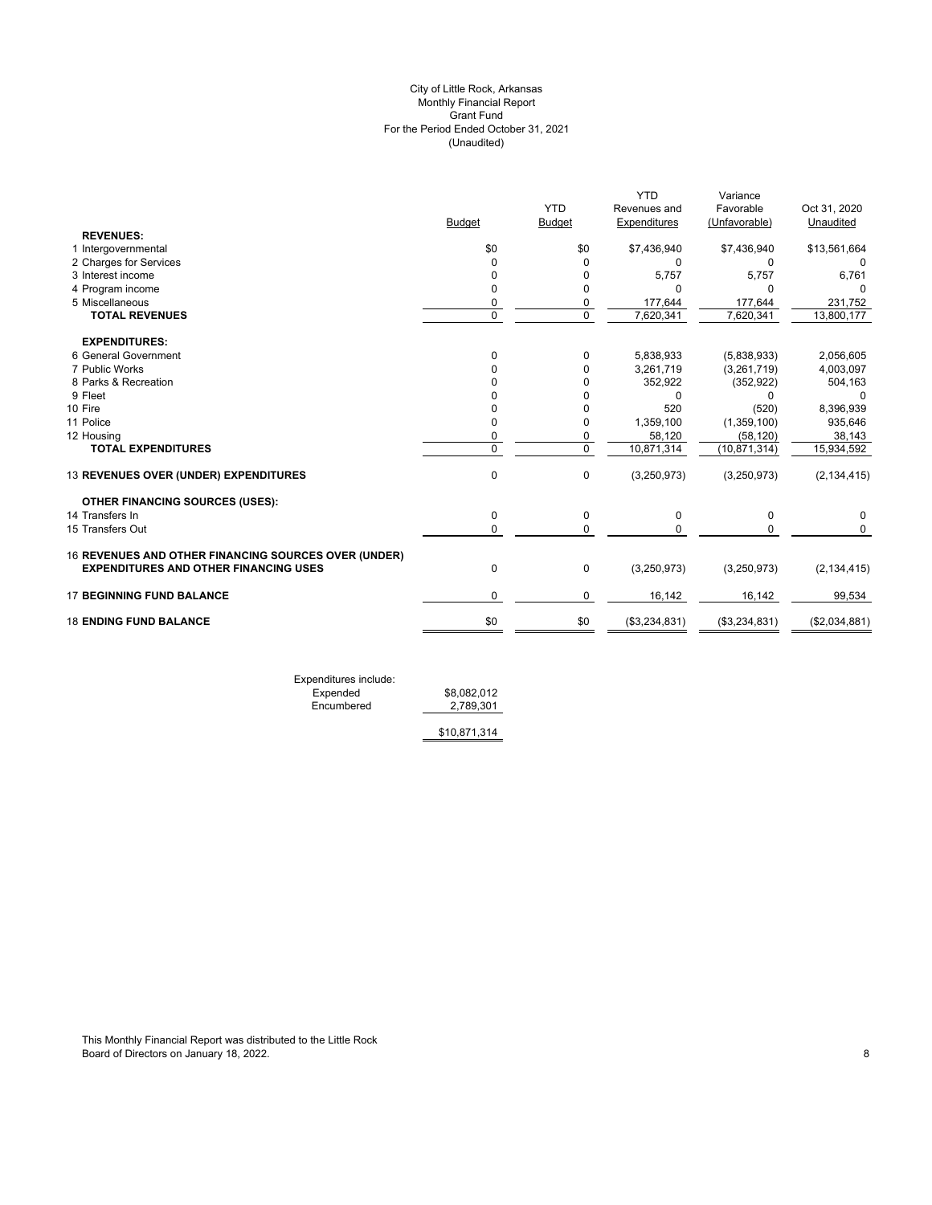City of Little Rock, Arkansas
Monthly Financial Report
Grant Fund
For the Period Ended October 31, 2021
(Unaudited)

| | Budget | YTD Budget | YTD Revenues and Expenditures | Variance Favorable (Unfavorable) | Oct 31, 2020 Unaudited |
|---|---|---|---|---|---|
| **REVENUES:** | | | | | |
| 1 Intergovernmental | $0 | $0 | $7,436,940 | $7,436,940 | $13,561,664 |
| 2 Charges for Services | 0 | 0 | 0 | 0 | 0 |
| 3 Interest income | 0 | 0 | 5,757 | 5,757 | 6,761 |
| 4 Program income | 0 | 0 | 0 | 0 | 0 |
| 5 Miscellaneous | 0 | 0 | 177,644 | 177,644 | 231,752 |
| **TOTAL REVENUES** | 0 | 0 | 7,620,341 | 7,620,341 | 13,800,177 |
| **EXPENDITURES:** | | | | | |
| 6 General Government | 0 | 0 | 5,838,933 | (5,838,933) | 2,056,605 |
| 7 Public Works | 0 | 0 | 3,261,719 | (3,261,719) | 4,003,097 |
| 8 Parks & Recreation | 0 | 0 | 352,922 | (352,922) | 504,163 |
| 9 Fleet | 0 | 0 | 0 | 0 | 0 |
| 10 Fire | 0 | 0 | 520 | (520) | 8,396,939 |
| 11 Police | 0 | 0 | 1,359,100 | (1,359,100) | 935,646 |
| 12 Housing | 0 | 0 | 58,120 | (58,120) | 38,143 |
| **TOTAL EXPENDITURES** | 0 | 0 | 10,871,314 | (10,871,314) | 15,934,592 |
| 13 **REVENUES OVER (UNDER) EXPENDITURES** | 0 | 0 | (3,250,973) | (3,250,973) | (2,134,415) |
| **OTHER FINANCING SOURCES (USES):** | | | | | |
| 14 Transfers In | 0 | 0 | 0 | 0 | 0 |
| 15 Transfers Out | 0 | 0 | 0 | 0 | 0 |
| 16 **REVENUES AND OTHER FINANCING SOURCES OVER (UNDER) EXPENDITURES AND OTHER FINANCING USES** | 0 | 0 | (3,250,973) | (3,250,973) | (2,134,415) |
| 17 **BEGINNING FUND BALANCE** | 0 | 0 | 16,142 | 16,142 | 99,534 |
| 18 **ENDING FUND BALANCE** | $0 | $0 | ($3,234,831) | ($3,234,831) | ($2,034,881) |

| Expenditures include: | |
|---|---|
| Expended | $8,082,012 |
| Encumbered | 2,789,301 |
| | $10,871,314 |

This Monthly Financial Report was distributed to the Little Rock Board of Directors on January 18, 2022.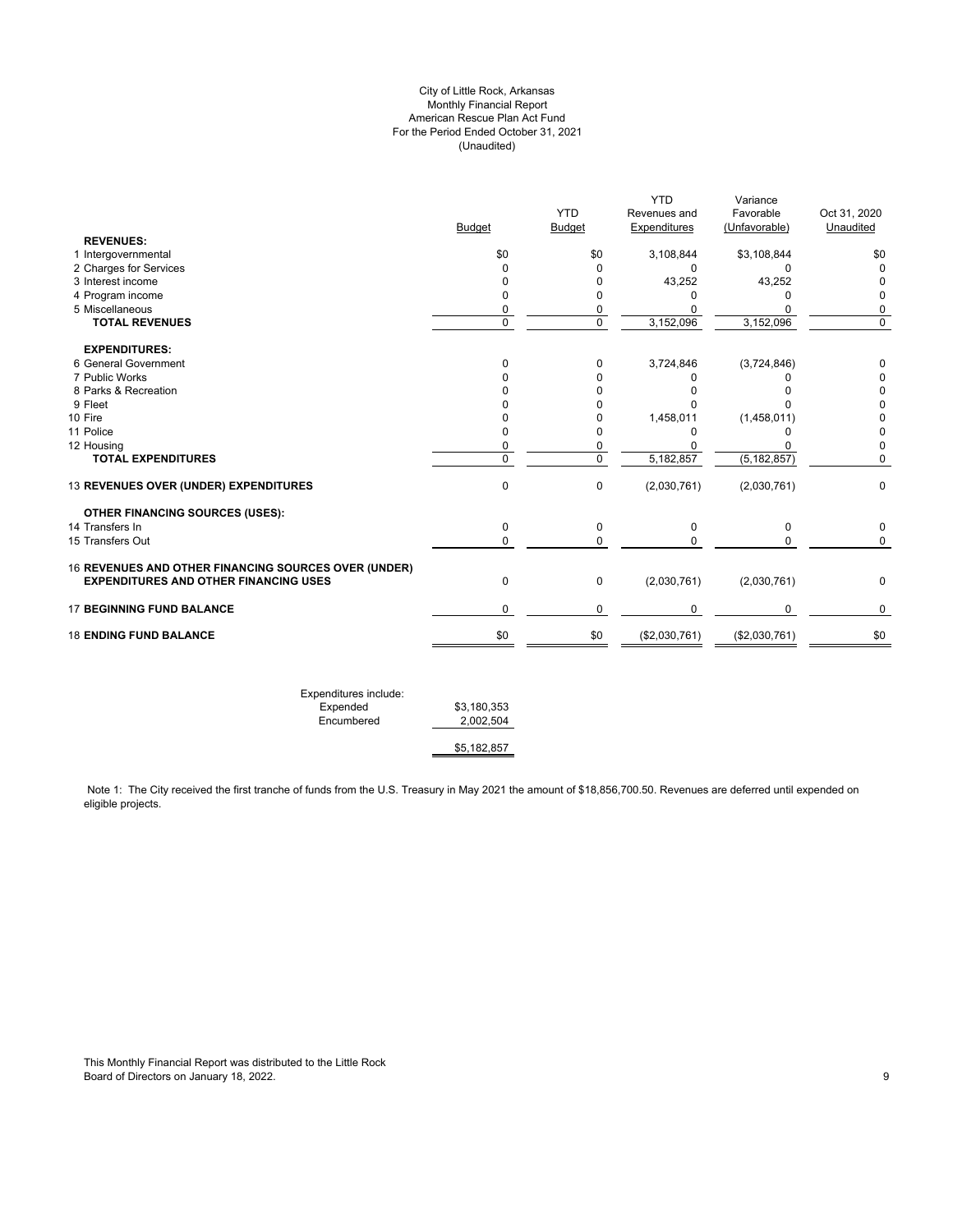City of Little Rock, Arkansas
Monthly Financial Report
American Rescue Plan Act Fund
For the Period Ended October 31, 2021
(Unaudited)

| | Budget | YTD Budget | YTD Revenues and Expenditures | Variance Favorable (Unfavorable) | Oct 31, 2020 Unaudited |
|---|---|---|---|---|---|
| **REVENUES:** | | | | | |
| 1 Intergovernmental | $0 | $0 | 3,108,844 | $3,108,844 | $0 |
| 2 Charges for Services | 0 | 0 | 0 | 0 | 0 |
| 3 Interest income | 0 | 0 | 43,252 | 43,252 | 0 |
| 4 Program income | 0 | 0 | 0 | 0 | 0 |
| 5 Miscellaneous | 0 | 0 | 0 | 0 | 0 |
| **TOTAL REVENUES** | 0 | 0 | 3,152,096 | 3,152,096 | 0 |
| **EXPENDITURES:** | | | | | |
| 6 General Government | 0 | 0 | 3,724,846 | (3,724,846) | 0 |
| 7 Public Works | 0 | 0 | 0 | 0 | 0 |
| 8 Parks & Recreation | 0 | 0 | 0 | 0 | 0 |
| 9 Fleet | 0 | 0 | 0 | 0 | 0 |
| 10 Fire | 0 | 0 | 1,458,011 | (1,458,011) | 0 |
| 11 Police | 0 | 0 | 0 | 0 | 0 |
| 12 Housing | 0 | 0 | 0 | 0 | 0 |
| **TOTAL EXPENDITURES** | 0 | 0 | 5,182,857 | (5,182,857) | 0 |
| 13 **REVENUES OVER (UNDER) EXPENDITURES** | 0 | 0 | (2,030,761) | (2,030,761) | 0 |
| **OTHER FINANCING SOURCES (USES):** | | | | | |
| 14 Transfers In | 0 | 0 | 0 | 0 | 0 |
| 15 Transfers Out | 0 | 0 | 0 | 0 | 0 |
| 16 **REVENUES AND OTHER FINANCING SOURCES OVER (UNDER) EXPENDITURES AND OTHER FINANCING USES** | 0 | 0 | (2,030,761) | (2,030,761) | 0 |
| 17 **BEGINNING FUND BALANCE** | 0 | 0 | 0 | 0 | 0 |
| 18 **ENDING FUND BALANCE** | $0 | $0 | ($2,030,761) | ($2,030,761) | $0 |

| Expenditures include: | |
|---|---|
| Expended | $3,180,353 |
| Encumbered | 2,002,504 |
| | $5,182,857 |

Note 1: The City received the first tranche of funds from the U.S. Treasury in May 2021 the amount of $18,856,700.50. Revenues are deferred until expended on eligible projects.

This Monthly Financial Report was distributed to the Little Rock Board of Directors on January 18, 2022.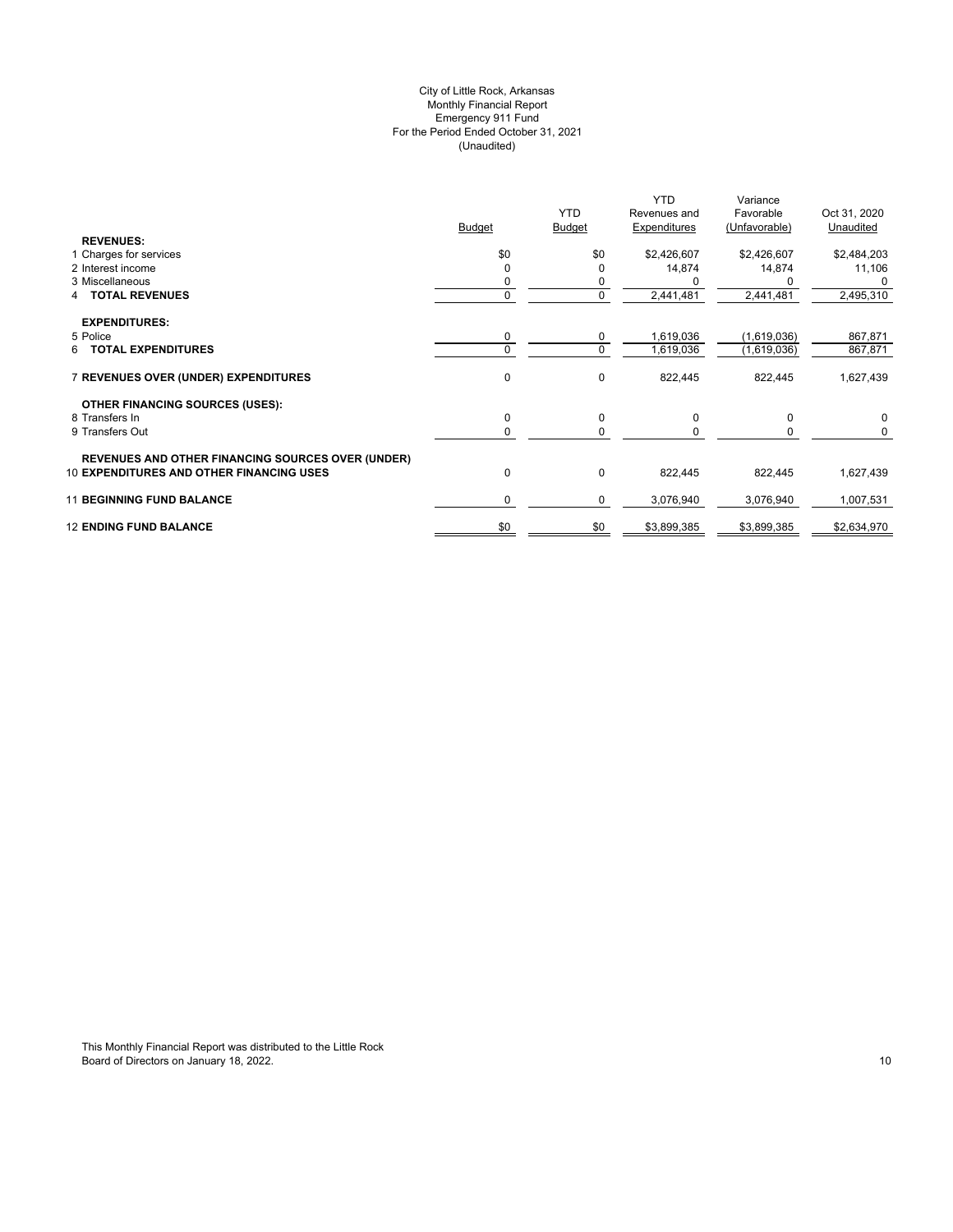City of Little Rock, Arkansas
Monthly Financial Report
Emergency 911 Fund
For the Period Ended October 31, 2021
(Unaudited)

| | Budget | YTD Budget | YTD Revenues and Expenditures | Variance Favorable (Unfavorable) | Oct 31, 2020 Unaudited |
|---|---|---|---|---|---|
| **REVENUES:** | | | | | |
| 1 Charges for services | $0 | $0 | $2,426,607 | $2,426,607 | $2,484,203 |
| 2 Interest income | 0 | 0 | 14,874 | 14,874 | 11,106 |
| 3 Miscellaneous | 0 | 0 | 0 | 0 | 0 |
| 4 **TOTAL REVENUES** | 0 | 0 | 2,441,481 | 2,441,481 | 2,495,310 |
| **EXPENDITURES:** | | | | | |
| 5 Police | 0 | 0 | 1,619,036 | (1,619,036) | 867,871 |
| 6 **TOTAL EXPENDITURES** | 0 | 0 | 1,619,036 | (1,619,036) | 867,871 |
| 7 **REVENUES OVER (UNDER) EXPENDITURES** | 0 | 0 | 822,445 | 822,445 | 1,627,439 |
| **OTHER FINANCING SOURCES (USES):** | | | | | |
| 8 Transfers In | 0 | 0 | 0 | 0 | 0 |
| 9 Transfers Out | 0 | 0 | 0 | 0 | 0 |
| **REVENUES AND OTHER FINANCING SOURCES OVER (UNDER)** | | | | | |
| 10 **EXPENDITURES AND OTHER FINANCING USES** | 0 | 0 | 822,445 | 822,445 | 1,627,439 |
| 11 **BEGINNING FUND BALANCE** | 0 | 0 | 3,076,940 | 3,076,940 | 1,007,531 |
| 12 **ENDING FUND BALANCE** | $0 | $0 | $3,899,385 | $3,899,385 | $2,634,970 |

This Monthly Financial Report was distributed to the Little Rock Board of Directors on January 18, 2022.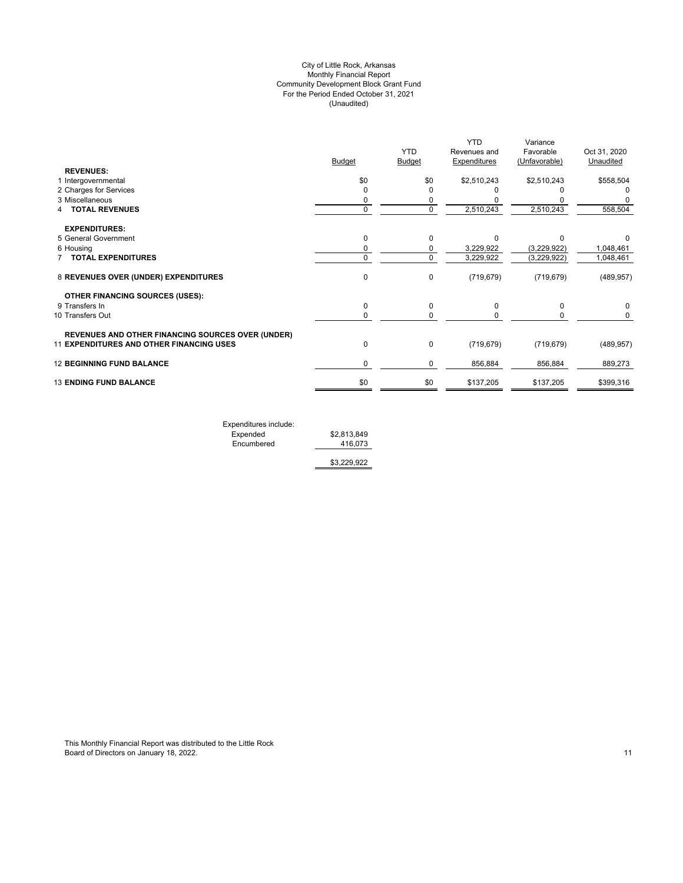City of Little Rock, Arkansas
Monthly Financial Report
Community Development Block Grant Fund
For the Period Ended October 31, 2021
(Unaudited)

| | Budget | YTD Budget | YTD Revenues and Expenditures | Variance Favorable (Unfavorable) | Oct 31, 2020 Unaudited |
|---|---|---|---|---|---|
| **REVENUES:** | | | | | |
| 1 Intergovernmental | $0 | $0 | $2,510,243 | $2,510,243 | $558,504 |
| 2 Charges for Services | 0 | 0 | 0 | 0 | 0 |
| 3 Miscellaneous | 0 | 0 | 0 | 0 | 0 |
| 4 **TOTAL REVENUES** | 0 | 0 | 2,510,243 | 2,510,243 | 558,504 |
| **EXPENDITURES:** | | | | | |
| 5 General Government | 0 | 0 | 0 | 0 | 0 |
| 6 Housing | 0 | 0 | 3,229,922 | (3,229,922) | 1,048,461 |
| 7 **TOTAL EXPENDITURES** | 0 | 0 | 3,229,922 | (3,229,922) | 1,048,461 |
| 8 **REVENUES OVER (UNDER) EXPENDITURES** | 0 | 0 | (719,679) | (719,679) | (489,957) |
| **OTHER FINANCING SOURCES (USES):** | | | | | |
| 9 Transfers In | 0 | 0 | 0 | 0 | 0 |
| 10 Transfers Out | 0 | 0 | 0 | 0 | 0 |
| **REVENUES AND OTHER FINANCING SOURCES OVER (UNDER)** 11 **EXPENDITURES AND OTHER FINANCING USES** | 0 | 0 | (719,679) | (719,679) | (489,957) |
| 12 **BEGINNING FUND BALANCE** | 0 | 0 | 856,884 | 856,884 | 889,273 |
| 13 **ENDING FUND BALANCE** | $0 | $0 | $137,205 | $137,205 | $399,316 |

| Expenditures include: | |
|---|---|
| Expended | $2,813,849 |
| Encumbered | 416,073 |
| | $3,229,922 |

This Monthly Financial Report was distributed to the Little Rock Board of Directors on January 18, 2022.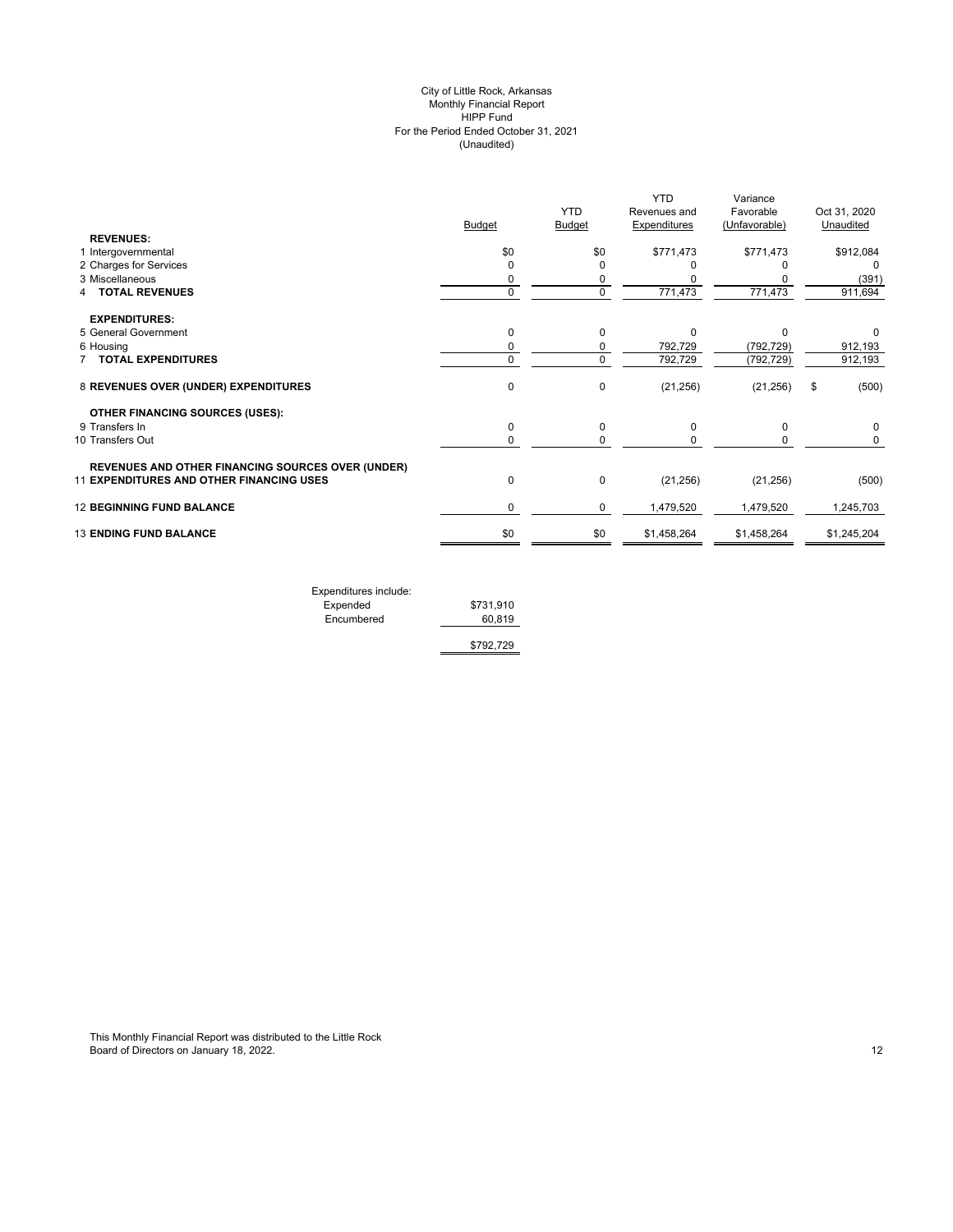# City of Little Rock, Arkansas
## Monthly Financial Report
## HIPP Fund
## For the Period Ended October 31, 2021
## (Unaudited)

| | Budget | YTD Budget | YTD Revenues and Expenditures | Variance Favorable (Unfavorable) | Oct 31, 2020 Unaudited |
|---|---|---|---|---|---|
| **REVENUES:** | | | | | |
| 1 Intergovernmental | $0 | $0 | $771,473 | $771,473 | $912,084 |
| 2 Charges for Services | 0 | 0 | 0 | 0 | 0 |
| 3 Miscellaneous | 0 | 0 | 0 | 0 | (391) |
| 4 **TOTAL REVENUES** | 0 | 0 | 771,473 | 771,473 | 911,694 |
| **EXPENDITURES:** | | | | | |
| 5 General Government | 0 | 0 | 0 | 0 | 0 |
| 6 Housing | 0 | 0 | 792,729 | (792,729) | 912,193 |
| 7 **TOTAL EXPENDITURES** | 0 | 0 | 792,729 | (792,729) | 912,193 |
| 8 **REVENUES OVER (UNDER) EXPENDITURES** | 0 | 0 | (21,256) | (21,256) | $ (500) |
| **OTHER FINANCING SOURCES (USES):** | | | | | |
| 9 Transfers In | 0 | 0 | 0 | 0 | 0 |
| 10 Transfers Out | 0 | 0 | 0 | 0 | 0 |
| 11 **REVENUES AND OTHER FINANCING SOURCES OVER (UNDER) EXPENDITURES AND OTHER FINANCING USES** | 0 | 0 | (21,256) | (21,256) | (500) |
| 12 **BEGINNING FUND BALANCE** | 0 | 0 | 1,479,520 | 1,479,520 | 1,245,703 |
| 13 **ENDING FUND BALANCE** | $0 | $0 | $1,458,264 | $1,458,264 | $1,245,204 |

| Expenditures include: | |
|---|---|
| Expended | $731,910 |
| Encumbered | 60,819 |
| | $792,729 |

This Monthly Financial Report was distributed to the Little Rock Board of Directors on January 18, 2022.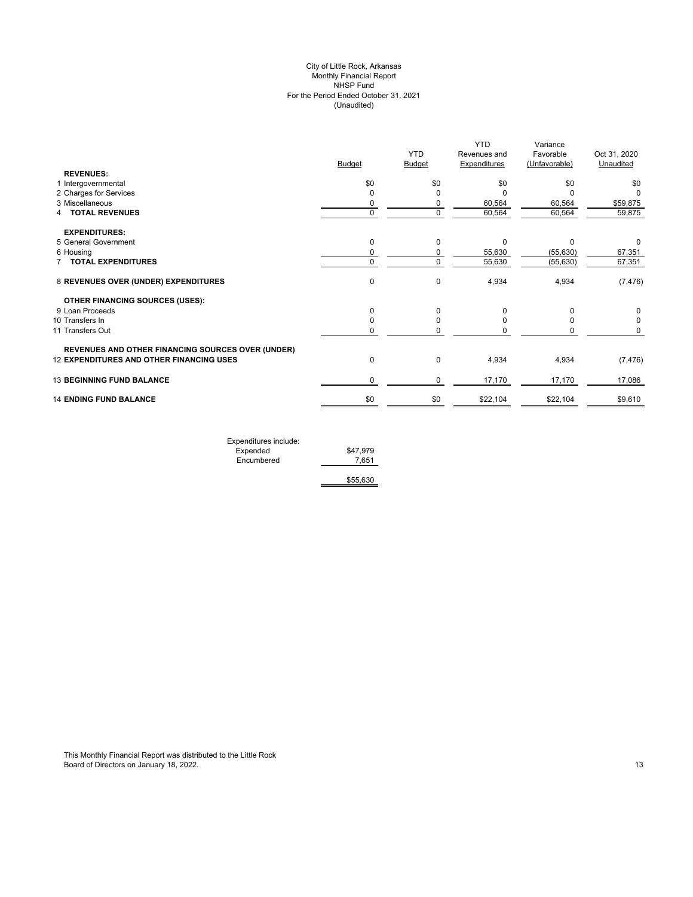City of Little Rock, Arkansas
Monthly Financial Report
NHSP Fund
For the Period Ended October 31, 2021
(Unaudited)

| | Budget | YTD Budget | YTD Revenues and Expenditures | Variance Favorable (Unfavorable) | Oct 31, 2020 Unaudited |
|---|---|---|---|---|---|
| **REVENUES:** | | | | | |
| 1 Intergovernmental | $0 | $0 | $0 | $0 | $0 |
| 2 Charges for Services | 0 | 0 | 0 | 0 | 0 |
| 3 Miscellaneous | 0 | 0 | 60,564 | 60,564 | $59,875 |
| 4 **TOTAL REVENUES** | 0 | 0 | 60,564 | 60,564 | 59,875 |
| **EXPENDITURES:** | | | | | |
| 5 General Government | 0 | 0 | 0 | 0 | 0 |
| 6 Housing | 0 | 0 | 55,630 | (55,630) | 67,351 |
| 7 **TOTAL EXPENDITURES** | 0 | 0 | 55,630 | (55,630) | 67,351 |
| 8 **REVENUES OVER (UNDER) EXPENDITURES** | 0 | 0 | 4,934 | 4,934 | (7,476) |
| **OTHER FINANCING SOURCES (USES):** | | | | | |
| 9 Loan Proceeds | 0 | 0 | 0 | 0 | 0 |
| 10 Transfers In | 0 | 0 | 0 | 0 | 0 |
| 11 Transfers Out | 0 | 0 | 0 | 0 | 0 |
| **REVENUES AND OTHER FINANCING SOURCES OVER (UNDER)** | | | | | |
| 12 **EXPENDITURES AND OTHER FINANCING USES** | 0 | 0 | 4,934 | 4,934 | (7,476) |
| 13 **BEGINNING FUND BALANCE** | 0 | 0 | 17,170 | 17,170 | 17,086 |
| 14 **ENDING FUND BALANCE** | $0 | $0 | $22,104 | $22,104 | $9,610 |

| Expenditures include: | |
|---|---|
| Expended | $47,979 |
| Encumbered | 7,651 |
| | $55,630 |

This Monthly Financial Report was distributed to the Little Rock Board of Directors on January 18, 2022.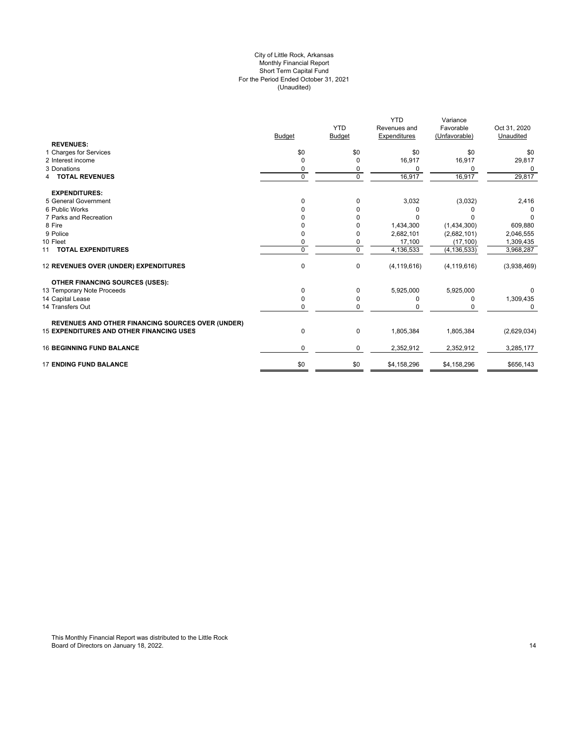# City of Little Rock, Arkansas
## Monthly Financial Report
## Short Term Capital Fund
## For the Period Ended October 31, 2021
## (Unaudited)

| | Budget | YTD Budget | YTD Revenues and Expenditures | Variance Favorable (Unfavorable) | Oct 31, 2020 Unaudited |
|---|---|---|---|---|---|
| **REVENUES:** | | | | | |
| 1 Charges for Services | $0 | $0 | $0 | $0 | $0 |
| 2 Interest income | 0 | 0 | 16,917 | 16,917 | 29,817 |
| 3 Donations | 0 | 0 | 0 | 0 | 0 |
| 4 **TOTAL REVENUES** | 0 | 0 | 16,917 | 16,917 | 29,817 |
| **EXPENDITURES:** | | | | | |
| 5 General Government | 0 | 0 | 3,032 | (3,032) | 2,416 |
| 6 Public Works | 0 | 0 | 0 | 0 | 0 |
| 7 Parks and Recreation | 0 | 0 | 0 | 0 | 0 |
| 8 Fire | 0 | 0 | 1,434,300 | (1,434,300) | 609,880 |
| 9 Police | 0 | 0 | 2,682,101 | (2,682,101) | 2,046,555 |
| 10 Fleet | 0 | 0 | 17,100 | (17,100) | 1,309,435 |
| 11 **TOTAL EXPENDITURES** | 0 | 0 | 4,136,533 | (4,136,533) | 3,968,287 |
| 12 **REVENUES OVER (UNDER) EXPENDITURES** | 0 | 0 | (4,119,616) | (4,119,616) | (3,938,469) |
| **OTHER FINANCING SOURCES (USES):** | | | | | |
| 13 Temporary Note Proceeds | 0 | 0 | 5,925,000 | 5,925,000 | 0 |
| 14 Capital Lease | 0 | 0 | 0 | 0 | 1,309,435 |
| 14 Transfers Out | 0 | 0 | 0 | 0 | 0 |
| 15 **REVENUES AND OTHER FINANCING SOURCES OVER (UNDER) EXPENDITURES AND OTHER FINANCING USES** | 0 | 0 | 1,805,384 | 1,805,384 | (2,629,034) |
| 16 **BEGINNING FUND BALANCE** | 0 | 0 | 2,352,912 | 2,352,912 | 3,285,177 |
| 17 **ENDING FUND BALANCE** | $0 | $0 | $4,158,296 | $4,158,296 | $656,143 |

This Monthly Financial Report was distributed to the Little Rock Board of Directors on January 18, 2022.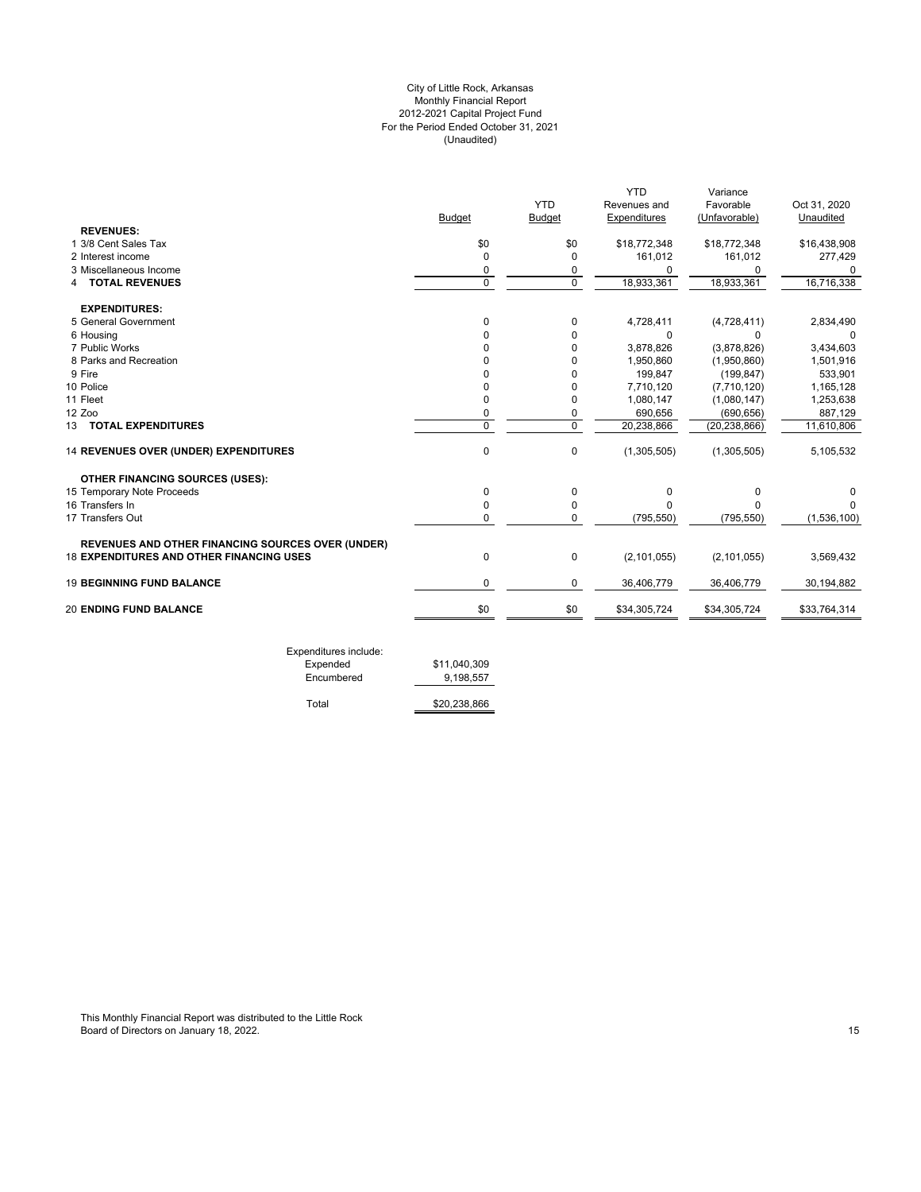City of Little Rock, Arkansas
Monthly Financial Report
2012-2021 Capital Project Fund
For the Period Ended October 31, 2021
(Unaudited)

| | Budget | YTD Budget | YTD Revenues and Expenditures | Variance Favorable (Unfavorable) | Oct 31, 2020 Unaudited |
|---|---|---|---|---|---|
| **REVENUES:** | | | | | |
| 1 3/8 Cent Sales Tax | $0 | $0 | $18,772,348 | $18,772,348 | $16,438,908 |
| 2 Interest income | 0 | 0 | 161,012 | 161,012 | 277,429 |
| 3 Miscellaneous Income | 0 | 0 | 0 | 0 | 0 |
| 4 **TOTAL REVENUES** | 0 | 0 | 18,933,361 | 18,933,361 | 16,716,338 |
| **EXPENDITURES:** | | | | | |
| 5 General Government | 0 | 0 | 4,728,411 | (4,728,411) | 2,834,490 |
| 6 Housing | 0 | 0 | 0 | 0 | 0 |
| 7 Public Works | 0 | 0 | 3,878,826 | (3,878,826) | 3,434,603 |
| 8 Parks and Recreation | 0 | 0 | 1,950,860 | (1,950,860) | 1,501,916 |
| 9 Fire | 0 | 0 | 199,847 | (199,847) | 533,901 |
| 10 Police | 0 | 0 | 7,710,120 | (7,710,120) | 1,165,128 |
| 11 Fleet | 0 | 0 | 1,080,147 | (1,080,147) | 1,253,638 |
| 12 Zoo | 0 | 0 | 690,656 | (690,656) | 887,129 |
| 13 **TOTAL EXPENDITURES** | 0 | 0 | 20,238,866 | (20,238,866) | 11,610,806 |
| 14 **REVENUES OVER (UNDER) EXPENDITURES** | 0 | 0 | (1,305,505) | (1,305,505) | 5,105,532 |
| **OTHER FINANCING SOURCES (USES):** | | | | | |
| 15 Temporary Note Proceeds | 0 | 0 | 0 | 0 | 0 |
| 16 Transfers In | 0 | 0 | 0 | 0 | 0 |
| 17 Transfers Out | 0 | 0 | (795,550) | (795,550) | (1,536,100) |
| **REVENUES AND OTHER FINANCING SOURCES OVER (UNDER)** 18 **EXPENDITURES AND OTHER FINANCING USES** | 0 | 0 | (2,101,055) | (2,101,055) | 3,569,432 |
| 19 **BEGINNING FUND BALANCE** | 0 | 0 | 36,406,779 | 36,406,779 | 30,194,882 |
| 20 **ENDING FUND BALANCE** | $0 | $0 | $34,305,724 | $34,305,724 | $33,764,314 |

| Expenditures include: | |
|---|---|
| Expended | $11,040,309 |
| Encumbered | 9,198,557 |
| Total | $20,238,866 |

This Monthly Financial Report was distributed to the Little Rock Board of Directors on January 18, 2022.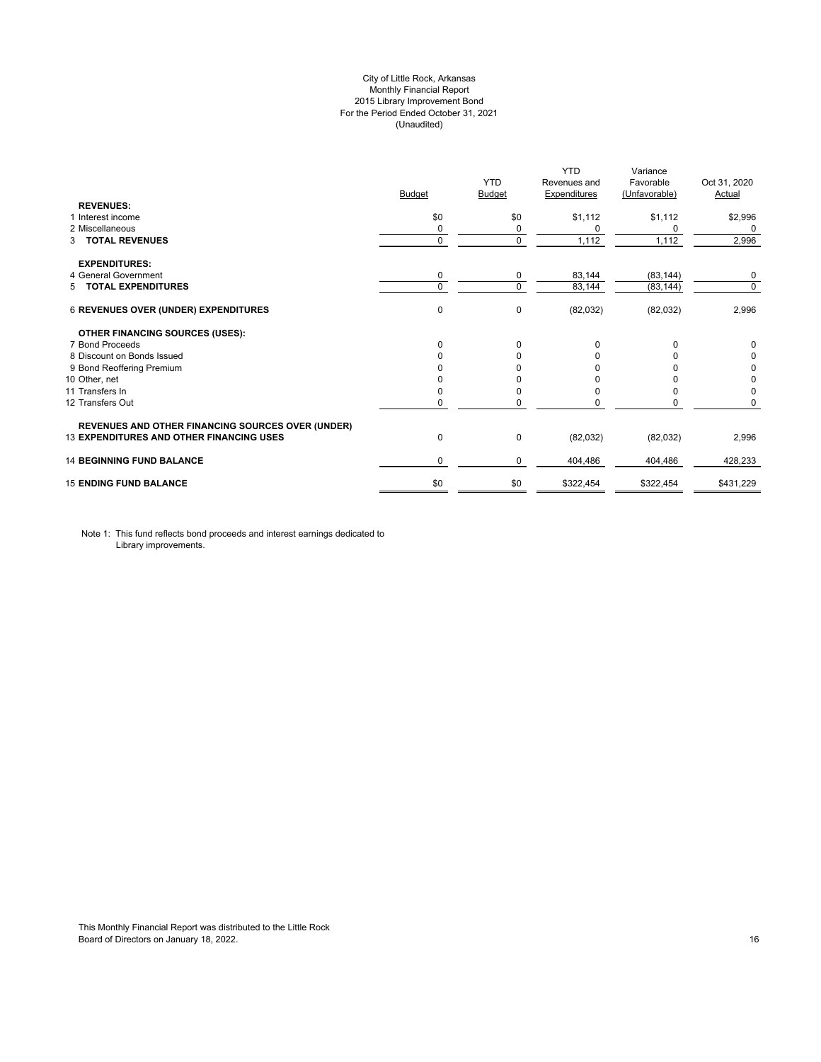# City of Little Rock, Arkansas
## Monthly Financial Report
## 2015 Library Improvement Bond
## For the Period Ended October 31, 2021
## (Unaudited)

| | Budget | YTD Budget | YTD Revenues and Expenditures | Variance Favorable (Unfavorable) | Oct 31, 2020 Actual |
|---|---|---|---|---|---|
| **REVENUES:** | | | | | |
| 1 Interest income | $0 | $0 | $1,112 | $1,112 | $2,996 |
| 2 Miscellaneous | 0 | 0 | 0 | 0 | 0 |
| 3 **TOTAL REVENUES** | 0 | 0 | 1,112 | 1,112 | 2,996 |
| **EXPENDITURES:** | | | | | |
| 4 General Government | 0 | 0 | 83,144 | (83,144) | 0 |
| 5 **TOTAL EXPENDITURES** | 0 | 0 | 83,144 | (83,144) | 0 |
| 6 **REVENUES OVER (UNDER) EXPENDITURES** | 0 | 0 | (82,032) | (82,032) | 2,996 |
| **OTHER FINANCING SOURCES (USES):** | | | | | |
| 7 Bond Proceeds | 0 | 0 | 0 | 0 | 0 |
| 8 Discount on Bonds Issued | 0 | 0 | 0 | 0 | 0 |
| 9 Bond Reoffering Premium | 0 | 0 | 0 | 0 | 0 |
| 10 Other, net | 0 | 0 | 0 | 0 | 0 |
| 11 Transfers In | 0 | 0 | 0 | 0 | 0 |
| 12 Transfers Out | 0 | 0 | 0 | 0 | 0 |
| **REVENUES AND OTHER FINANCING SOURCES OVER (UNDER)** 13 **EXPENDITURES AND OTHER FINANCING USES** | 0 | 0 | (82,032) | (82,032) | 2,996 |
| 14 **BEGINNING FUND BALANCE** | 0 | 0 | 404,486 | 404,486 | 428,233 |
| 15 **ENDING FUND BALANCE** | $0 | $0 | $322,454 | $322,454 | $431,229 |

Note 1: This fund reflects bond proceeds and interest earnings dedicated to Library improvements.

This Monthly Financial Report was distributed to the Little Rock Board of Directors on January 18, 2022.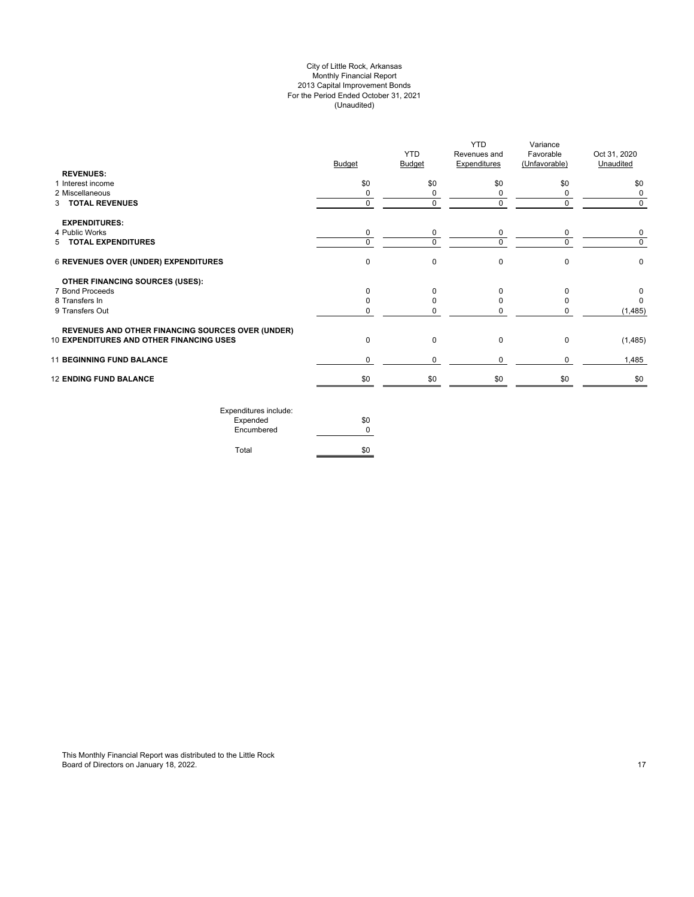City of Little Rock, Arkansas
Monthly Financial Report
2013 Capital Improvement Bonds
For the Period Ended October 31, 2021
(Unaudited)

| | Budget | YTD Budget | YTD Revenues and Expenditures | Variance Favorable (Unfavorable) | Oct 31, 2020 Unaudited |
|---|---|---|---|---|---|
| **REVENUES:** | | | | | |
| 1 Interest income | $0 | $0 | $0 | $0 | $0 |
| 2 Miscellaneous | 0 | 0 | 0 | 0 | 0 |
| 3 **TOTAL REVENUES** | 0 | 0 | 0 | 0 | 0 |
| **EXPENDITURES:** | | | | | |
| 4 Public Works | 0 | 0 | 0 | 0 | 0 |
| 5 **TOTAL EXPENDITURES** | 0 | 0 | 0 | 0 | 0 |
| 6 **REVENUES OVER (UNDER) EXPENDITURES** | 0 | 0 | 0 | 0 | 0 |
| **OTHER FINANCING SOURCES (USES):** | | | | | |
| 7 Bond Proceeds | 0 | 0 | 0 | 0 | 0 |
| 8 Transfers In | 0 | 0 | 0 | 0 | 0 |
| 9 Transfers Out | 0 | 0 | 0 | 0 | (1,485) |
| **REVENUES AND OTHER FINANCING SOURCES OVER (UNDER)** 10 **EXPENDITURES AND OTHER FINANCING USES** | 0 | 0 | 0 | 0 | (1,485) |
| 11 **BEGINNING FUND BALANCE** | 0 | 0 | 0 | 0 | 1,485 |
| 12 **ENDING FUND BALANCE** | $0 | $0 | $0 | $0 | $0 |

| Expenditures include: | |
|---|---|
| Expended | $0 |
| Encumbered | 0 |
| Total | $0 |

This Monthly Financial Report was distributed to the Little Rock Board of Directors on January 18, 2022.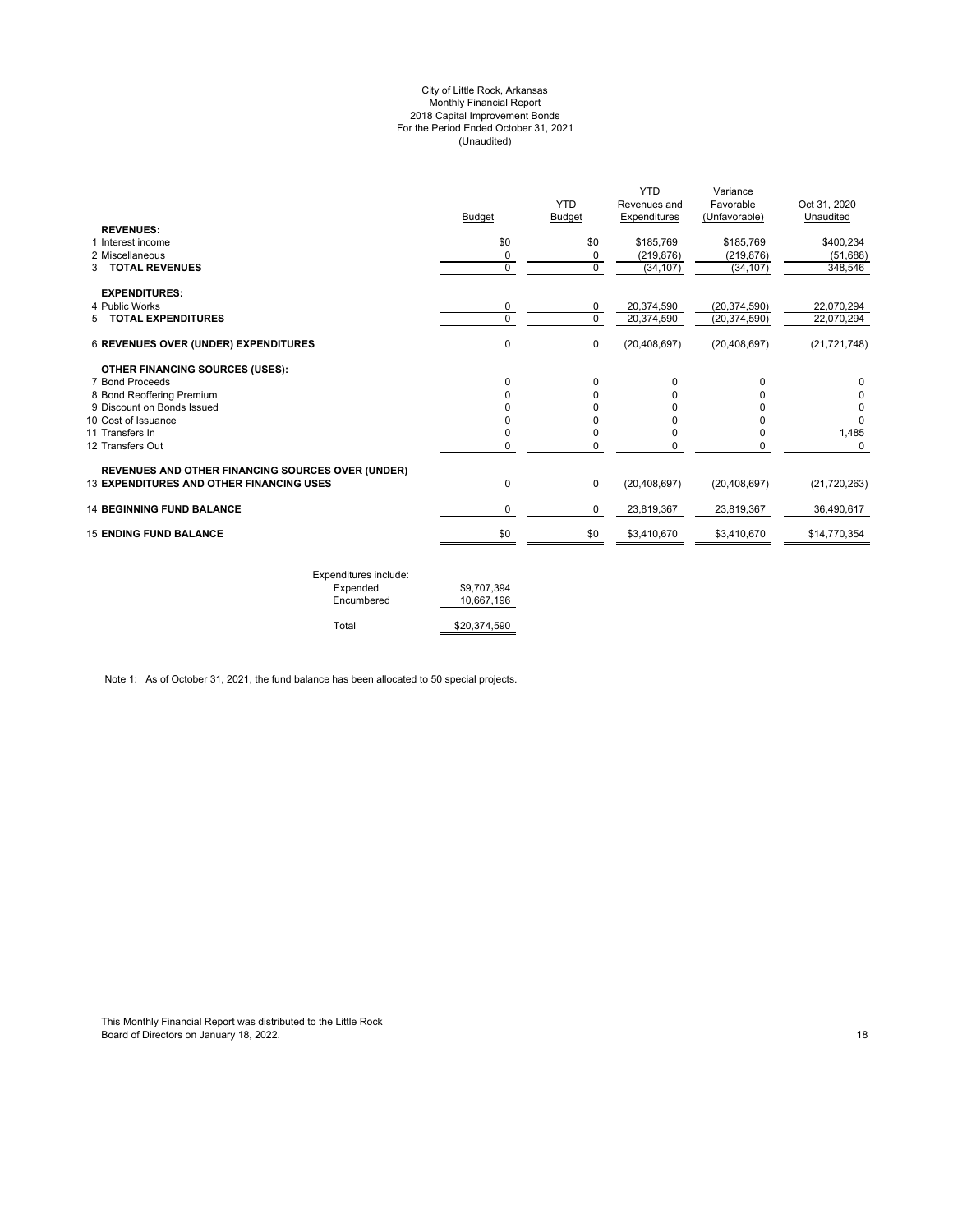City of Little Rock, Arkansas
Monthly Financial Report
2018 Capital Improvement Bonds
For the Period Ended October 31, 2021
(Unaudited)

| | Budget | YTD Budget | YTD Revenues and Expenditures | Variance Favorable (Unfavorable) | Oct 31, 2020 Unaudited |
|---|---|---|---|---|---|
| **REVENUES:** | | | | | |
| 1 Interest income | $0 | $0 | $185,769 | $185,769 | $400,234 |
| 2 Miscellaneous | 0 | 0 | (219,876) | (219,876) | (51,688) |
| 3 **TOTAL REVENUES** | 0 | 0 | (34,107) | (34,107) | 348,546 |
| **EXPENDITURES:** | | | | | |
| 4 Public Works | 0 | 0 | 20,374,590 | (20,374,590) | 22,070,294 |
| 5 **TOTAL EXPENDITURES** | 0 | 0 | 20,374,590 | (20,374,590) | 22,070,294 |
| 6 **REVENUES OVER (UNDER) EXPENDITURES** | 0 | 0 | (20,408,697) | (20,408,697) | (21,721,748) |
| **OTHER FINANCING SOURCES (USES):** | | | | | |
| 7 Bond Proceeds | 0 | 0 | 0 | 0 | 0 |
| 8 Bond Reoffering Premium | 0 | 0 | 0 | 0 | 0 |
| 9 Discount on Bonds Issued | 0 | 0 | 0 | 0 | 0 |
| 10 Cost of Issuance | 0 | 0 | 0 | 0 | 0 |
| 11 Transfers In | 0 | 0 | 0 | 0 | 1,485 |
| 12 Transfers Out | 0 | 0 | 0 | 0 | 0 |
| **REVENUES AND OTHER FINANCING SOURCES OVER (UNDER)** | | | | | |
| 13 **EXPENDITURES AND OTHER FINANCING USES** | 0 | 0 | (20,408,697) | (20,408,697) | (21,720,263) |
| 14 **BEGINNING FUND BALANCE** | 0 | 0 | 23,819,367 | 23,819,367 | 36,490,617 |
| 15 **ENDING FUND BALANCE** | $0 | $0 | $3,410,670 | $3,410,670 | $14,770,354 |

| Expenditures include: | |
|---|---|
| Expended | $9,707,394 |
| Encumbered | 10,667,196 |
| Total | $20,374,590 |

Note 1: As of October 31, 2021, the fund balance has been allocated to 50 special projects.

This Monthly Financial Report was distributed to the Little Rock Board of Directors on January 18, 2022.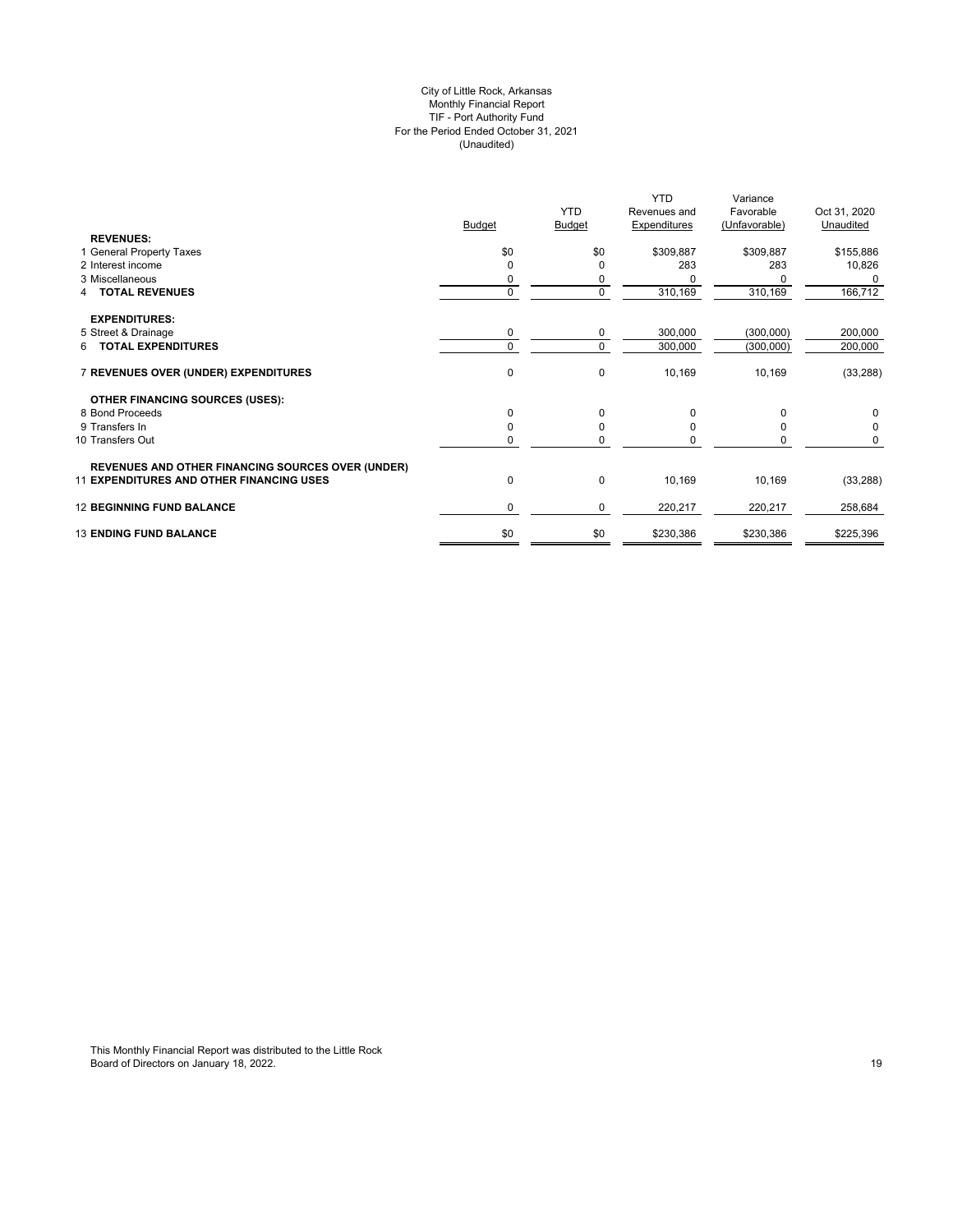City of Little Rock, Arkansas
Monthly Financial Report
TIF - Port Authority Fund
For the Period Ended October 31, 2021
(Unaudited)

| | Budget | YTD Budget | YTD Revenues and Expenditures | Variance Favorable (Unfavorable) | Oct 31, 2020 Unaudited |
|---|---|---|---|---|---|
| **REVENUES:** | | | | | |
| 1 General Property Taxes | $0 | $0 | $309,887 | $309,887 | $155,886 |
| 2 Interest income | 0 | 0 | 283 | 283 | 10,826 |
| 3 Miscellaneous | 0 | 0 | 0 | 0 | 0 |
| 4 **TOTAL REVENUES** | 0 | 0 | 310,169 | 310,169 | 166,712 |
| **EXPENDITURES:** | | | | | |
| 5 Street & Drainage | 0 | 0 | 300,000 | (300,000) | 200,000 |
| 6 **TOTAL EXPENDITURES** | 0 | 0 | 300,000 | (300,000) | 200,000 |
| 7 **REVENUES OVER (UNDER) EXPENDITURES** | 0 | 0 | 10,169 | 10,169 | (33,288) |
| **OTHER FINANCING SOURCES (USES):** | | | | | |
| 8 Bond Proceeds | 0 | 0 | 0 | 0 | 0 |
| 9 Transfers In | 0 | 0 | 0 | 0 | 0 |
| 10 Transfers Out | 0 | 0 | 0 | 0 | 0 |
| **REVENUES AND OTHER FINANCING SOURCES OVER (UNDER)** | | | | | |
| 11 **EXPENDITURES AND OTHER FINANCING USES** | 0 | 0 | 10,169 | 10,169 | (33,288) |
| 12 **BEGINNING FUND BALANCE** | 0 | 0 | 220,217 | 220,217 | 258,684 |
| 13 **ENDING FUND BALANCE** | $0 | $0 | $230,386 | $230,386 | $225,396 |

This Monthly Financial Report was distributed to the Little Rock Board of Directors on January 18, 2022.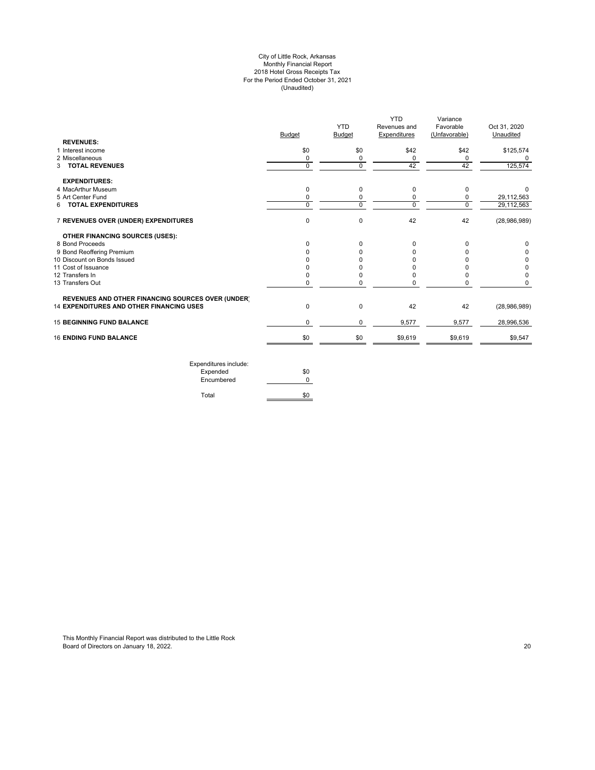City of Little Rock, Arkansas
Monthly Financial Report
2018 Hotel Gross Receipts Tax
For the Period Ended October 31, 2021
(Unaudited)

| | Budget | YTD Budget | YTD Revenues and Expenditures | Variance Favorable (Unfavorable) | Oct 31, 2020 Unaudited |
|---|---|---|---|---|---|
| **REVENUES:** | | | | | |
| 1 Interest income | $0 | $0 | $42 | $42 | $125,574 |
| 2 Miscellaneous | 0 | 0 | 0 | 0 | 0 |
| 3 **TOTAL REVENUES** | 0 | 0 | 42 | 42 | 125,574 |
| **EXPENDITURES:** | | | | | |
| 4 MacArthur Museum | 0 | 0 | 0 | 0 | 0 |
| 5 Art Center Fund | 0 | 0 | 0 | 0 | 29,112,563 |
| 6 **TOTAL EXPENDITURES** | 0 | 0 | 0 | 0 | 29,112,563 |
| 7 **REVENUES OVER (UNDER) EXPENDITURES** | 0 | 0 | 42 | 42 | (28,986,989) |
| **OTHER FINANCING SOURCES (USES):** | | | | | |
| 8 Bond Proceeds | 0 | 0 | 0 | 0 | 0 |
| 9 Bond Reoffering Premium | 0 | 0 | 0 | 0 | 0 |
| 10 Discount on Bonds Issued | 0 | 0 | 0 | 0 | 0 |
| 11 Cost of Issuance | 0 | 0 | 0 | 0 | 0 |
| 12 Transfers In | 0 | 0 | 0 | 0 | 0 |
| 13 Transfers Out | 0 | 0 | 0 | 0 | 0 |
| **REVENUES AND OTHER FINANCING SOURCES OVER (UNDER)** 14 **EXPENDITURES AND OTHER FINANCING USES** | 0 | 0 | 42 | 42 | (28,986,989) |
| 15 **BEGINNING FUND BALANCE** | 0 | 0 | 9,577 | 9,577 | 28,996,536 |
| 16 **ENDING FUND BALANCE** | $0 | $0 | $9,619 | $9,619 | $9,547 |

| Expenditures include: | |
|---|---|
| Expended | $0 |
| Encumbered | 0 |
| Total | $0 |

This Monthly Financial Report was distributed to the Little Rock Board of Directors on January 18, 2022.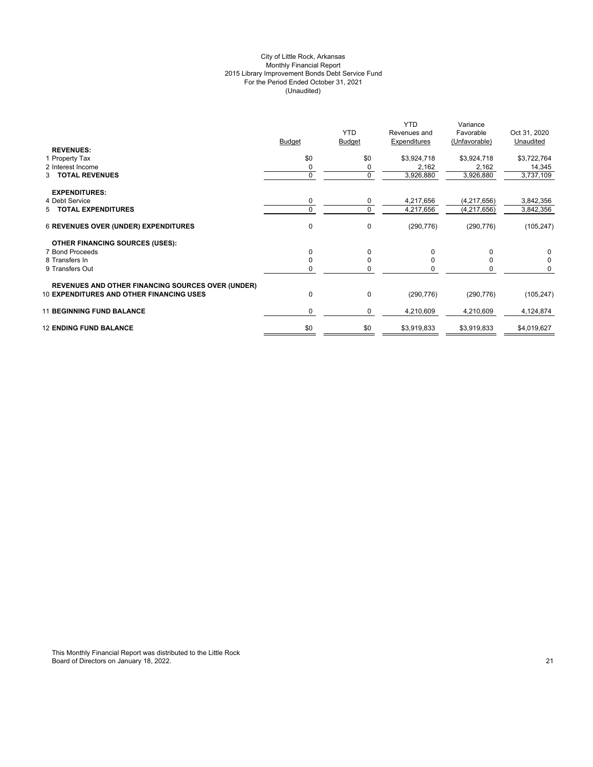City of Little Rock, Arkansas
Monthly Financial Report
2015 Library Improvement Bonds Debt Service Fund
For the Period Ended October 31, 2021
(Unaudited)

| | Budget | YTD Budget | YTD Revenues and Expenditures | Variance Favorable (Unfavorable) | Oct 31, 2020 Unaudited |
|---|---|---|---|---|---|
| **REVENUES:** | | | | | |
| 1 Property Tax | $0 | $0 | $3,924,718 | $3,924,718 | $3,722,764 |
| 2 Interest Income | 0 | 0 | 2,162 | 2,162 | 14,345 |
| 3 **TOTAL REVENUES** | 0 | 0 | 3,926,880 | 3,926,880 | 3,737,109 |
| **EXPENDITURES:** | | | | | |
| 4 Debt Service | 0 | 0 | 4,217,656 | (4,217,656) | 3,842,356 |
| 5 **TOTAL EXPENDITURES** | 0 | 0 | 4,217,656 | (4,217,656) | 3,842,356 |
| 6 **REVENUES OVER (UNDER) EXPENDITURES** | 0 | 0 | (290,776) | (290,776) | (105,247) |
| **OTHER FINANCING SOURCES (USES):** | | | | | |
| 7 Bond Proceeds | 0 | 0 | 0 | 0 | 0 |
| 8 Transfers In | 0 | 0 | 0 | 0 | 0 |
| 9 Transfers Out | 0 | 0 | 0 | 0 | 0 |
| **REVENUES AND OTHER FINANCING SOURCES OVER (UNDER)** | | | | | |
| 10 **EXPENDITURES AND OTHER FINANCING USES** | 0 | 0 | (290,776) | (290,776) | (105,247) |
| 11 **BEGINNING FUND BALANCE** | 0 | 0 | 4,210,609 | 4,210,609 | 4,124,874 |
| 12 **ENDING FUND BALANCE** | $0 | $0 | $3,919,833 | $3,919,833 | $4,019,627 |

This Monthly Financial Report was distributed to the Little Rock Board of Directors on January 18, 2022.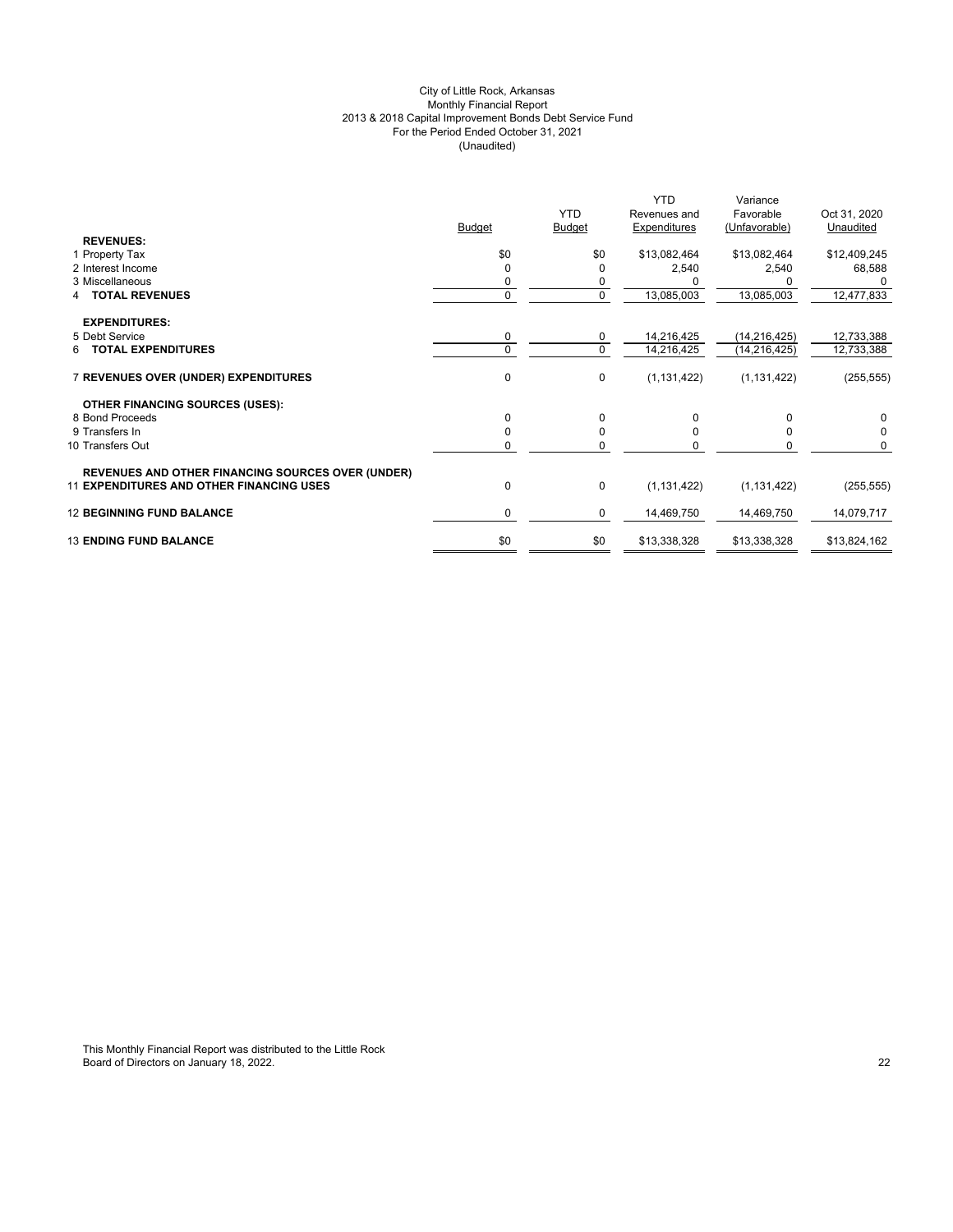City of Little Rock, Arkansas
Monthly Financial Report
2013 & 2018 Capital Improvement Bonds Debt Service Fund
For the Period Ended October 31, 2021
(Unaudited)

| | Budget | YTD Budget | YTD Revenues and Expenditures | Variance Favorable (Unfavorable) | Oct 31, 2020 Unaudited |
|---|---|---|---|---|---|
| **REVENUES:** | | | | | |
| 1 Property Tax | $0 | $0 | $13,082,464 | $13,082,464 | $12,409,245 |
| 2 Interest Income | 0 | 0 | 2,540 | 2,540 | 68,588 |
| 3 Miscellaneous | 0 | 0 | 0 | 0 | 0 |
| 4 **TOTAL REVENUES** | 0 | 0 | 13,085,003 | 13,085,003 | 12,477,833 |
| **EXPENDITURES:** | | | | | |
| 5 Debt Service | 0 | 0 | 14,216,425 | (14,216,425) | 12,733,388 |
| 6 **TOTAL EXPENDITURES** | 0 | 0 | 14,216,425 | (14,216,425) | 12,733,388 |
| 7 **REVENUES OVER (UNDER) EXPENDITURES** | 0 | 0 | (1,131,422) | (1,131,422) | (255,555) |
| **OTHER FINANCING SOURCES (USES):** | | | | | |
| 8 Bond Proceeds | 0 | 0 | 0 | 0 | 0 |
| 9 Transfers In | 0 | 0 | 0 | 0 | 0 |
| 10 Transfers Out | 0 | 0 | 0 | 0 | 0 |
| **REVENUES AND OTHER FINANCING SOURCES OVER (UNDER)** 11 **EXPENDITURES AND OTHER FINANCING USES** | 0 | 0 | (1,131,422) | (1,131,422) | (255,555) |
| 12 **BEGINNING FUND BALANCE** | 0 | 0 | 14,469,750 | 14,469,750 | 14,079,717 |
| 13 **ENDING FUND BALANCE** | $0 | $0 | $13,338,328 | $13,338,328 | $13,824,162 |

This Monthly Financial Report was distributed to the Little Rock Board of Directors on January 18, 2022.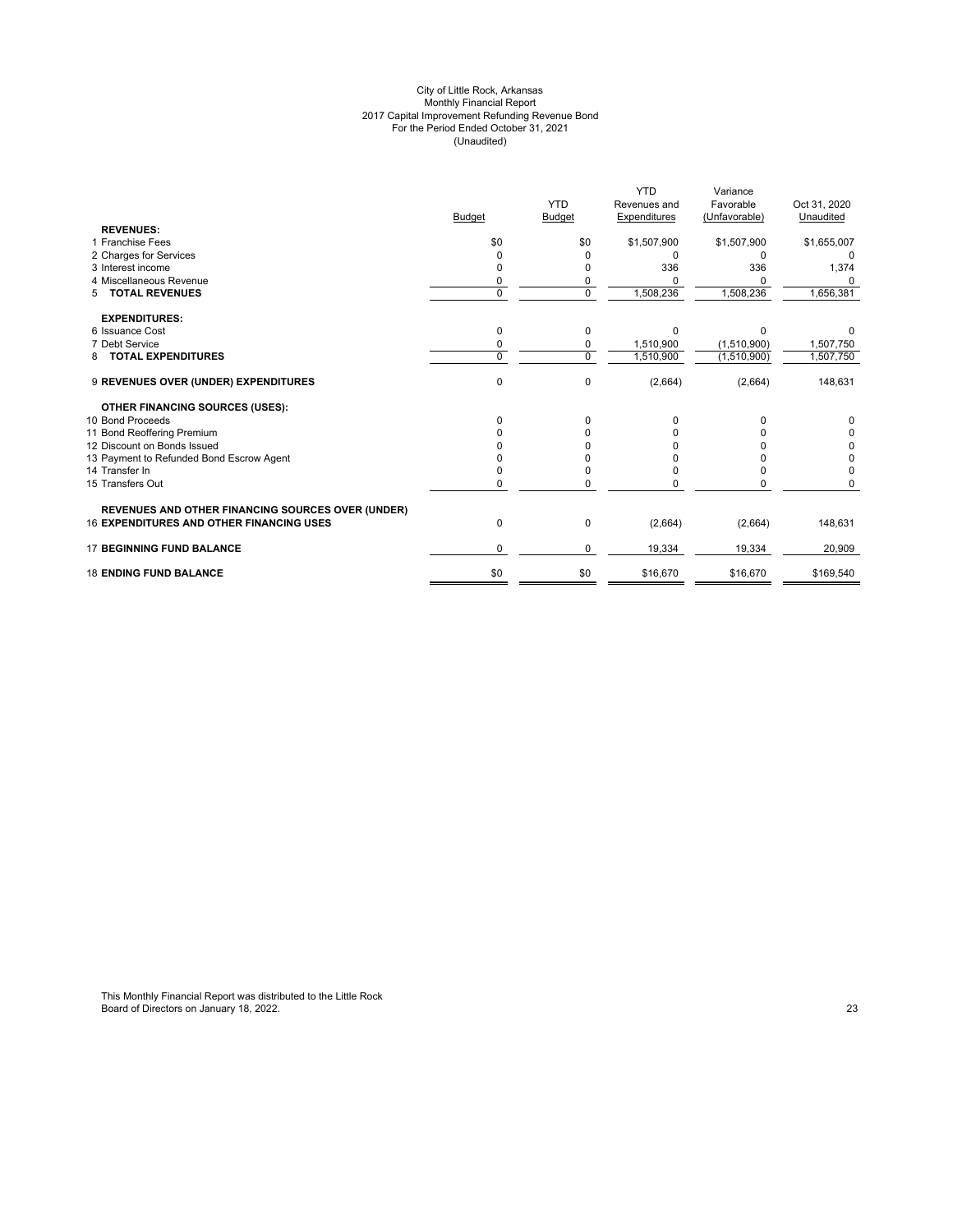# City of Little Rock, Arkansas
## Monthly Financial Report
## 2017 Capital Improvement Refunding Revenue Bond
### For the Period Ended October 31, 2021
### (Unaudited)

| | Budget | YTD Budget | YTD Revenues and Expenditures | Variance Favorable (Unfavorable) | Oct 31, 2020 Unaudited |
|---|---|---|---|---|---|
| **REVENUES:** | | | | | |
| 1 Franchise Fees | $0 | $0 | $1,507,900 | $1,507,900 | $1,655,007 |
| 2 Charges for Services | 0 | 0 | 0 | 0 | 0 |
| 3 Interest income | 0 | 0 | 336 | 336 | 1,374 |
| 4 Miscellaneous Revenue | 0 | 0 | 0 | 0 | 0 |
| 5 **TOTAL REVENUES** | 0 | 0 | 1,508,236 | 1,508,236 | 1,656,381 |
| **EXPENDITURES:** | | | | | |
| 6 Issuance Cost | 0 | 0 | 0 | 0 | 0 |
| 7 Debt Service | 0 | 0 | 1,510,900 | (1,510,900) | 1,507,750 |
| 8 **TOTAL EXPENDITURES** | 0 | 0 | 1,510,900 | (1,510,900) | 1,507,750 |
| 9 **REVENUES OVER (UNDER) EXPENDITURES** | 0 | 0 | (2,664) | (2,664) | 148,631 |
| **OTHER FINANCING SOURCES (USES):** | | | | | |
| 10 Bond Proceeds | 0 | 0 | 0 | 0 | 0 |
| 11 Bond Reoffering Premium | 0 | 0 | 0 | 0 | 0 |
| 12 Discount on Bonds Issued | 0 | 0 | 0 | 0 | 0 |
| 13 Payment to Refunded Bond Escrow Agent | 0 | 0 | 0 | 0 | 0 |
| 14 Transfer In | 0 | 0 | 0 | 0 | 0 |
| 15 Transfers Out | 0 | 0 | 0 | 0 | 0 |
| **REVENUES AND OTHER FINANCING SOURCES OVER (UNDER)** 16 **EXPENDITURES AND OTHER FINANCING USES** | 0 | 0 | (2,664) | (2,664) | 148,631 |
| 17 **BEGINNING FUND BALANCE** | 0 | 0 | 19,334 | 19,334 | 20,909 |
| 18 **ENDING FUND BALANCE** | $0 | $0 | $16,670 | $16,670 | $169,540 |

This Monthly Financial Report was distributed to the Little Rock Board of Directors on January 18, 2022.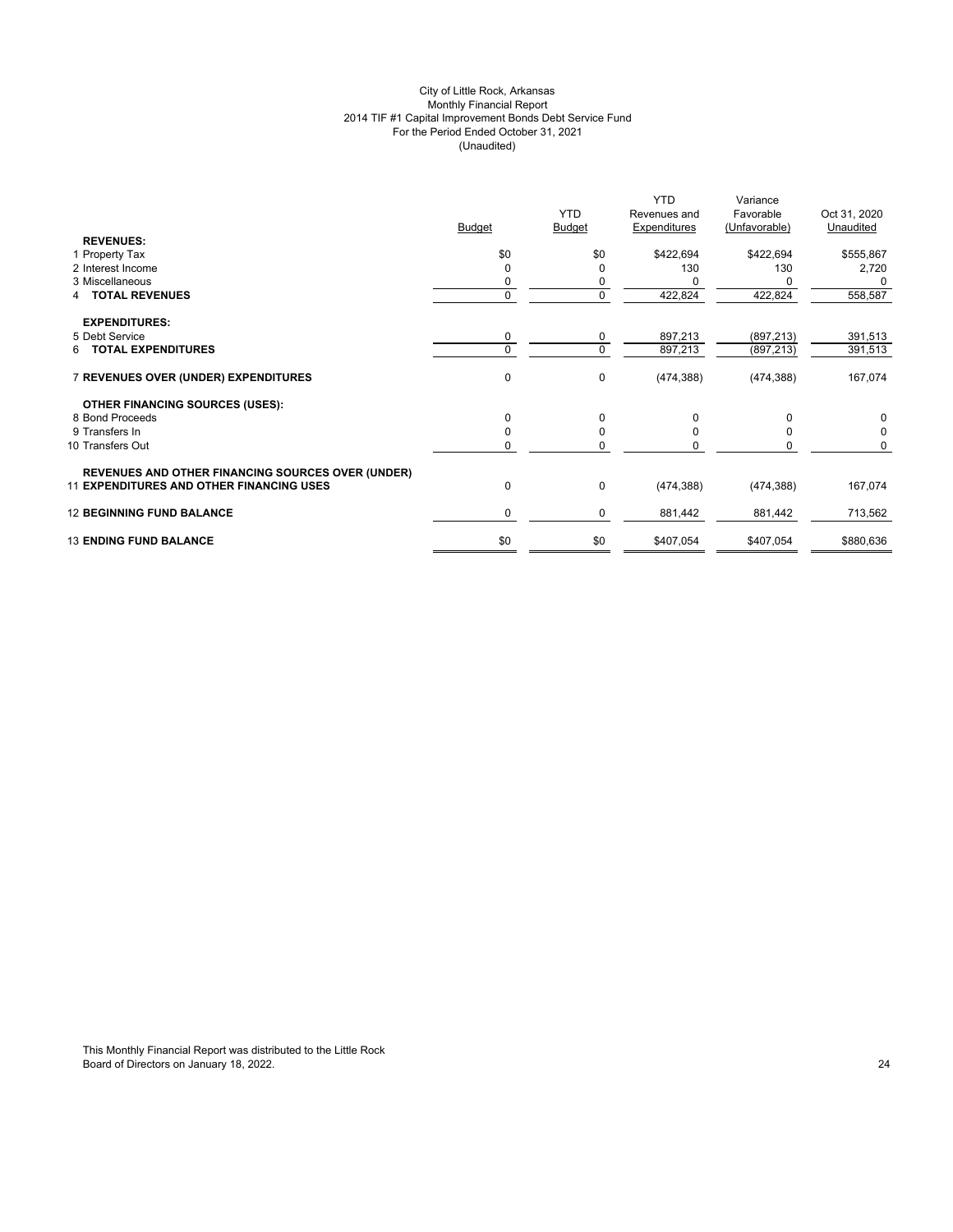City of Little Rock, Arkansas
Monthly Financial Report
2014 TIF #1 Capital Improvement Bonds Debt Service Fund
For the Period Ended October 31, 2021
(Unaudited)

| | Budget | YTD Budget | YTD Revenues and Expenditures | Variance Favorable (Unfavorable) | Oct 31, 2020 Unaudited |
|---|---|---|---|---|---|
| **REVENUES:** | | | | | |
| 1 Property Tax | $0 | $0 | $422,694 | $422,694 | $555,867 |
| 2 Interest Income | 0 | 0 | 130 | 130 | 2,720 |
| 3 Miscellaneous | 0 | 0 | 0 | 0 | 0 |
| 4 **TOTAL REVENUES** | 0 | 0 | 422,824 | 422,824 | 558,587 |
| **EXPENDITURES:** | | | | | |
| 5 Debt Service | 0 | 0 | 897,213 | (897,213) | 391,513 |
| 6 **TOTAL EXPENDITURES** | 0 | 0 | 897,213 | (897,213) | 391,513 |
| 7 **REVENUES OVER (UNDER) EXPENDITURES** | 0 | 0 | (474,388) | (474,388) | 167,074 |
| **OTHER FINANCING SOURCES (USES):** | | | | | |
| 8 Bond Proceeds | 0 | 0 | 0 | 0 | 0 |
| 9 Transfers In | 0 | 0 | 0 | 0 | 0 |
| 10 Transfers Out | 0 | 0 | 0 | 0 | 0 |
| **REVENUES AND OTHER FINANCING SOURCES OVER (UNDER)** 11 **EXPENDITURES AND OTHER FINANCING USES** | 0 | 0 | (474,388) | (474,388) | 167,074 |
| 12 **BEGINNING FUND BALANCE** | 0 | 0 | 881,442 | 881,442 | 713,562 |
| 13 **ENDING FUND BALANCE** | $0 | $0 | $407,054 | $407,054 | $880,636 |

This Monthly Financial Report was distributed to the Little Rock Board of Directors on January 18, 2022.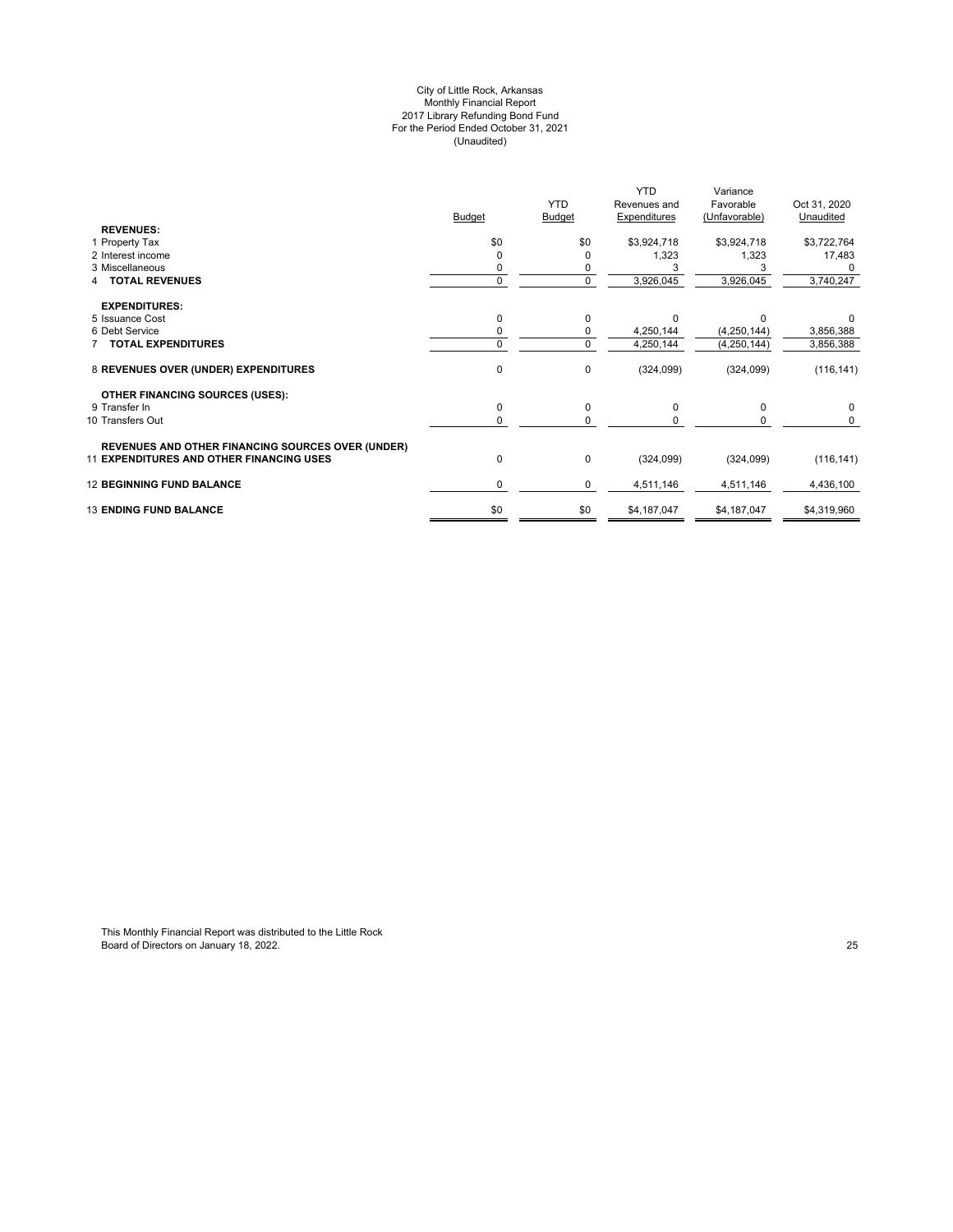City of Little Rock, Arkansas
Monthly Financial Report
2017 Library Refunding Bond Fund
For the Period Ended October 31, 2021
(Unaudited)

| | Budget | YTD Budget | YTD Revenues and Expenditures | Variance Favorable (Unfavorable) | Oct 31, 2020 Unaudited |
|---|---|---|---|---|---|
| **REVENUES:** | | | | | |
| 1 Property Tax | $0 | $0 | $3,924,718 | $3,924,718 | $3,722,764 |
| 2 Interest income | 0 | 0 | 1,323 | 1,323 | 17,483 |
| 3 Miscellaneous | 0 | 0 | 3 | 3 | 0 |
| 4 **TOTAL REVENUES** | 0 | 0 | 3,926,045 | 3,926,045 | 3,740,247 |
| **EXPENDITURES:** | | | | | |
| 5 Issuance Cost | 0 | 0 | 0 | 0 | 0 |
| 6 Debt Service | 0 | 0 | 4,250,144 | (4,250,144) | 3,856,388 |
| 7 **TOTAL EXPENDITURES** | 0 | 0 | 4,250,144 | (4,250,144) | 3,856,388 |
| 8 **REVENUES OVER (UNDER) EXPENDITURES** | 0 | 0 | (324,099) | (324,099) | (116,141) |
| **OTHER FINANCING SOURCES (USES):** | | | | | |
| 9 Transfer In | 0 | 0 | 0 | 0 | 0 |
| 10 Transfers Out | 0 | 0 | 0 | 0 | 0 |
| 11 **REVENUES AND OTHER FINANCING SOURCES OVER (UNDER) EXPENDITURES AND OTHER FINANCING USES** | 0 | 0 | (324,099) | (324,099) | (116,141) |
| 12 **BEGINNING FUND BALANCE** | 0 | 0 | 4,511,146 | 4,511,146 | 4,436,100 |
| 13 **ENDING FUND BALANCE** | $0 | $0 | $4,187,047 | $4,187,047 | $4,319,960 |

This Monthly Financial Report was distributed to the Little Rock Board of Directors on January 18, 2022.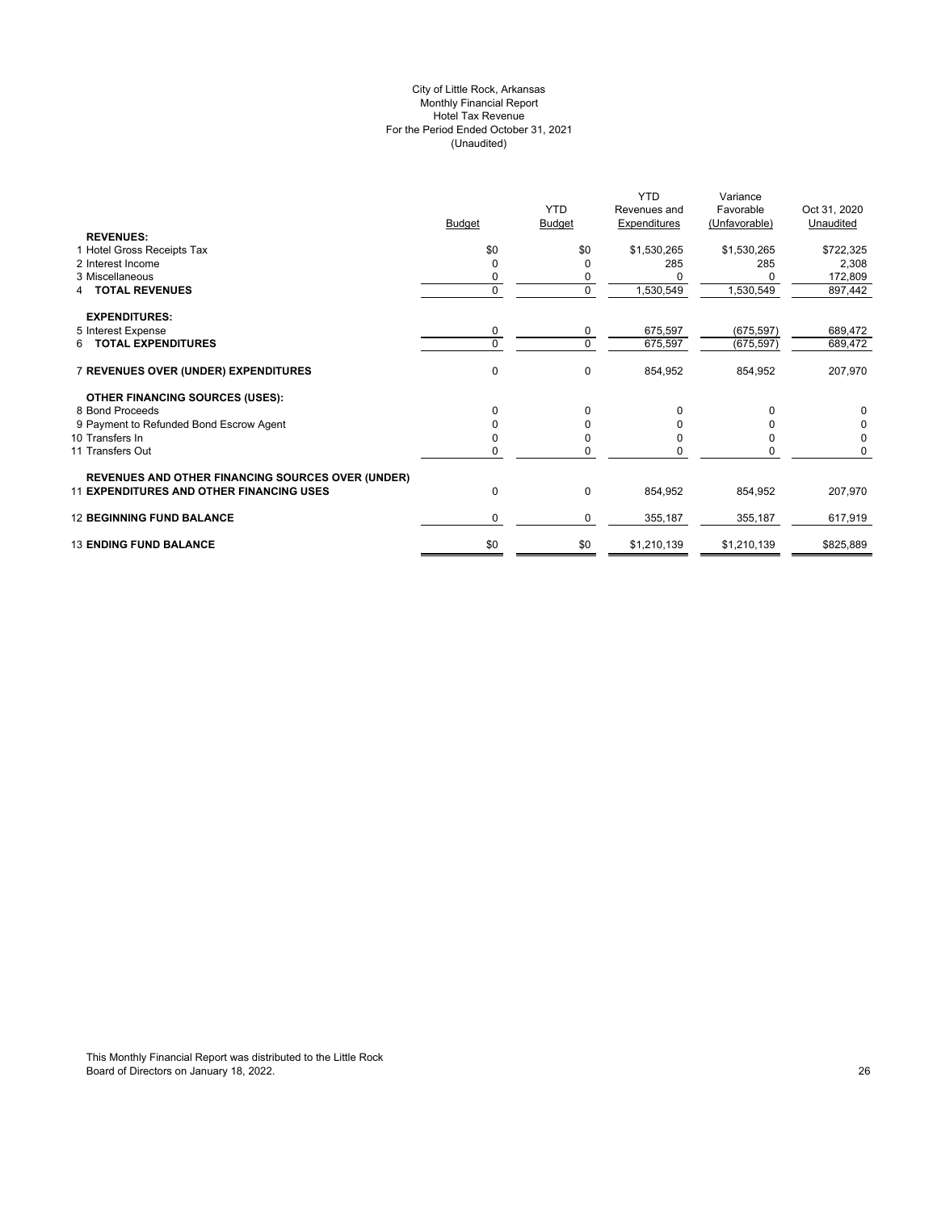City of Little Rock, Arkansas
Monthly Financial Report
Hotel Tax Revenue
For the Period Ended October 31, 2021
(Unaudited)

| | Budget | YTD Budget | YTD Revenues and Expenditures | Variance Favorable (Unfavorable) | Oct 31, 2020 Unaudited |
|---|---|---|---|---|---|
| **REVENUES:** | | | | | |
| 1 Hotel Gross Receipts Tax | $0 | $0 | $1,530,265 | $1,530,265 | $722,325 |
| 2 Interest Income | 0 | 0 | 285 | 285 | 2,308 |
| 3 Miscellaneous | 0 | 0 | 0 | 0 | 172,809 |
| 4 **TOTAL REVENUES** | 0 | 0 | 1,530,549 | 1,530,549 | 897,442 |
| **EXPENDITURES:** | | | | | |
| 5 Interest Expense | 0 | 0 | 675,597 | (675,597) | 689,472 |
| 6 **TOTAL EXPENDITURES** | 0 | 0 | 675,597 | (675,597) | 689,472 |
| 7 **REVENUES OVER (UNDER) EXPENDITURES** | 0 | 0 | 854,952 | 854,952 | 207,970 |
| **OTHER FINANCING SOURCES (USES):** | | | | | |
| 8 Bond Proceeds | 0 | 0 | 0 | 0 | 0 |
| 9 Payment to Refunded Bond Escrow Agent | 0 | 0 | 0 | 0 | 0 |
| 10 Transfers In | 0 | 0 | 0 | 0 | 0 |
| 11 Transfers Out | 0 | 0 | 0 | 0 | 0 |
| **REVENUES AND OTHER FINANCING SOURCES OVER (UNDER)** 11 **EXPENDITURES AND OTHER FINANCING USES** | 0 | 0 | 854,952 | 854,952 | 207,970 |
| 12 **BEGINNING FUND BALANCE** | 0 | 0 | 355,187 | 355,187 | 617,919 |
| 13 **ENDING FUND BALANCE** | $0 | $0 | $1,210,139 | $1,210,139 | $825,889 |

This Monthly Financial Report was distributed to the Little Rock Board of Directors on January 18, 2022.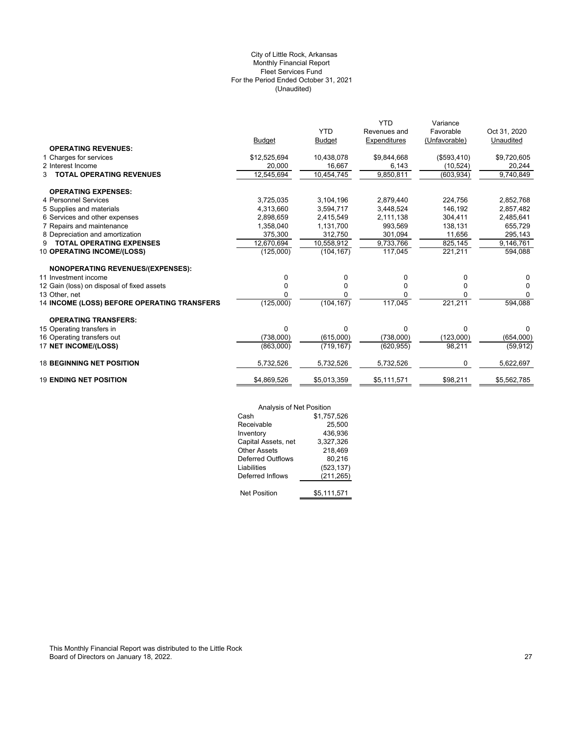City of Little Rock, Arkansas
Monthly Financial Report
Fleet Services Fund
For the Period Ended October 31, 2021
(Unaudited)

| | Budget | YTD Budget | YTD Revenues and Expenditures | Variance Favorable (Unfavorable) | Oct 31, 2020 Unaudited |
|---|---|---|---|---|---|
| **OPERATING REVENUES:** | | | | | |
| 1 Charges for services | $12,525,694 | 10,438,078 | $9,844,668 | ($593,410) | $9,720,605 |
| 2 Interest Income | 20,000 | 16,667 | 6,143 | (10,524) | 20,244 |
| 3 **TOTAL OPERATING REVENUES** | 12,545,694 | 10,454,745 | 9,850,811 | (603,934) | 9,740,849 |
| **OPERATING EXPENSES:** | | | | | |
| 4 Personnel Services | 3,725,035 | 3,104,196 | 2,879,440 | 224,756 | 2,852,768 |
| 5 Supplies and materials | 4,313,660 | 3,594,717 | 3,448,524 | 146,192 | 2,857,482 |
| 6 Services and other expenses | 2,898,659 | 2,415,549 | 2,111,138 | 304,411 | 2,485,641 |
| 7 Repairs and maintenance | 1,358,040 | 1,131,700 | 993,569 | 138,131 | 655,729 |
| 8 Depreciation and amortization | 375,300 | 312,750 | 301,094 | 11,656 | 295,143 |
| 9 **TOTAL OPERATING EXPENSES** | 12,670,694 | 10,558,912 | 9,733,766 | 825,145 | 9,146,761 |
| 10 **OPERATING INCOME/(LOSS)** | (125,000) | (104,167) | 117,045 | 221,211 | 594,088 |
| **NONOPERATING REVENUES/(EXPENSES):** | | | | | |
| 11 Investment income | 0 | 0 | 0 | 0 | 0 |
| 12 Gain (loss) on disposal of fixed assets | 0 | 0 | 0 | 0 | 0 |
| 13 Other, net | 0 | 0 | 0 | 0 | 0 |
| 14 **INCOME (LOSS) BEFORE OPERATING TRANSFERS** | (125,000) | (104,167) | 117,045 | 221,211 | 594,088 |
| **OPERATING TRANSFERS:** | | | | | |
| 15 Operating transfers in | 0 | 0 | 0 | 0 | 0 |
| 16 Operating transfers out | (738,000) | (615,000) | (738,000) | (123,000) | (654,000) |
| 17 **NET INCOME/(LOSS)** | (863,000) | (719,167) | (620,955) | 98,211 | (59,912) |
| 18 **BEGINNING NET POSITION** | 5,732,526 | 5,732,526 | 5,732,526 | 0 | 5,622,697 |
| 19 **ENDING NET POSITION** | $4,869,526 | $5,013,359 | $5,111,571 | $98,211 | $5,562,785 |

| Analysis of Net Position | |
|---|---|
| Cash | $1,757,526 |
| Receivable | 25,500 |
| Inventory | 436,936 |
| Capital Assets, net | 3,327,326 |
| Other Assets | 218,469 |
| Deferred Outflows | 80,216 |
| Liabilities | (523,137) |
| Deferred Inflows | (211,265) |
| Net Position | $5,111,571 |

This Monthly Financial Report was distributed to the Little Rock Board of Directors on January 18, 2022.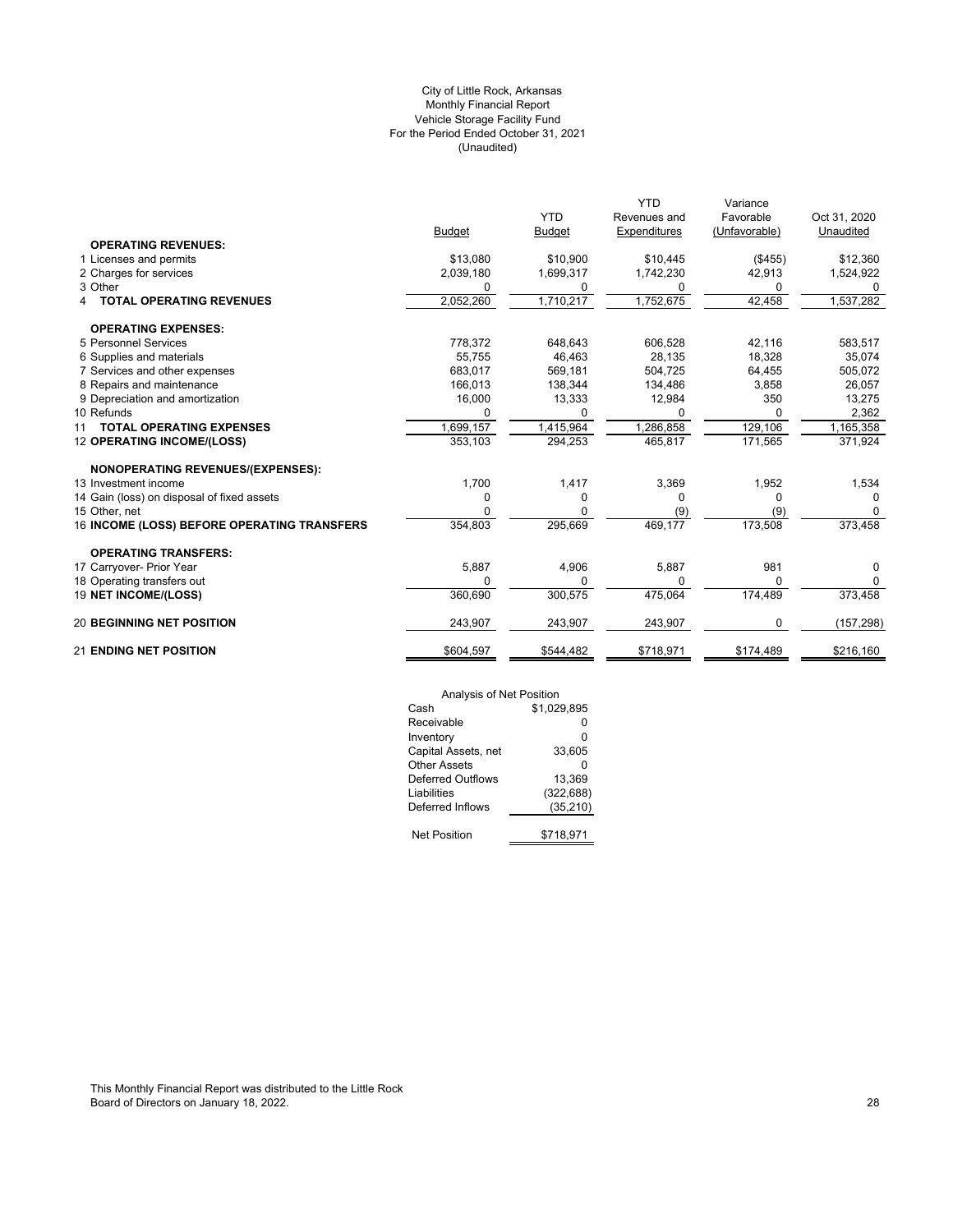City of Little Rock, Arkansas
Monthly Financial Report
Vehicle Storage Facility Fund
For the Period Ended October 31, 2021
(Unaudited)

| | Budget | YTD Budget | YTD Revenues and Expenditures | Variance Favorable (Unfavorable) | Oct 31, 2020 Unaudited |
|---|---|---|---|---|---|
| **OPERATING REVENUES:** | | | | | |
| 1 Licenses and permits | $13,080 | $10,900 | $10,445 | ($455) | $12,360 |
| 2 Charges for services | 2,039,180 | 1,699,317 | 1,742,230 | 42,913 | 1,524,922 |
| 3 Other | 0 | 0 | 0 | 0 | 0 |
| 4 **TOTAL OPERATING REVENUES** | 2,052,260 | 1,710,217 | 1,752,675 | 42,458 | 1,537,282 |
| **OPERATING EXPENSES:** | | | | | |
| 5 Personnel Services | 778,372 | 648,643 | 606,528 | 42,116 | 583,517 |
| 6 Supplies and materials | 55,755 | 46,463 | 28,135 | 18,328 | 35,074 |
| 7 Services and other expenses | 683,017 | 569,181 | 504,725 | 64,455 | 505,072 |
| 8 Repairs and maintenance | 166,013 | 138,344 | 134,486 | 3,858 | 26,057 |
| 9 Depreciation and amortization | 16,000 | 13,333 | 12,984 | 350 | 13,275 |
| 10 Refunds | 0 | 0 | 0 | 0 | 2,362 |
| 11 **TOTAL OPERATING EXPENSES** | 1,699,157 | 1,415,964 | 1,286,858 | 129,106 | 1,165,358 |
| 12 **OPERATING INCOME/(LOSS)** | 353,103 | 294,253 | 465,817 | 171,565 | 371,924 |
| **NONOPERATING REVENUES/(EXPENSES):** | | | | | |
| 13 Investment income | 1,700 | 1,417 | 3,369 | 1,952 | 1,534 |
| 14 Gain (loss) on disposal of fixed assets | 0 | 0 | 0 | 0 | 0 |
| 15 Other, net | 0 | 0 | (9) | (9) | 0 |
| 16 **INCOME (LOSS) BEFORE OPERATING TRANSFERS** | 354,803 | 295,669 | 469,177 | 173,508 | 373,458 |
| **OPERATING TRANSFERS:** | | | | | |
| 17 Carryover- Prior Year | 5,887 | 4,906 | 5,887 | 981 | 0 |
| 18 Operating transfers out | 0 | 0 | 0 | 0 | 0 |
| 19 **NET INCOME/(LOSS)** | 360,690 | 300,575 | 475,064 | 174,489 | 373,458 |
| 20 **BEGINNING NET POSITION** | 243,907 | 243,907 | 243,907 | 0 | (157,298) |
| 21 **ENDING NET POSITION** | $604,597 | $544,482 | $718,971 | $174,489 | $216,160 |

| Analysis of Net Position | |
|---|---|
| Cash | $1,029,895 |
| Receivable | 0 |
| Inventory | 0 |
| Capital Assets, net | 33,605 |
| Other Assets | 0 |
| Deferred Outflows | 13,369 |
| Liabilities | (322,688) |
| Deferred Inflows | (35,210) |
| Net Position | $718,971 |

This Monthly Financial Report was distributed to the Little Rock Board of Directors on January 18, 2022.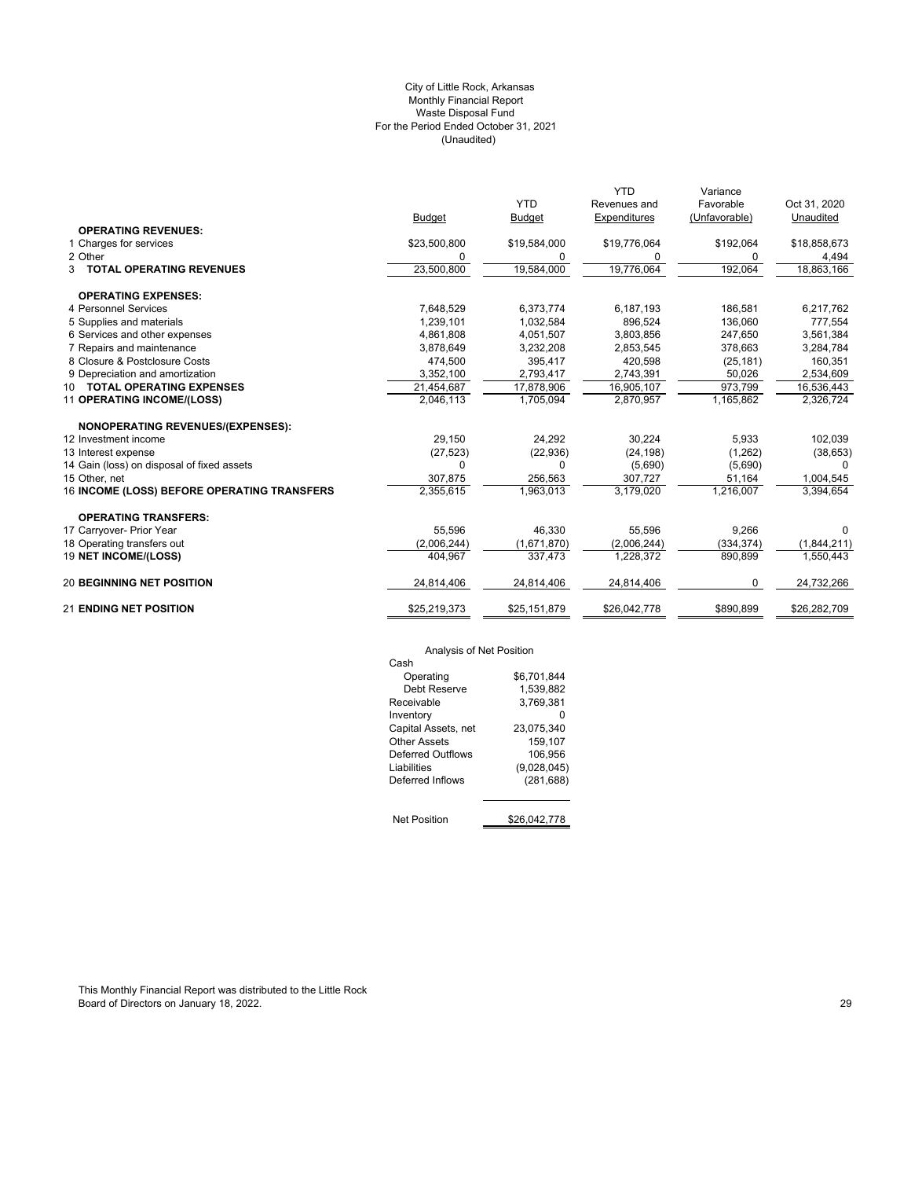City of Little Rock, Arkansas
Monthly Financial Report
Waste Disposal Fund
For the Period Ended October 31, 2021
(Unaudited)

| | Budget | YTD Budget | YTD Revenues and Expenditures | Variance Favorable (Unfavorable) | Oct 31, 2020 Unaudited |
|---|---|---|---|---|---|
| **OPERATING REVENUES:** | | | | | |
| 1 Charges for services | $23,500,800 | $19,584,000 | $19,776,064 | $192,064 | $18,858,673 |
| 2 Other | 0 | 0 | 0 | 0 | 4,494 |
| 3 **TOTAL OPERATING REVENUES** | 23,500,800 | 19,584,000 | 19,776,064 | 192,064 | 18,863,166 |
| **OPERATING EXPENSES:** | | | | | |
| 4 Personnel Services | 7,648,529 | 6,373,774 | 6,187,193 | 186,581 | 6,217,762 |
| 5 Supplies and materials | 1,239,101 | 1,032,584 | 896,524 | 136,060 | 777,554 |
| 6 Services and other expenses | 4,861,808 | 4,051,507 | 3,803,856 | 247,650 | 3,561,384 |
| 7 Repairs and maintenance | 3,878,649 | 3,232,208 | 2,853,545 | 378,663 | 3,284,784 |
| 8 Closure & Postclosure Costs | 474,500 | 395,417 | 420,598 | (25,181) | 160,351 |
| 9 Depreciation and amortization | 3,352,100 | 2,793,417 | 2,743,391 | 50,026 | 2,534,609 |
| 10 **TOTAL OPERATING EXPENSES** | 21,454,687 | 17,878,906 | 16,905,107 | 973,799 | 16,536,443 |
| 11 **OPERATING INCOME/(LOSS)** | 2,046,113 | 1,705,094 | 2,870,957 | 1,165,862 | 2,326,724 |
| **NONOPERATING REVENUES/(EXPENSES):** | | | | | |
| 12 Investment income | 29,150 | 24,292 | 30,224 | 5,933 | 102,039 |
| 13 Interest expense | (27,523) | (22,936) | (24,198) | (1,262) | (38,653) |
| 14 Gain (loss) on disposal of fixed assets | 0 | 0 | (5,690) | (5,690) | 0 |
| 15 Other, net | 307,875 | 256,563 | 307,727 | 51,164 | 1,004,545 |
| 16 **INCOME (LOSS) BEFORE OPERATING TRANSFERS** | 2,355,615 | 1,963,013 | 3,179,020 | 1,216,007 | 3,394,654 |
| **OPERATING TRANSFERS:** | | | | | |
| 17 Carryover- Prior Year | 55,596 | 46,330 | 55,596 | 9,266 | 0 |
| 18 Operating transfers out | (2,006,244) | (1,671,870) | (2,006,244) | (334,374) | (1,844,211) |
| 19 **NET INCOME/(LOSS)** | 404,967 | 337,473 | 1,228,372 | 890,899 | 1,550,443 |
| 20 **BEGINNING NET POSITION** | 24,814,406 | 24,814,406 | 24,814,406 | 0 | 24,732,266 |
| 21 **ENDING NET POSITION** | $25,219,373 | $25,151,879 | $26,042,778 | $890,899 | $26,282,709 |

Analysis of Net Position

| | |
|---|---|
| Cash | |
| Operating | $6,701,844 |
| Debt Reserve | 1,539,882 |
| Receivable | 3,769,381 |
| Inventory | 0 |
| Capital Assets, net | 23,075,340 |
| Other Assets | 159,107 |
| Deferred Outflows | 106,956 |
| Liabilities | (9,028,045) |
| Deferred Inflows | (281,688) |
| Net Position | $26,042,778 |

This Monthly Financial Report was distributed to the Little Rock Board of Directors on January 18, 2022.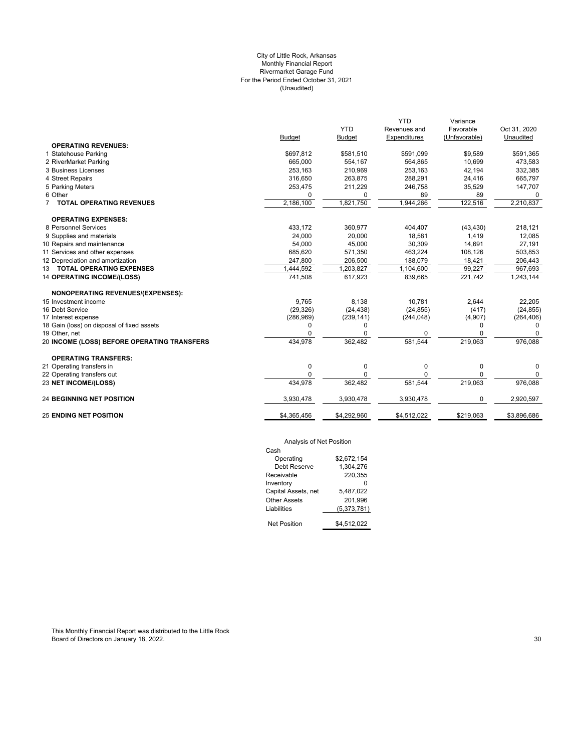City of Little Rock, Arkansas
Monthly Financial Report
Rivermarket Garage Fund
For the Period Ended October 31, 2021
(Unaudited)

| | Budget | YTD Budget | YTD Revenues and Expenditures | Variance Favorable (Unfavorable) | Oct 31, 2020 Unaudited |
|---|---|---|---|---|---|
| **OPERATING REVENUES:** | | | | | |
| 1 Statehouse Parking | $697,812 | $581,510 | $591,099 | $9,589 | $591,365 |
| 2 RiverMarket Parking | 665,000 | 554,167 | 564,865 | 10,699 | 473,583 |
| 3 Business Licenses | 253,163 | 210,969 | 253,163 | 42,194 | 332,385 |
| 4 Street Repairs | 316,650 | 263,875 | 288,291 | 24,416 | 665,797 |
| 5 Parking Meters | 253,475 | 211,229 | 246,758 | 35,529 | 147,707 |
| 6 Other | 0 | 0 | 89 | 89 | 0 |
| 7 **TOTAL OPERATING REVENUES** | 2,186,100 | 1,821,750 | 1,944,266 | 122,516 | 2,210,837 |
| **OPERATING EXPENSES:** | | | | | |
| 8 Personnel Services | 433,172 | 360,977 | 404,407 | (43,430) | 218,121 |
| 9 Supplies and materials | 24,000 | 20,000 | 18,581 | 1,419 | 12,085 |
| 10 Repairs and maintenance | 54,000 | 45,000 | 30,309 | 14,691 | 27,191 |
| 11 Services and other expenses | 685,620 | 571,350 | 463,224 | 108,126 | 503,853 |
| 12 Depreciation and amortization | 247,800 | 206,500 | 188,079 | 18,421 | 206,443 |
| 13 **TOTAL OPERATING EXPENSES** | 1,444,592 | 1,203,827 | 1,104,600 | 99,227 | 967,693 |
| 14 **OPERATING INCOME/(LOSS)** | 741,508 | 617,923 | 839,665 | 221,742 | 1,243,144 |
| **NONOPERATING REVENUES/(EXPENSES):** | | | | | |
| 15 Investment income | 9,765 | 8,138 | 10,781 | 2,644 | 22,205 |
| 16 Debt Service | (29,326) | (24,438) | (24,855) | (417) | (24,855) |
| 17 Interest expense | (286,969) | (239,141) | (244,048) | (4,907) | (264,406) |
| 18 Gain (loss) on disposal of fixed assets | 0 | 0 | | 0 | 0 |
| 19 Other, net | 0 | 0 | 0 | 0 | 0 |
| 20 **INCOME (LOSS) BEFORE OPERATING TRANSFERS** | 434,978 | 362,482 | 581,544 | 219,063 | 976,088 |
| **OPERATING TRANSFERS:** | | | | | |
| 21 Operating transfers in | 0 | 0 | 0 | 0 | 0 |
| 22 Operating transfers out | 0 | 0 | 0 | 0 | 0 |
| 23 **NET INCOME/(LOSS)** | 434,978 | 362,482 | 581,544 | 219,063 | 976,088 |
| 24 **BEGINNING NET POSITION** | 3,930,478 | 3,930,478 | 3,930,478 | 0 | 2,920,597 |
| 25 **ENDING NET POSITION** | $4,365,456 | $4,292,960 | $4,512,022 | $219,063 | $3,896,686 |

Analysis of Net Position

| | |
|---|---|
| Cash | |
| Operating | $2,672,154 |
| Debt Reserve | 1,304,276 |
| Receivable | 220,355 |
| Inventory | 0 |
| Capital Assets, net | 5,487,022 |
| Other Assets | 201,996 |
| Liabilities | (5,373,781) |
| Net Position | $4,512,022 |

This Monthly Financial Report was distributed to the Little Rock Board of Directors on January 18, 2022.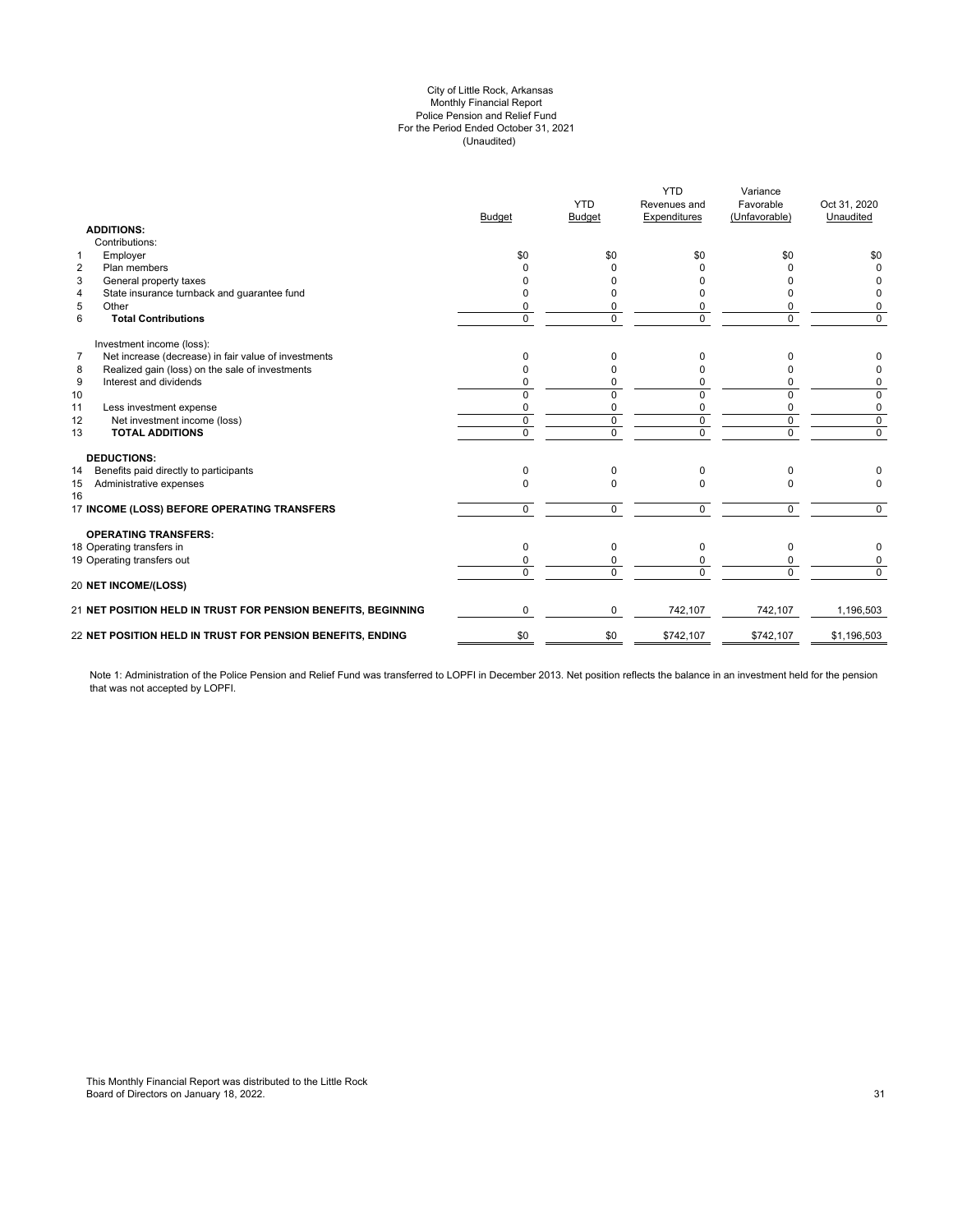City of Little Rock, Arkansas
Monthly Financial Report
Police Pension and Relief Fund
For the Period Ended October 31, 2021
(Unaudited)

| | | Budget | YTD Budget | YTD Revenues and Expenditures | Variance Favorable (Unfavorable) | Oct 31, 2020 Unaudited |
|---|---|---|---|---|---|---|
| | **ADDITIONS:** | | | | | |
| | Contributions: | | | | | |
| 1 | Employer | $0 | $0 | $0 | $0 | $0 |
| 2 | Plan members | 0 | 0 | 0 | 0 | 0 |
| 3 | General property taxes | 0 | 0 | 0 | 0 | 0 |
| 4 | State insurance turnback and guarantee fund | 0 | 0 | 0 | 0 | 0 |
| 5 | Other | 0 | 0 | 0 | 0 | 0 |
| 6 | **Total Contributions** | 0 | 0 | 0 | 0 | 0 |
| | Investment income (loss): | | | | | |
| 7 | Net increase (decrease) in fair value of investments | 0 | 0 | 0 | 0 | 0 |
| 8 | Realized gain (loss) on the sale of investments | 0 | 0 | 0 | 0 | 0 |
| 9 | Interest and dividends | 0 | 0 | 0 | 0 | 0 |
| 10 | | 0 | 0 | 0 | 0 | 0 |
| 11 | Less investment expense | 0 | 0 | 0 | 0 | 0 |
| 12 | Net investment income (loss) | 0 | 0 | 0 | 0 | 0 |
| 13 | **TOTAL ADDITIONS** | 0 | 0 | 0 | 0 | 0 |
| | **DEDUCTIONS:** | | | | | |
| 14 | Benefits paid directly to participants | 0 | 0 | 0 | 0 | 0 |
| 15 | Administrative expenses | 0 | 0 | 0 | 0 | 0 |
| 16 | | | | | | |
| 17 | **INCOME (LOSS) BEFORE OPERATING TRANSFERS** | 0 | 0 | 0 | 0 | 0 |
| | **OPERATING TRANSFERS:** | | | | | |
| 18 | Operating transfers in | 0 | 0 | 0 | 0 | 0 |
| 19 | Operating transfers out | 0 | 0 | 0 | 0 | 0 |
| | | 0 | 0 | 0 | 0 | 0 |
| 20 | **NET INCOME/(LOSS)** | | | | | |
| 21 | **NET POSITION HELD IN TRUST FOR PENSION BENEFITS, BEGINNING** | 0 | 0 | 742,107 | 742,107 | 1,196,503 |
| 22 | **NET POSITION HELD IN TRUST FOR PENSION BENEFITS, ENDING** | $0 | $0 | $742,107 | $742,107 | $1,196,503 |

Note 1: Administration of the Police Pension and Relief Fund was transferred to LOPFI in December 2013. Net position reflects the balance in an investment held for the pension that was not accepted by LOPFI.

This Monthly Financial Report was distributed to the Little Rock Board of Directors on January 18, 2022.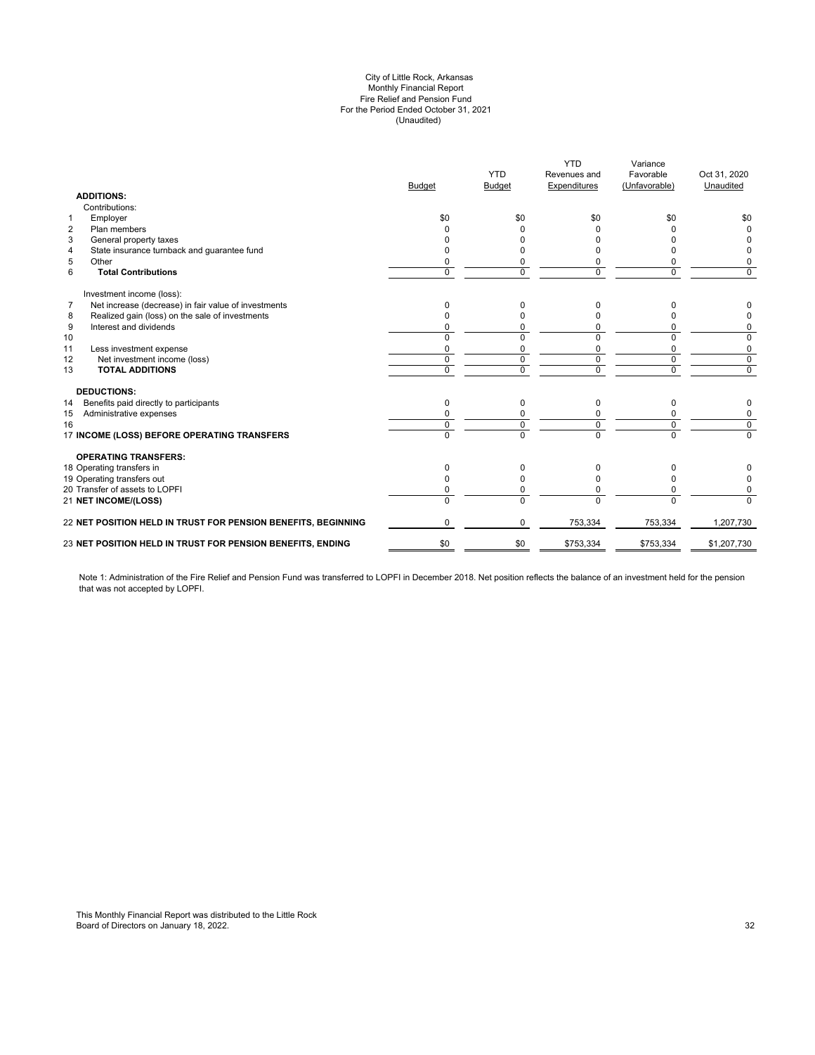City of Little Rock, Arkansas
Monthly Financial Report
Fire Relief and Pension Fund
For the Period Ended October 31, 2021
(Unaudited)

| | | Budget | YTD Budget | YTD Revenues and Expenditures | Variance Favorable (Unfavorable) | Oct 31, 2020 Unaudited |
|---|---|---|---|---|---|---|
| | **ADDITIONS:** | | | | | |
| | Contributions: | | | | | |
| 1 | Employer | $0 | $0 | $0 | $0 | $0 |
| 2 | Plan members | 0 | 0 | 0 | 0 | 0 |
| 3 | General property taxes | 0 | 0 | 0 | 0 | 0 |
| 4 | State insurance turnback and guarantee fund | 0 | 0 | 0 | 0 | 0 |
| 5 | Other | 0 | 0 | 0 | 0 | 0 |
| 6 | **Total Contributions** | 0 | 0 | 0 | 0 | 0 |
| | Investment income (loss): | | | | | |
| 7 | Net increase (decrease) in fair value of investments | 0 | 0 | 0 | 0 | 0 |
| 8 | Realized gain (loss) on the sale of investments | 0 | 0 | 0 | 0 | 0 |
| 9 | Interest and dividends | 0 | 0 | 0 | 0 | 0 |
| 10 | | 0 | 0 | 0 | 0 | 0 |
| 11 | Less investment expense | 0 | 0 | 0 | 0 | 0 |
| 12 | Net investment income (loss) | 0 | 0 | 0 | 0 | 0 |
| 13 | **TOTAL ADDITIONS** | 0 | 0 | 0 | 0 | 0 |
| | **DEDUCTIONS:** | | | | | |
| 14 | Benefits paid directly to participants | 0 | 0 | 0 | 0 | 0 |
| 15 | Administrative expenses | 0 | 0 | 0 | 0 | 0 |
| 16 | | 0 | 0 | 0 | 0 | 0 |
| 17 | **INCOME (LOSS) BEFORE OPERATING TRANSFERS** | 0 | 0 | 0 | 0 | 0 |
| | **OPERATING TRANSFERS:** | | | | | |
| 18 | Operating transfers in | 0 | 0 | 0 | 0 | 0 |
| 19 | Operating transfers out | 0 | 0 | 0 | 0 | 0 |
| 20 | Transfer of assets to LOPFI | 0 | 0 | 0 | 0 | 0 |
| 21 | **NET INCOME/(LOSS)** | 0 | 0 | 0 | 0 | 0 |
| 22 | **NET POSITION HELD IN TRUST FOR PENSION BENEFITS, BEGINNING** | 0 | 0 | 753,334 | 753,334 | 1,207,730 |
| 23 | **NET POSITION HELD IN TRUST FOR PENSION BENEFITS, ENDING** | $0 | $0 | $753,334 | $753,334 | $1,207,730 |

Note 1: Administration of the Fire Relief and Pension Fund was transferred to LOPFI in December 2018. Net position reflects the balance of an investment held for the pension that was not accepted by LOPFI.

This Monthly Financial Report was distributed to the Little Rock Board of Directors on January 18, 2022.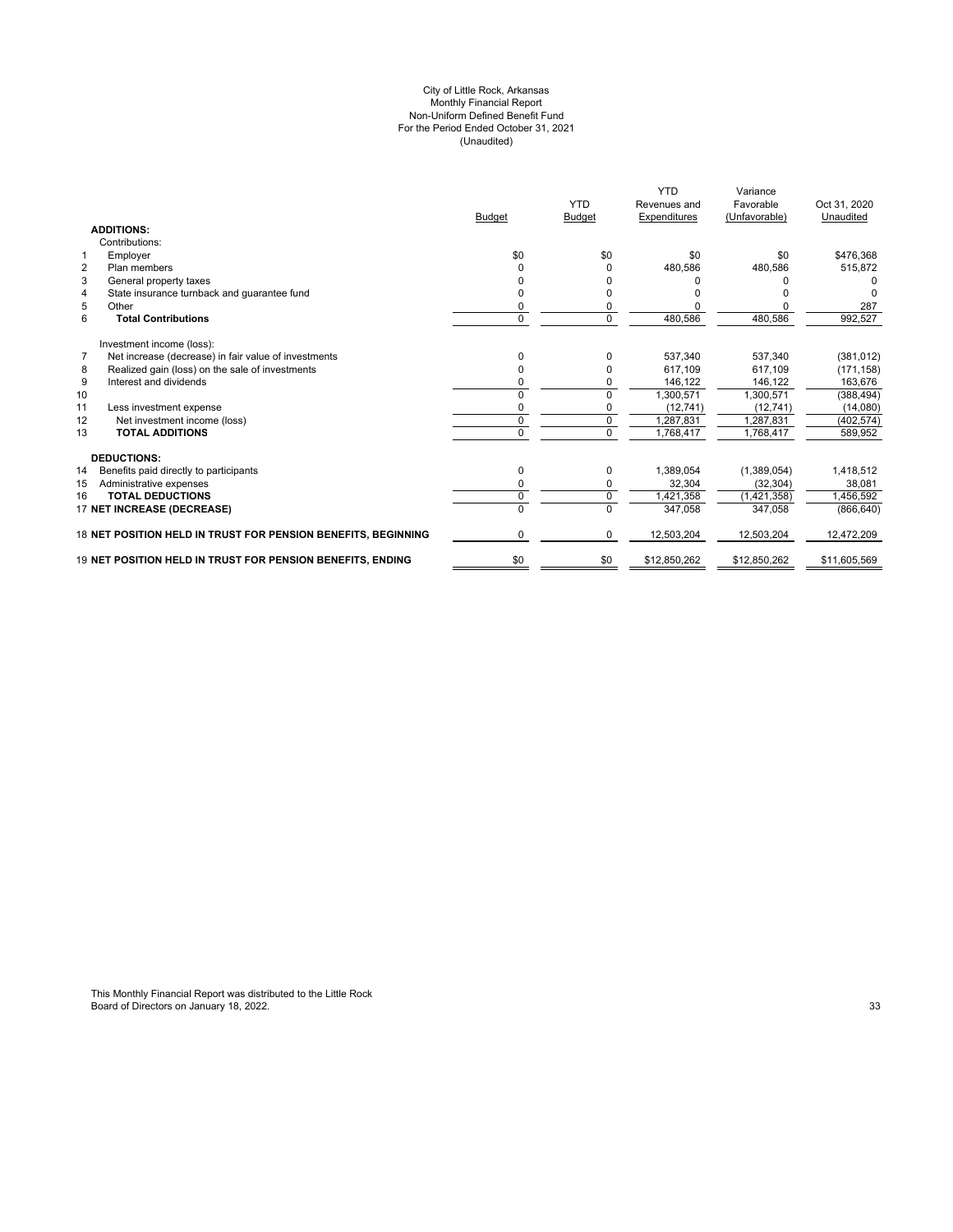City of Little Rock, Arkansas
Monthly Financial Report
Non-Uniform Defined Benefit Fund
For the Period Ended October 31, 2021
(Unaudited)

| | | Budget | YTD Budget | YTD Revenues and Expenditures | Variance Favorable (Unfavorable) | Oct 31, 2020 Unaudited |
|---|---|---|---|---|---|---|
| | **ADDITIONS:** | | | | | |
| | Contributions: | | | | | |
| 1 | Employer | $0 | $0 | $0 | $0 | $476,368 |
| 2 | Plan members | 0 | 0 | 480,586 | 480,586 | 515,872 |
| 3 | General property taxes | 0 | 0 | 0 | 0 | 0 |
| 4 | State insurance turnback and guarantee fund | 0 | 0 | 0 | 0 | 0 |
| 5 | Other | 0 | 0 | 0 | 0 | 287 |
| 6 | **Total Contributions** | 0 | 0 | 480,586 | 480,586 | 992,527 |
| | Investment income (loss): | | | | | |
| 7 | Net increase (decrease) in fair value of investments | 0 | 0 | 537,340 | 537,340 | (381,012) |
| 8 | Realized gain (loss) on the sale of investments | 0 | 0 | 617,109 | 617,109 | (171,158) |
| 9 | Interest and dividends | 0 | 0 | 146,122 | 146,122 | 163,676 |
| 10 | | 0 | 0 | 1,300,571 | 1,300,571 | (388,494) |
| 11 | Less investment expense | 0 | 0 | (12,741) | (12,741) | (14,080) |
| 12 | Net investment income (loss) | 0 | 0 | 1,287,831 | 1,287,831 | (402,574) |
| 13 | **TOTAL ADDITIONS** | 0 | 0 | 1,768,417 | 1,768,417 | 589,952 |
| | **DEDUCTIONS:** | | | | | |
| 14 | Benefits paid directly to participants | 0 | 0 | 1,389,054 | (1,389,054) | 1,418,512 |
| 15 | Administrative expenses | 0 | 0 | 32,304 | (32,304) | 38,081 |
| 16 | **TOTAL DEDUCTIONS** | 0 | 0 | 1,421,358 | (1,421,358) | 1,456,592 |
| 17 | **NET INCREASE (DECREASE)** | 0 | 0 | 347,058 | 347,058 | (866,640) |
| 18 | **NET POSITION HELD IN TRUST FOR PENSION BENEFITS, BEGINNING** | 0 | 0 | 12,503,204 | 12,503,204 | 12,472,209 |
| 19 | **NET POSITION HELD IN TRUST FOR PENSION BENEFITS, ENDING** | $0 | $0 | $12,850,262 | $12,850,262 | $11,605,569 |

This Monthly Financial Report was distributed to the Little Rock Board of Directors on January 18, 2022.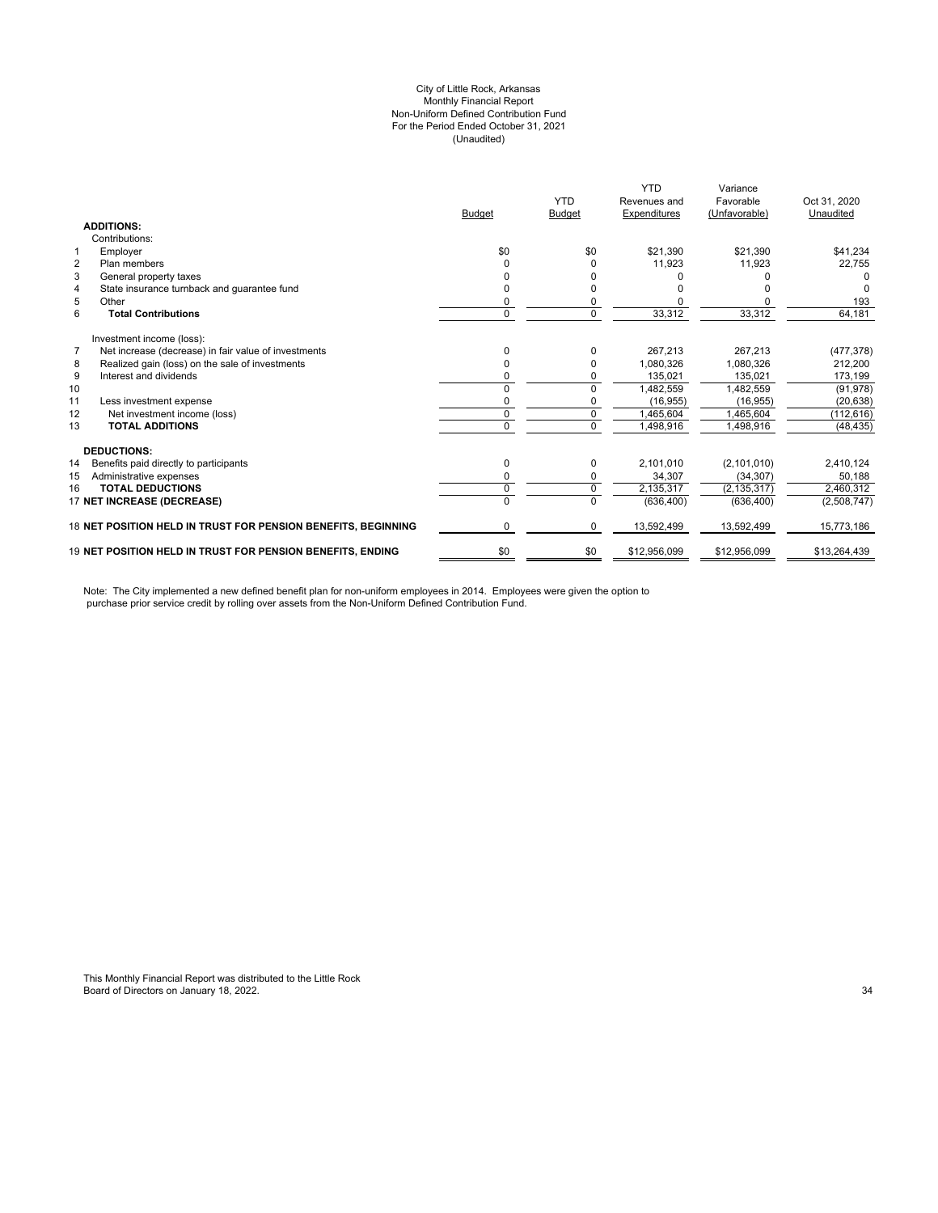City of Little Rock, Arkansas
Monthly Financial Report
Non-Uniform Defined Contribution Fund
For the Period Ended October 31, 2021
(Unaudited)

| | | Budget | YTD Budget | YTD Revenues and Expenditures | Variance Favorable (Unfavorable) | Oct 31, 2020 Unaudited |
|---|---|---|---|---|---|---|
| | **ADDITIONS:** | | | | | |
| | Contributions: | | | | | |
| 1 | Employer | $0 | $0 | $21,390 | $21,390 | $41,234 |
| 2 | Plan members | 0 | 0 | 11,923 | 11,923 | 22,755 |
| 3 | General property taxes | 0 | 0 | 0 | 0 | 0 |
| 4 | State insurance turnback and guarantee fund | 0 | 0 | 0 | 0 | 0 |
| 5 | Other | 0 | 0 | 0 | 0 | 193 |
| 6 | **Total Contributions** | 0 | 0 | 33,312 | 33,312 | 64,181 |
| | Investment income (loss): | | | | | |
| 7 | Net increase (decrease) in fair value of investments | 0 | 0 | 267,213 | 267,213 | (477,378) |
| 8 | Realized gain (loss) on the sale of investments | 0 | 0 | 1,080,326 | 1,080,326 | 212,200 |
| 9 | Interest and dividends | 0 | 0 | 135,021 | 135,021 | 173,199 |
| 10 | | 0 | 0 | 1,482,559 | 1,482,559 | (91,978) |
| 11 | Less investment expense | 0 | 0 | (16,955) | (16,955) | (20,638) |
| 12 | Net investment income (loss) | 0 | 0 | 1,465,604 | 1,465,604 | (112,616) |
| 13 | **TOTAL ADDITIONS** | 0 | 0 | 1,498,916 | 1,498,916 | (48,435) |
| | **DEDUCTIONS:** | | | | | |
| 14 | Benefits paid directly to participants | 0 | 0 | 2,101,010 | (2,101,010) | 2,410,124 |
| 15 | Administrative expenses | 0 | 0 | 34,307 | (34,307) | 50,188 |
| 16 | **TOTAL DEDUCTIONS** | 0 | 0 | 2,135,317 | (2,135,317) | 2,460,312 |
| 17 | **NET INCREASE (DECREASE)** | 0 | 0 | (636,400) | (636,400) | (2,508,747) |
| 18 | **NET POSITION HELD IN TRUST FOR PENSION BENEFITS, BEGINNING** | 0 | 0 | 13,592,499 | 13,592,499 | 15,773,186 |
| 19 | **NET POSITION HELD IN TRUST FOR PENSION BENEFITS, ENDING** | $0 | $0 | $12,956,099 | $12,956,099 | $13,264,439 |

Note: The City implemented a new defined benefit plan for non-uniform employees in 2014. Employees were given the option to purchase prior service credit by rolling over assets from the Non-Uniform Defined Contribution Fund.

This Monthly Financial Report was distributed to the Little Rock Board of Directors on January 18, 2022.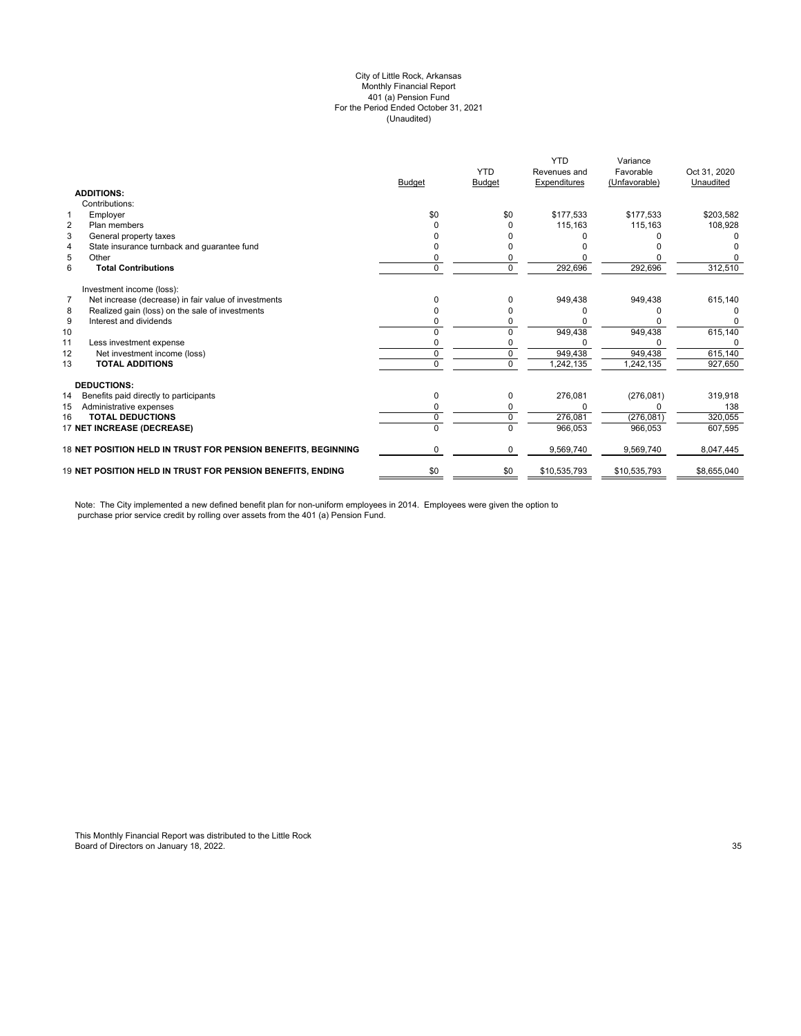City of Little Rock, Arkansas
Monthly Financial Report
401 (a) Pension Fund
For the Period Ended October 31, 2021
(Unaudited)

| | | Budget | YTD Budget | YTD Revenues and Expenditures | Variance Favorable (Unfavorable) | Oct 31, 2020 Unaudited |
|---|---|---|---|---|---|---|
| | **ADDITIONS:** | | | | | |
| | Contributions: | | | | | |
| 1 | Employer | $0 | $0 | $177,533 | $177,533 | $203,582 |
| 2 | Plan members | 0 | 0 | 115,163 | 115,163 | 108,928 |
| 3 | General property taxes | 0 | 0 | 0 | 0 | 0 |
| 4 | State insurance turnback and guarantee fund | 0 | 0 | 0 | 0 | 0 |
| 5 | Other | 0 | 0 | 0 | 0 | 0 |
| 6 | **Total Contributions** | 0 | 0 | 292,696 | 292,696 | 312,510 |
| | Investment income (loss): | | | | | |
| 7 | Net increase (decrease) in fair value of investments | 0 | 0 | 949,438 | 949,438 | 615,140 |
| 8 | Realized gain (loss) on the sale of investments | 0 | 0 | 0 | 0 | 0 |
| 9 | Interest and dividends | 0 | 0 | 0 | 0 | 0 |
| 10 | | 0 | 0 | 949,438 | 949,438 | 615,140 |
| 11 | Less investment expense | 0 | 0 | 0 | 0 | 0 |
| 12 | Net investment income (loss) | 0 | 0 | 949,438 | 949,438 | 615,140 |
| 13 | **TOTAL ADDITIONS** | 0 | 0 | 1,242,135 | 1,242,135 | 927,650 |
| | **DEDUCTIONS:** | | | | | |
| 14 | Benefits paid directly to participants | 0 | 0 | 276,081 | (276,081) | 319,918 |
| 15 | Administrative expenses | 0 | 0 | 0 | 0 | 138 |
| 16 | **TOTAL DEDUCTIONS** | 0 | 0 | 276,081 | (276,081) | 320,055 |
| 17 | **NET INCREASE (DECREASE)** | 0 | 0 | 966,053 | 966,053 | 607,595 |
| 18 | **NET POSITION HELD IN TRUST FOR PENSION BENEFITS, BEGINNING** | 0 | 0 | 9,569,740 | 9,569,740 | 8,047,445 |
| 19 | **NET POSITION HELD IN TRUST FOR PENSION BENEFITS, ENDING** | $0 | $0 | $10,535,793 | $10,535,793 | $8,655,040 |

Note: The City implemented a new defined benefit plan for non-uniform employees in 2014. Employees were given the option to purchase prior service credit by rolling over assets from the 401 (a) Pension Fund.

This Monthly Financial Report was distributed to the Little Rock Board of Directors on January 18, 2022.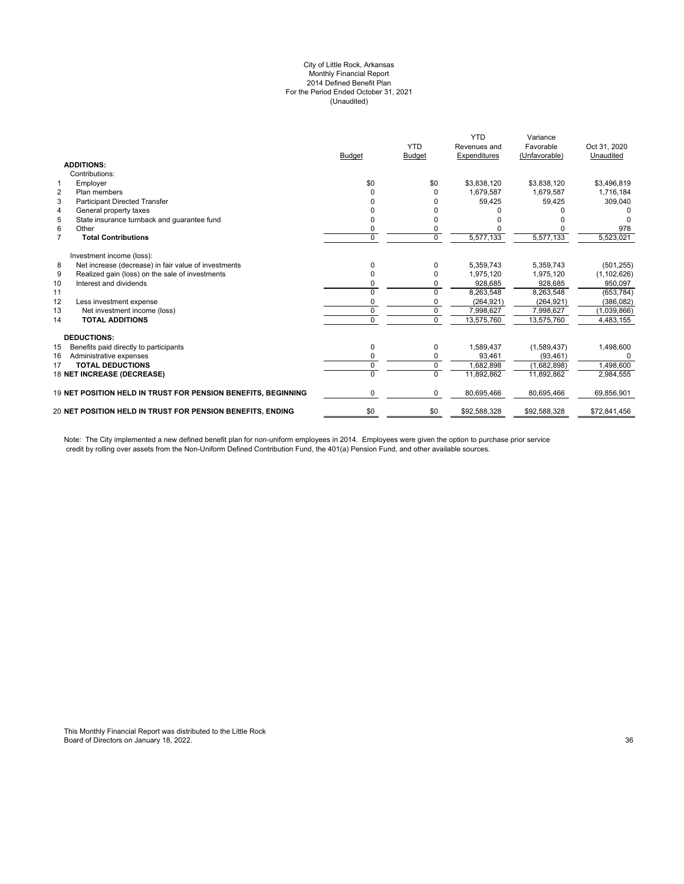City of Little Rock, Arkansas
Monthly Financial Report
2014 Defined Benefit Plan
For the Period Ended October 31, 2021
(Unaudited)

| | | Budget | YTD Budget | YTD Revenues and Expenditures | Variance Favorable (Unfavorable) | Oct 31, 2020 Unaudited |
|---|---|---|---|---|---|---|
| | **ADDITIONS:** | | | | | |
| | Contributions: | | | | | |
| 1 | Employer | $0 | $0 | $3,838,120 | $3,838,120 | $3,496,819 |
| 2 | Plan members | 0 | 0 | 1,679,587 | 1,679,587 | 1,716,184 |
| 3 | Participant Directed Transfer | 0 | 0 | 59,425 | 59,425 | 309,040 |
| 4 | General property taxes | 0 | 0 | 0 | 0 | 0 |
| 5 | State insurance turnback and guarantee fund | 0 | 0 | 0 | 0 | 0 |
| 6 | Other | 0 | 0 | 0 | 0 | 978 |
| 7 | **Total Contributions** | 0 | 0 | 5,577,133 | 5,577,133 | 5,523,021 |
| | Investment income (loss): | | | | | |
| 8 | Net increase (decrease) in fair value of investments | 0 | 0 | 5,359,743 | 5,359,743 | (501,255) |
| 9 | Realized gain (loss) on the sale of investments | 0 | 0 | 1,975,120 | 1,975,120 | (1,102,626) |
| 10 | Interest and dividends | 0 | 0 | 928,685 | 928,685 | 950,097 |
| 11 | | 0 | 0 | 8,263,548 | 8,263,548 | (653,784) |
| 12 | Less investment expense | 0 | 0 | (264,921) | (264,921) | (386,082) |
| 13 | Net investment income (loss) | 0 | 0 | 7,998,627 | 7,998,627 | (1,039,866) |
| 14 | **TOTAL ADDITIONS** | 0 | 0 | 13,575,760 | 13,575,760 | 4,483,155 |
| | **DEDUCTIONS:** | | | | | |
| 15 | Benefits paid directly to participants | 0 | 0 | 1,589,437 | (1,589,437) | 1,498,600 |
| 16 | Administrative expenses | 0 | 0 | 93,461 | (93,461) | 0 |
| 17 | **TOTAL DEDUCTIONS** | 0 | 0 | 1,682,898 | (1,682,898) | 1,498,600 |
| 18 | **NET INCREASE (DECREASE)** | 0 | 0 | 11,892,862 | 11,892,862 | 2,984,555 |
| 19 | **NET POSITION HELD IN TRUST FOR PENSION BENEFITS, BEGINNING** | 0 | 0 | 80,695,466 | 80,695,466 | 69,856,901 |
| 20 | **NET POSITION HELD IN TRUST FOR PENSION BENEFITS, ENDING** | $0 | $0 | $92,588,328 | $92,588,328 | $72,841,456 |

Note: The City implemented a new defined benefit plan for non-uniform employees in 2014. Employees were given the option to purchase prior service credit by rolling over assets from the Non-Uniform Defined Contribution Fund, the 401(a) Pension Fund, and other available sources.

This Monthly Financial Report was distributed to the Little Rock Board of Directors on January 18, 2022.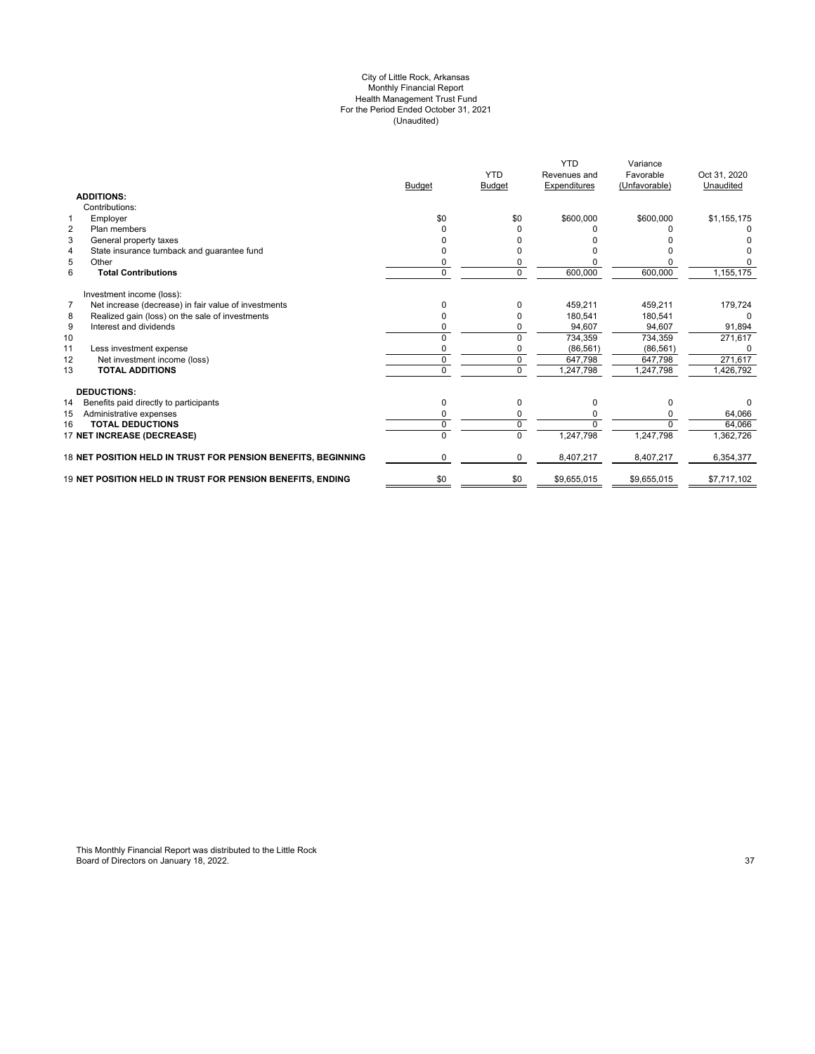City of Little Rock, Arkansas
Monthly Financial Report
Health Management Trust Fund
For the Period Ended October 31, 2021
(Unaudited)

| | | Budget | YTD Budget | YTD Revenues and Expenditures | Variance Favorable (Unfavorable) | Oct 31, 2020 Unaudited |
|---|---|---|---|---|---|---|
| | **ADDITIONS:** | | | | | |
| | Contributions: | | | | | |
| 1 | Employer | $0 | $0 | $600,000 | $600,000 | $1,155,175 |
| 2 | Plan members | 0 | 0 | 0 | 0 | 0 |
| 3 | General property taxes | 0 | 0 | 0 | 0 | 0 |
| 4 | State insurance turnback and guarantee fund | 0 | 0 | 0 | 0 | 0 |
| 5 | Other | 0 | 0 | 0 | 0 | 0 |
| 6 | **Total Contributions** | 0 | 0 | 600,000 | 600,000 | 1,155,175 |
| | Investment income (loss): | | | | | |
| 7 | Net increase (decrease) in fair value of investments | 0 | 0 | 459,211 | 459,211 | 179,724 |
| 8 | Realized gain (loss) on the sale of investments | 0 | 0 | 180,541 | 180,541 | 0 |
| 9 | Interest and dividends | 0 | 0 | 94,607 | 94,607 | 91,894 |
| 10 | | 0 | 0 | 734,359 | 734,359 | 271,617 |
| 11 | Less investment expense | 0 | 0 | (86,561) | (86,561) | 0 |
| 12 | Net investment income (loss) | 0 | 0 | 647,798 | 647,798 | 271,617 |
| 13 | **TOTAL ADDITIONS** | 0 | 0 | 1,247,798 | 1,247,798 | 1,426,792 |
| | **DEDUCTIONS:** | | | | | |
| 14 | Benefits paid directly to participants | 0 | 0 | 0 | 0 | 0 |
| 15 | Administrative expenses | 0 | 0 | 0 | 0 | 64,066 |
| 16 | **TOTAL DEDUCTIONS** | 0 | 0 | 0 | 0 | 64,066 |
| 17 | **NET INCREASE (DECREASE)** | 0 | 0 | 1,247,798 | 1,247,798 | 1,362,726 |
| 18 | **NET POSITION HELD IN TRUST FOR PENSION BENEFITS, BEGINNING** | 0 | 0 | 8,407,217 | 8,407,217 | 6,354,377 |
| 19 | **NET POSITION HELD IN TRUST FOR PENSION BENEFITS, ENDING** | $0 | $0 | $9,655,015 | $9,655,015 | $7,717,102 |

This Monthly Financial Report was distributed to the Little Rock Board of Directors on January 18, 2022.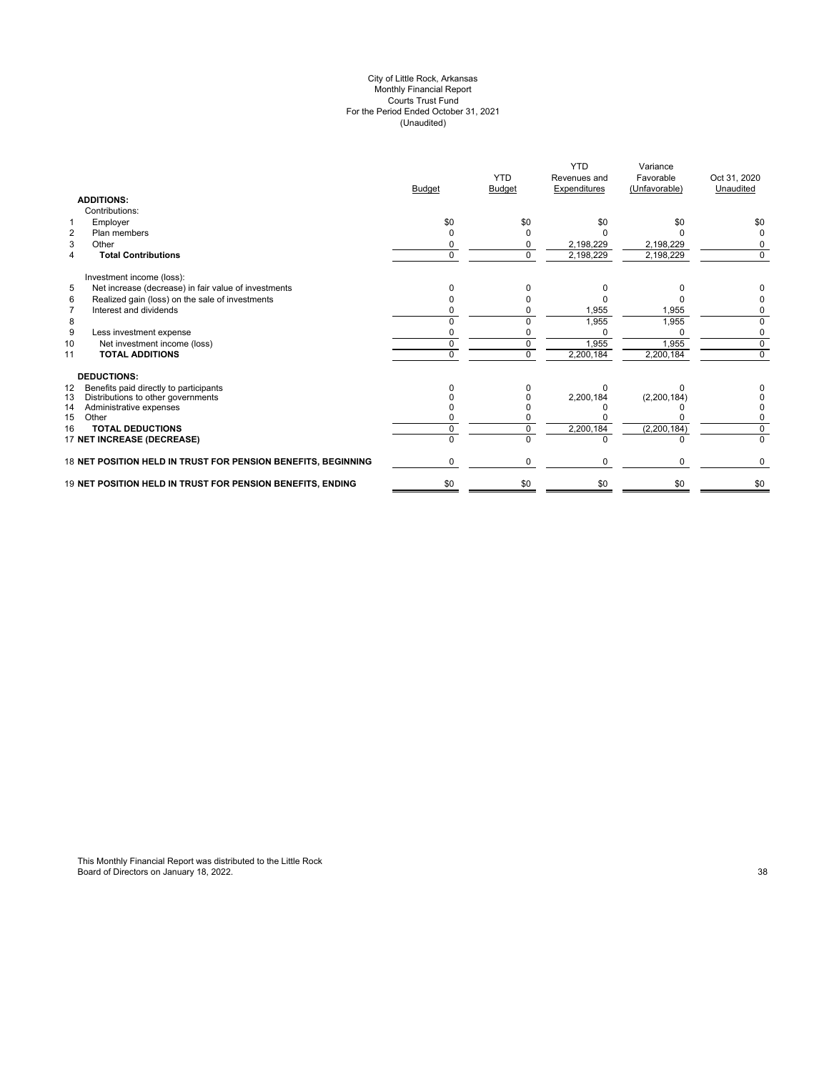City of Little Rock, Arkansas
Monthly Financial Report
Courts Trust Fund
For the Period Ended October 31, 2021
(Unaudited)

| | | Budget | YTD Budget | YTD Revenues and Expenditures | Variance Favorable (Unfavorable) | Oct 31, 2020 Unaudited |
|---|---|---|---|---|---|---|
| | **ADDITIONS:** | | | | | |
| | Contributions: | | | | | |
| 1 | Employer | $0 | $0 | $0 | $0 | $0 |
| 2 | Plan members | 0 | 0 | 0 | 0 | 0 |
| 3 | Other | 0 | 0 | 2,198,229 | 2,198,229 | 0 |
| 4 | **Total Contributions** | 0 | 0 | 2,198,229 | 2,198,229 | 0 |
| | Investment income (loss): | | | | | |
| 5 | Net increase (decrease) in fair value of investments | 0 | 0 | 0 | 0 | 0 |
| 6 | Realized gain (loss) on the sale of investments | 0 | 0 | 0 | 0 | 0 |
| 7 | Interest and dividends | 0 | 0 | 1,955 | 1,955 | 0 |
| 8 | | 0 | 0 | 1,955 | 1,955 | 0 |
| 9 | Less investment expense | 0 | 0 | 0 | 0 | 0 |
| 10 | Net investment income (loss) | 0 | 0 | 1,955 | 1,955 | 0 |
| 11 | **TOTAL ADDITIONS** | 0 | 0 | 2,200,184 | 2,200,184 | 0 |
| | **DEDUCTIONS:** | | | | | |
| 12 | Benefits paid directly to participants | 0 | 0 | 0 | 0 | 0 |
| 13 | Distributions to other governments | 0 | 0 | 2,200,184 | (2,200,184) | 0 |
| 14 | Administrative expenses | 0 | 0 | 0 | 0 | 0 |
| 15 | Other | 0 | 0 | 0 | 0 | 0 |
| 16 | **TOTAL DEDUCTIONS** | 0 | 0 | 2,200,184 | (2,200,184) | 0 |
| 17 | **NET INCREASE (DECREASE)** | 0 | 0 | 0 | 0 | 0 |
| 18 | **NET POSITION HELD IN TRUST FOR PENSION BENEFITS, BEGINNING** | 0 | 0 | 0 | 0 | 0 |
| 19 | **NET POSITION HELD IN TRUST FOR PENSION BENEFITS, ENDING** | $0 | $0 | $0 | $0 | $0 |

This Monthly Financial Report was distributed to the Little Rock Board of Directors on January 18, 2022.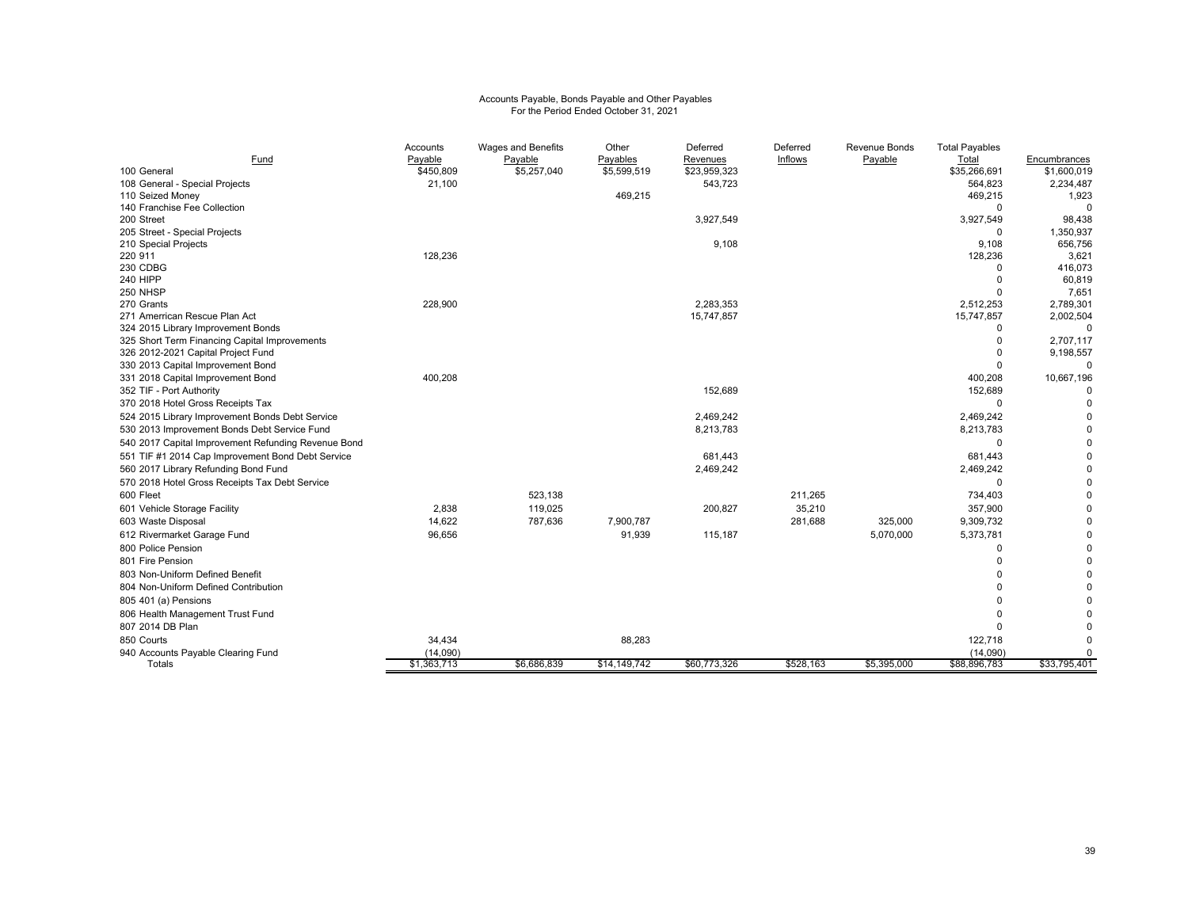# Accounts Payable, Bonds Payable and Other Payables
## For the Period Ended October 31, 2021

| Fund | Accounts Payable | Wages and Benefits Payable | Other Payables | Deferred Revenues | Deferred Inflows | Revenue Bonds Payable | Total Payables Total | Encumbrances |
|---|---|---|---|---|---|---|---|---|
| 100 General | $450,809 | $5,257,040 | $5,599,519 | $23,959,323 | | | $35,266,691 | $1,600,019 |
| 108 General - Special Projects | 21,100 | | | 543,723 | | | 564,823 | 2,234,487 |
| 110 Seized Money | | | 469,215 | | | | 469,215 | 1,923 |
| 140 Franchise Fee Collection | | | | | | | 0 | 0 |
| 200 Street | | | | 3,927,549 | | | 3,927,549 | 98,438 |
| 205 Street - Special Projects | | | | | | | 0 | 1,350,937 |
| 210 Special Projects | | | | 9,108 | | | 9,108 | 656,756 |
| 220 911 | 128,236 | | | | | | 128,236 | 3,621 |
| 230 CDBG | | | | | | | 0 | 416,073 |
| 240 HIPP | | | | | | | 0 | 60,819 |
| 250 NHSP | | | | | | | 0 | 7,651 |
| 270 Grants | 228,900 | | | 2,283,353 | | | 2,512,253 | 2,789,301 |
| 271 Amerrican Rescue Plan Act | | | | 15,747,857 | | | 15,747,857 | 2,002,504 |
| 324 2015 Library Improvement Bonds | | | | | | | 0 | 0 |
| 325 Short Term Financing Capital Improvements | | | | | | | 0 | 2,707,117 |
| 326 2012-2021 Capital Project Fund | | | | | | | 0 | 9,198,557 |
| 330 2013 Capital Improvement Bond | | | | | | | 0 | 0 |
| 331 2018 Capital Improvement Bond | 400,208 | | | | | | 400,208 | 10,667,196 |
| 352 TIF - Port Authority | | | | 152,689 | | | 152,689 | 0 |
| 370 2018 Hotel Gross Receipts Tax | | | | | | | 0 | 0 |
| 524 2015 Library Improvement Bonds Debt Service | | | | 2,469,242 | | | 2,469,242 | 0 |
| 530 2013 Improvement Bonds Debt Service Fund | | | | 8,213,783 | | | 8,213,783 | 0 |
| 540 2017 Capital Improvement Refunding Revenue Bond | | | | | | | 0 | 0 |
| 551 TIF #1 2014 Cap Improvement Bond Debt Service | | | | 681,443 | | | 681,443 | 0 |
| 560 2017 Library Refunding Bond Fund | | | | 2,469,242 | | | 2,469,242 | 0 |
| 570 2018 Hotel Gross Receipts Tax Debt Service | | | | | | | 0 | 0 |
| 600 Fleet | | 523,138 | | | 211,265 | | 734,403 | 0 |
| 601 Vehicle Storage Facility | 2,838 | 119,025 | | 200,827 | 35,210 | | 357,900 | 0 |
| 603 Waste Disposal | 14,622 | 787,636 | 7,900,787 | | 281,688 | 325,000 | 9,309,732 | 0 |
| 612 Rivermarket Garage Fund | 96,656 | | 91,939 | 115,187 | | 5,070,000 | 5,373,781 | 0 |
| 800 Police Pension | | | | | | | 0 | 0 |
| 801 Fire Pension | | | | | | | 0 | 0 |
| 803 Non-Uniform Defined Benefit | | | | | | | 0 | 0 |
| 804 Non-Uniform Defined Contribution | | | | | | | 0 | 0 |
| 805 401 (a) Pensions | | | | | | | 0 | 0 |
| 806 Health Management Trust Fund | | | | | | | 0 | 0 |
| 807 2014 DB Plan | | | | | | | 0 | 0 |
| 850 Courts | 34,434 | | 88,283 | | | | 122,718 | 0 |
| 940 Accounts Payable Clearing Fund | (14,090) | | | | | | (14,090) | 0 |
| Totals | $1,363,713 | $6,686,839 | $14,149,742 | $60,773,326 | $528,163 | $5,395,000 | $88,896,783 | $33,795,401 |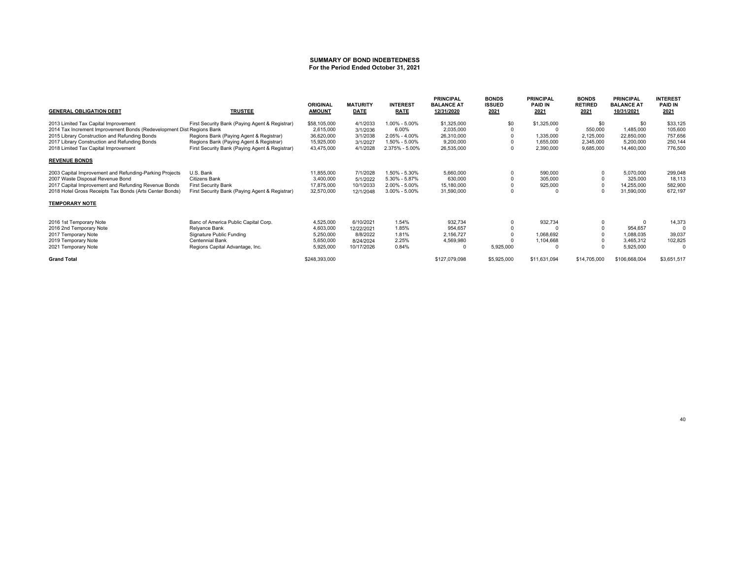**SUMMARY OF BOND INDEBTEDNESS**
**For the Period Ended October 31, 2021**

| GENERAL OBLIGATION DEBT | TRUSTEE | ORIGINAL AMOUNT | MATURITY DATE | INTEREST RATE | PRINCIPAL BALANCE AT 12/31/2020 | BONDS ISSUED 2021 | PRINCIPAL PAID IN 2021 | BONDS RETIRED 2021 | PRINCIPAL BALANCE AT 10/31/2021 | INTEREST PAID IN 2021 |
|---|---|---|---|---|---|---|---|---|---|---|
| 2013 Limited Tax Capital Improvement | First Security Bank (Paying Agent & Registrar) | $58,105,000 | 4/1/2033 | 1.00% - 5.00% | $1,325,000 | $0 | $1,325,000 | $0 | $0 | $33,125 |
| 2014 Tax Increment Improvement Bonds (Redevelopment Dist | Regions Bank | 2,615,000 | 3/1/2036 | 6.00% | 2,035,000 | 0 | 0 | 550,000 | 1,485,000 | 105,600 |
| 2015 Library Construction and Refunding Bonds | Regions Bank (Paying Agent & Registrar) | 36,620,000 | 3/1/2038 | 2.05% - 4.00% | 26,310,000 | 0 | 1,335,000 | 2,125,000 | 22,850,000 | 757,656 |
| 2017 Library Construction and Refunding Bonds | Regions Bank (Paying Agent & Registrar) | 15,925,000 | 3/1/2027 | 1.50% - 5.00% | 9,200,000 | 0 | 1,655,000 | 2,345,000 | 5,200,000 | 250,144 |
| 2018 Limited Tax Capital Improvement | First Security Bank (Paying Agent & Registrar) | 43,475,000 | 4/1/2028 | 2.375% - 5.00% | 26,535,000 | 0 | 2,390,000 | 9,685,000 | 14,460,000 | 776,500 |
| **REVENUE BONDS** | | | | | | | | | | |
| 2003 Capital Improvement and Refunding-Parking Projects | U.S. Bank | 11,855,000 | 7/1/2028 | 1.50% - 5.30% | 5,660,000 | 0 | 590,000 | 0 | 5,070,000 | 299,048 |
| 2007 Waste Disposal Revenue Bond | Citizens Bank | 3,400,000 | 5/1/2022 | 5.30% - 5.87% | 630,000 | 0 | 305,000 | 0 | 325,000 | 18,113 |
| 2017 Capital Improvement and Refunding Revenue Bonds | First Security Bank | 17,875,000 | 10/1/2033 | 2.00% - 5.00% | 15,180,000 | 0 | 925,000 | 0 | 14,255,000 | 582,900 |
| 2018 Hotel Gross Receipts Tax Bonds (Arts Center Bonds) | First Security Bank (Paying Agent & Registrar) | 32,570,000 | 12/1/2048 | 3.00% - 5.00% | 31,590,000 | 0 | 0 | 0 | 31,590,000 | 672,197 |
| **TEMPORARY NOTE** | | | | | | | | | | |
| 2016 1st Temporary Note | Banc of America Public Capital Corp. | 4,525,000 | 6/10/2021 | 1.54% | 932,734 | 0 | 932,734 | 0 | 0 | 14,373 |
| 2016 2nd Temporary Note | Relyance Bank | 4,603,000 | 12/22/2021 | 1.85% | 954,657 | 0 | 0 | 0 | 954,657 | 0 |
| 2017 Temporary Note | Signature Public Funding | 5,250,000 | 8/8/2022 | 1.81% | 2,156,727 | 0 | 1,068,692 | 0 | 1,088,035 | 39,037 |
| 2019 Temporary Note | Centennial Bank | 5,650,000 | 8/24/2024 | 2.25% | 4,569,980 | 0 | 1,104,668 | 0 | 3,465,312 | 102,825 |
| 2021 Temporary Note | Regions Capital Advantage, Inc. | 5,925,000 | 10/17/2026 | 0.84% | 0 | 5,925,000 | 0 | 0 | 5,925,000 | 0 |
| **Grand Total** | | $248,393,000 | | | $127,079,098 | $5,925,000 | $11,631,094 | $14,705,000 | $106,668,004 | $3,651,517 |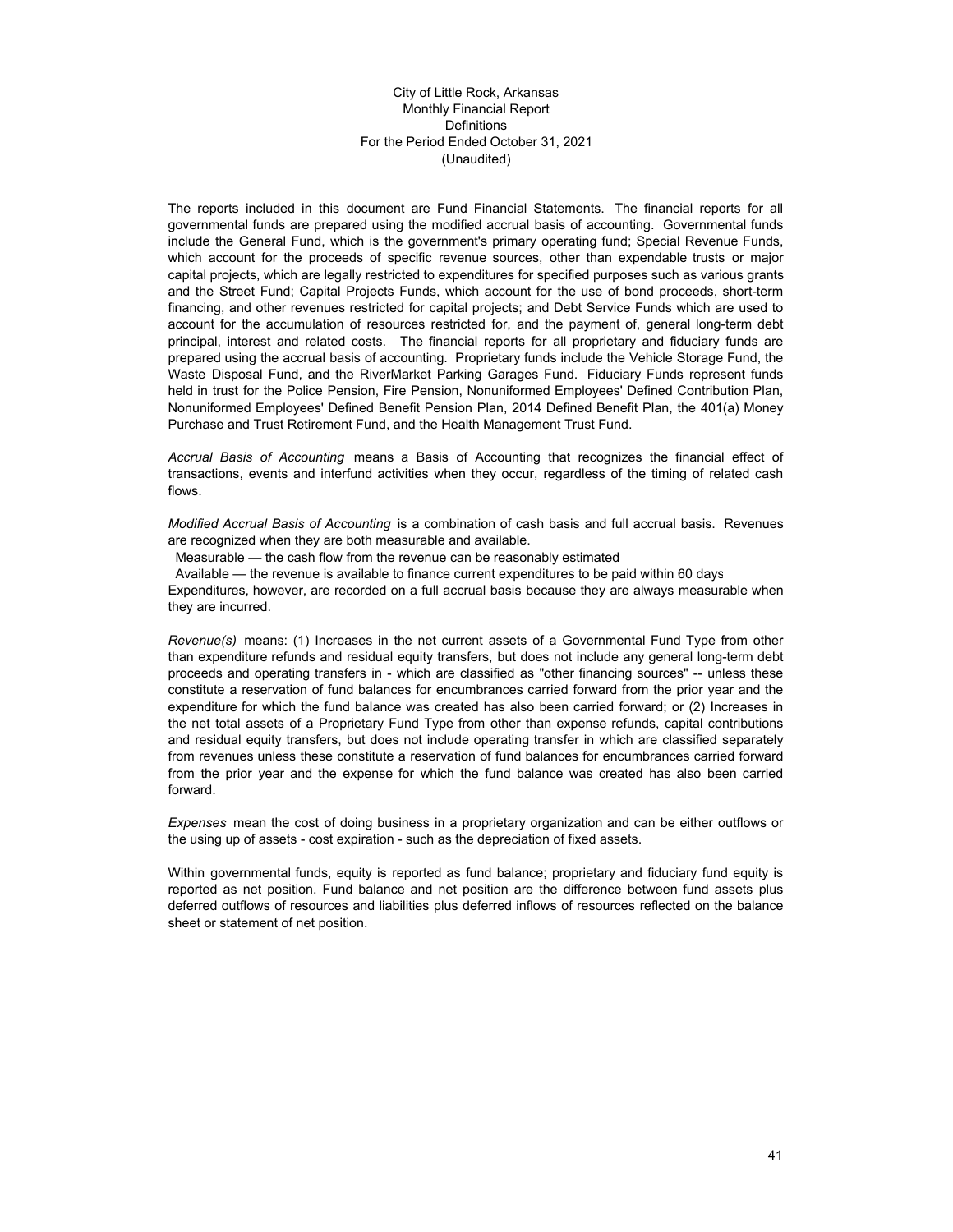City of Little Rock, Arkansas
Monthly Financial Report
Definitions
For the Period Ended October 31, 2021
(Unaudited)

The reports included in this document are Fund Financial Statements. The financial reports for all governmental funds are prepared using the modified accrual basis of accounting. Governmental funds include the General Fund, which is the government's primary operating fund; Special Revenue Funds, which account for the proceeds of specific revenue sources, other than expendable trusts or major capital projects, which are legally restricted to expenditures for specified purposes such as various grants and the Street Fund; Capital Projects Funds, which account for the use of bond proceeds, short-term financing, and other revenues restricted for capital projects; and Debt Service Funds which are used to account for the accumulation of resources restricted for, and the payment of, general long-term debt principal, interest and related costs. The financial reports for all proprietary and fiduciary funds are prepared using the accrual basis of accounting. Proprietary funds include the Vehicle Storage Fund, the Waste Disposal Fund, and the RiverMarket Parking Garages Fund. Fiduciary Funds represent funds held in trust for the Police Pension, Fire Pension, Nonuniformed Employees' Defined Contribution Plan, Nonuniformed Employees' Defined Benefit Pension Plan, 2014 Defined Benefit Plan, the 401(a) Money Purchase and Trust Retirement Fund, and the Health Management Trust Fund.

*Accrual Basis of Accounting* means a Basis of Accounting that recognizes the financial effect of transactions, events and interfund activities when they occur, regardless of the timing of related cash flows.

*Modified Accrual Basis of Accounting* is a combination of cash basis and full accrual basis. Revenues are recognized when they are both measurable and available.

Measurable — the cash flow from the revenue can be reasonably estimated

Available — the revenue is available to finance current expenditures to be paid within 60 days

Expenditures, however, are recorded on a full accrual basis because they are always measurable when they are incurred.

*Revenue(s)* means: (1) Increases in the net current assets of a Governmental Fund Type from other than expenditure refunds and residual equity transfers, but does not include any general long-term debt proceeds and operating transfers in - which are classified as "other financing sources" -- unless these constitute a reservation of fund balances for encumbrances carried forward from the prior year and the expenditure for which the fund balance was created has also been carried forward; or (2) Increases in the net total assets of a Proprietary Fund Type from other than expense refunds, capital contributions and residual equity transfers, but does not include operating transfer in which are classified separately from revenues unless these constitute a reservation of fund balances for encumbrances carried forward from the prior year and the expense for which the fund balance was created has also been carried forward.

*Expenses* mean the cost of doing business in a proprietary organization and can be either outflows or the using up of assets - cost expiration - such as the depreciation of fixed assets.

Within governmental funds, equity is reported as fund balance; proprietary and fiduciary fund equity is reported as net position. Fund balance and net position are the difference between fund assets plus deferred outflows of resources and liabilities plus deferred inflows of resources reflected on the balance sheet or statement of net position.